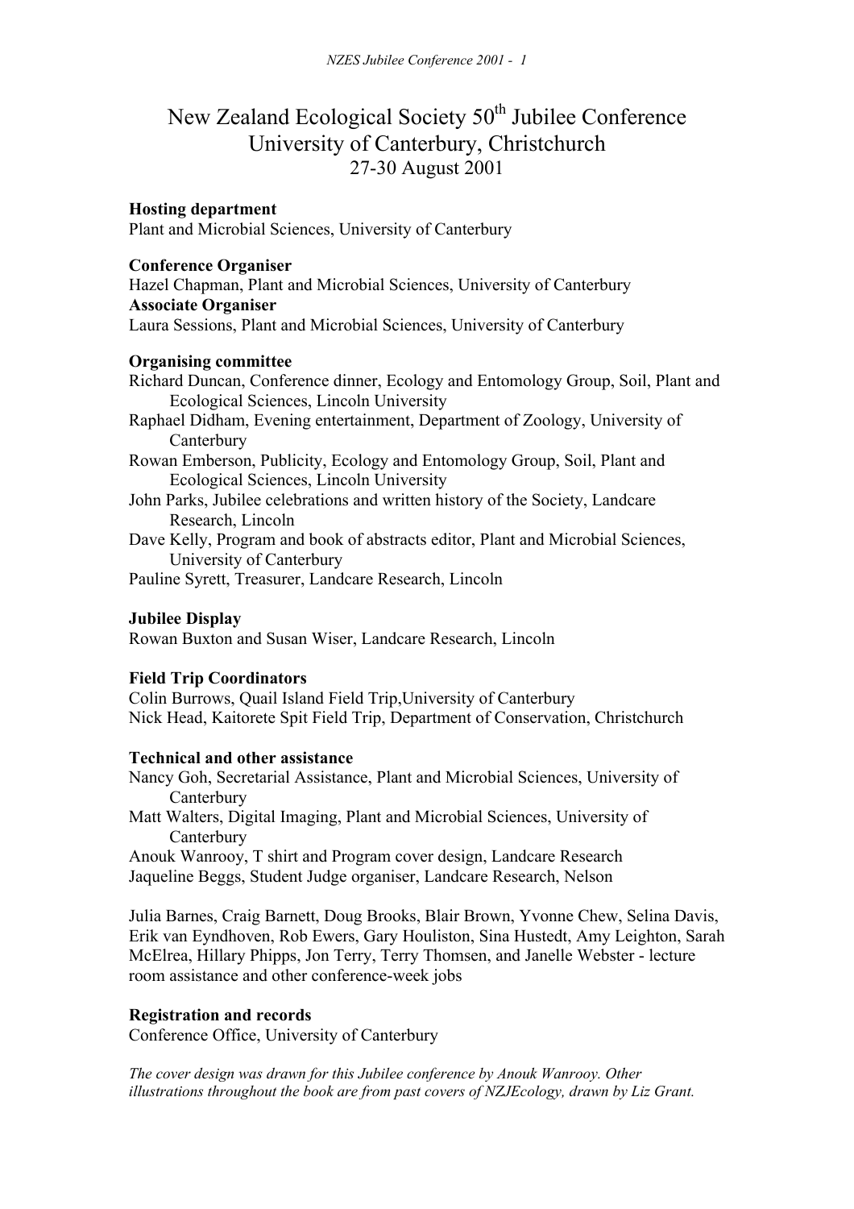# New Zealand Ecological Society 50th Jubilee Conference
## University of Canterbury, Christchurch
### 27-30 August 2001

**Hosting department**
Plant and Microbial Sciences, University of Canterbury

**Conference Organiser**
Hazel Chapman, Plant and Microbial Sciences, University of Canterbury
**Associate Organiser**
Laura Sessions, Plant and Microbial Sciences, University of Canterbury

**Organising committee**
Richard Duncan, Conference dinner, Ecology and Entomology Group, Soil, Plant and Ecological Sciences, Lincoln University
Raphael Didham, Evening entertainment, Department of Zoology, University of Canterbury
Rowan Emberson, Publicity, Ecology and Entomology Group, Soil, Plant and Ecological Sciences, Lincoln University
John Parks, Jubilee celebrations and written history of the Society, Landcare Research, Lincoln
Dave Kelly, Program and book of abstracts editor, Plant and Microbial Sciences, University of Canterbury
Pauline Syrett, Treasurer, Landcare Research, Lincoln

**Jubilee Display**
Rowan Buxton and Susan Wiser, Landcare Research, Lincoln

**Field Trip Coordinators**
Colin Burrows, Quail Island Field Trip,University of Canterbury
Nick Head, Kaitorete Spit Field Trip, Department of Conservation, Christchurch

**Technical and other assistance**
Nancy Goh, Secretarial Assistance, Plant and Microbial Sciences, University of Canterbury
Matt Walters, Digital Imaging, Plant and Microbial Sciences, University of Canterbury
Anouk Wanrooy, T shirt and Program cover design, Landcare Research
Jaqueline Beggs, Student Judge organiser, Landcare Research, Nelson

Julia Barnes, Craig Barnett, Doug Brooks, Blair Brown, Yvonne Chew, Selina Davis, Erik van Eyndhoven, Rob Ewers, Gary Houliston, Sina Hustedt, Amy Leighton, Sarah McElrea, Hillary Phipps, Jon Terry, Terry Thomsen, and Janelle Webster - lecture room assistance and other conference-week jobs

**Registration and records**
Conference Office, University of Canterbury

*The cover design was drawn for this Jubilee conference by Anouk Wanrooy. Other illustrations throughout the book are from past covers of NZJEcology, drawn by Liz Grant.*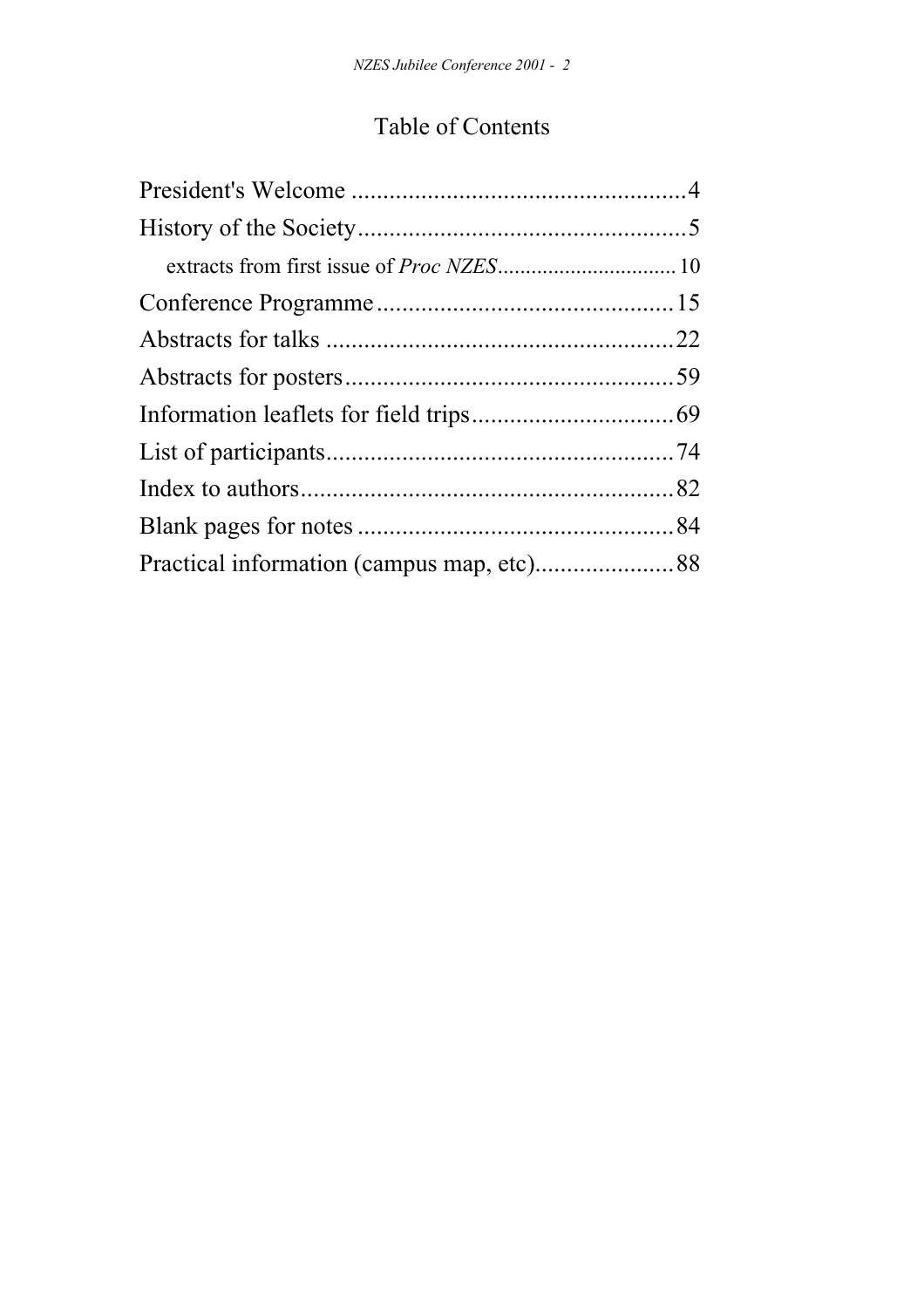# Table of Contents

President's Welcome .....................................................4
History of the Society.....................................................5
    extracts from first issue of *Proc NZES*................................ 10
Conference Programme................................................15
Abstracts for talks ........................................................22
Abstracts for posters.....................................................59
Information leaflets for field trips................................69
List of participants........................................................74
Index to authors............................................................82
Blank pages for notes ..................................................84
Practical information (campus map, etc)......................88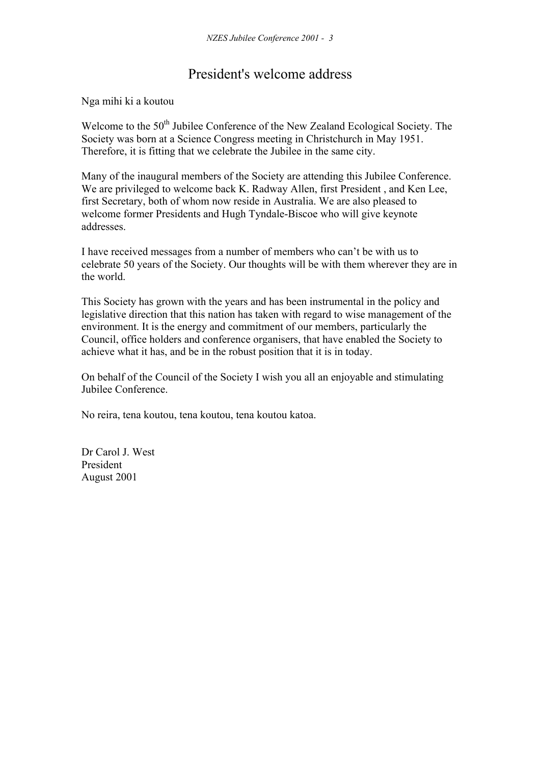# President's welcome address

Nga mihi ki a koutou

Welcome to the 50th Jubilee Conference of the New Zealand Ecological Society. The Society was born at a Science Congress meeting in Christchurch in May 1951. Therefore, it is fitting that we celebrate the Jubilee in the same city.

Many of the inaugural members of the Society are attending this Jubilee Conference. We are privileged to welcome back K. Radway Allen, first President , and Ken Lee, first Secretary, both of whom now reside in Australia. We are also pleased to welcome former Presidents and Hugh Tyndale-Biscoe who will give keynote addresses.

I have received messages from a number of members who can't be with us to celebrate 50 years of the Society. Our thoughts will be with them wherever they are in the world.

This Society has grown with the years and has been instrumental in the policy and legislative direction that this nation has taken with regard to wise management of the environment. It is the energy and commitment of our members, particularly the Council, office holders and conference organisers, that have enabled the Society to achieve what it has, and be in the robust position that it is in today.

On behalf of the Council of the Society I wish you all an enjoyable and stimulating Jubilee Conference.

No reira, tena koutou, tena koutou, tena koutou katoa.

Dr Carol J. West  
President  
August 2001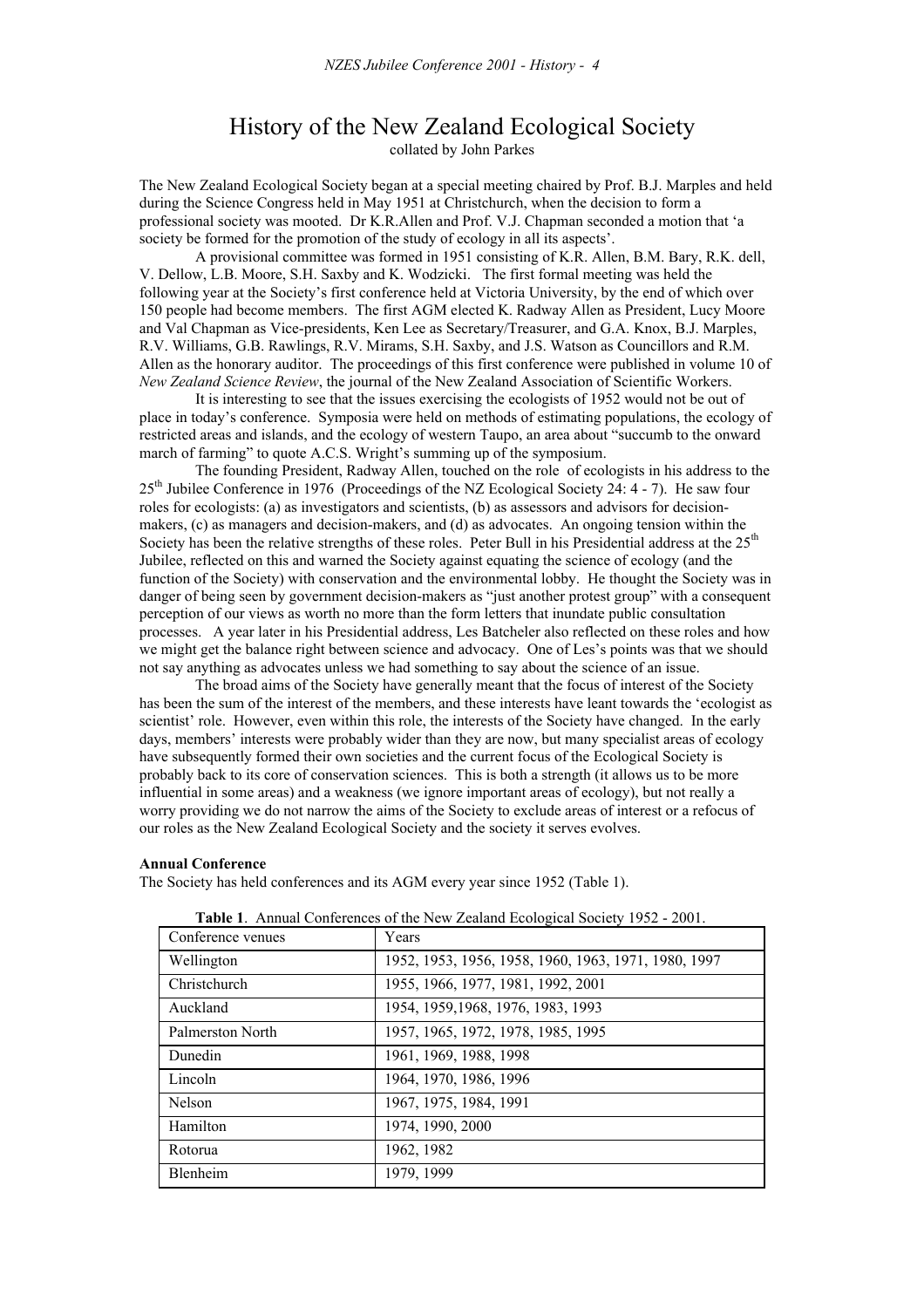# History of the New Zealand Ecological Society

collated by John Parkes

The New Zealand Ecological Society began at a special meeting chaired by Prof. B.J. Marples and held during the Science Congress held in May 1951 at Christchurch, when the decision to form a professional society was mooted. Dr K.R.Allen and Prof. V.J. Chapman seconded a motion that 'a society be formed for the promotion of the study of ecology in all its aspects'.

A provisional committee was formed in 1951 consisting of K.R. Allen, B.M. Bary, R.K. dell, V. Dellow, L.B. Moore, S.H. Saxby and K. Wodzicki. The first formal meeting was held the following year at the Society's first conference held at Victoria University, by the end of which over 150 people had become members. The first AGM elected K. Radway Allen as President, Lucy Moore and Val Chapman as Vice-presidents, Ken Lee as Secretary/Treasurer, and G.A. Knox, B.J. Marples, R.V. Williams, G.B. Rawlings, R.V. Mirams, S.H. Saxby, and J.S. Watson as Councillors and R.M. Allen as the honorary auditor. The proceedings of this first conference were published in volume 10 of *New Zealand Science Review*, the journal of the New Zealand Association of Scientific Workers.

It is interesting to see that the issues exercising the ecologists of 1952 would not be out of place in today's conference. Symposia were held on methods of estimating populations, the ecology of restricted areas and islands, and the ecology of western Taupo, an area about "succumb to the onward march of farming" to quote A.C.S. Wright's summing up of the symposium.

The founding President, Radway Allen, touched on the role of ecologists in his address to the 25th Jubilee Conference in 1976 (Proceedings of the NZ Ecological Society 24: 4 - 7). He saw four roles for ecologists: (a) as investigators and scientists, (b) as assessors and advisors for decision-makers, (c) as managers and decision-makers, and (d) as advocates. An ongoing tension within the Society has been the relative strengths of these roles. Peter Bull in his Presidential address at the 25th Jubilee, reflected on this and warned the Society against equating the science of ecology (and the function of the Society) with conservation and the environmental lobby. He thought the Society was in danger of being seen by government decision-makers as "just another protest group" with a consequent perception of our views as worth no more than the form letters that inundate public consultation processes. A year later in his Presidential address, Les Batcheler also reflected on these roles and how we might get the balance right between science and advocacy. One of Les's points was that we should not say anything as advocates unless we had something to say about the science of an issue.

The broad aims of the Society have generally meant that the focus of interest of the Society has been the sum of the interest of the members, and these interests have leant towards the 'ecologist as scientist' role. However, even within this role, the interests of the Society have changed. In the early days, members' interests were probably wider than they are now, but many specialist areas of ecology have subsequently formed their own societies and the current focus of the Ecological Society is probably back to its core of conservation sciences. This is both a strength (it allows us to be more influential in some areas) and a weakness (we ignore important areas of ecology), but not really a worry providing we do not narrow the aims of the Society to exclude areas of interest or a refocus of our roles as the New Zealand Ecological Society and the society it serves evolves.

**Annual Conference**

The Society has held conferences and its AGM every year since 1952 (Table 1).

**Table 1**. Annual Conferences of the New Zealand Ecological Society 1952 - 2001.

| Conference venues | Years |
|---|---|
| Wellington | 1952, 1953, 1956, 1958, 1960, 1963, 1971, 1980, 1997 |
| Christchurch | 1955, 1966, 1977, 1981, 1992, 2001 |
| Auckland | 1954, 1959,1968, 1976, 1983, 1993 |
| Palmerston North | 1957, 1965, 1972, 1978, 1985, 1995 |
| Dunedin | 1961, 1969, 1988, 1998 |
| Lincoln | 1964, 1970, 1986, 1996 |
| Nelson | 1967, 1975, 1984, 1991 |
| Hamilton | 1974, 1990, 2000 |
| Rotorua | 1962, 1982 |
| Blenheim | 1979, 1999 |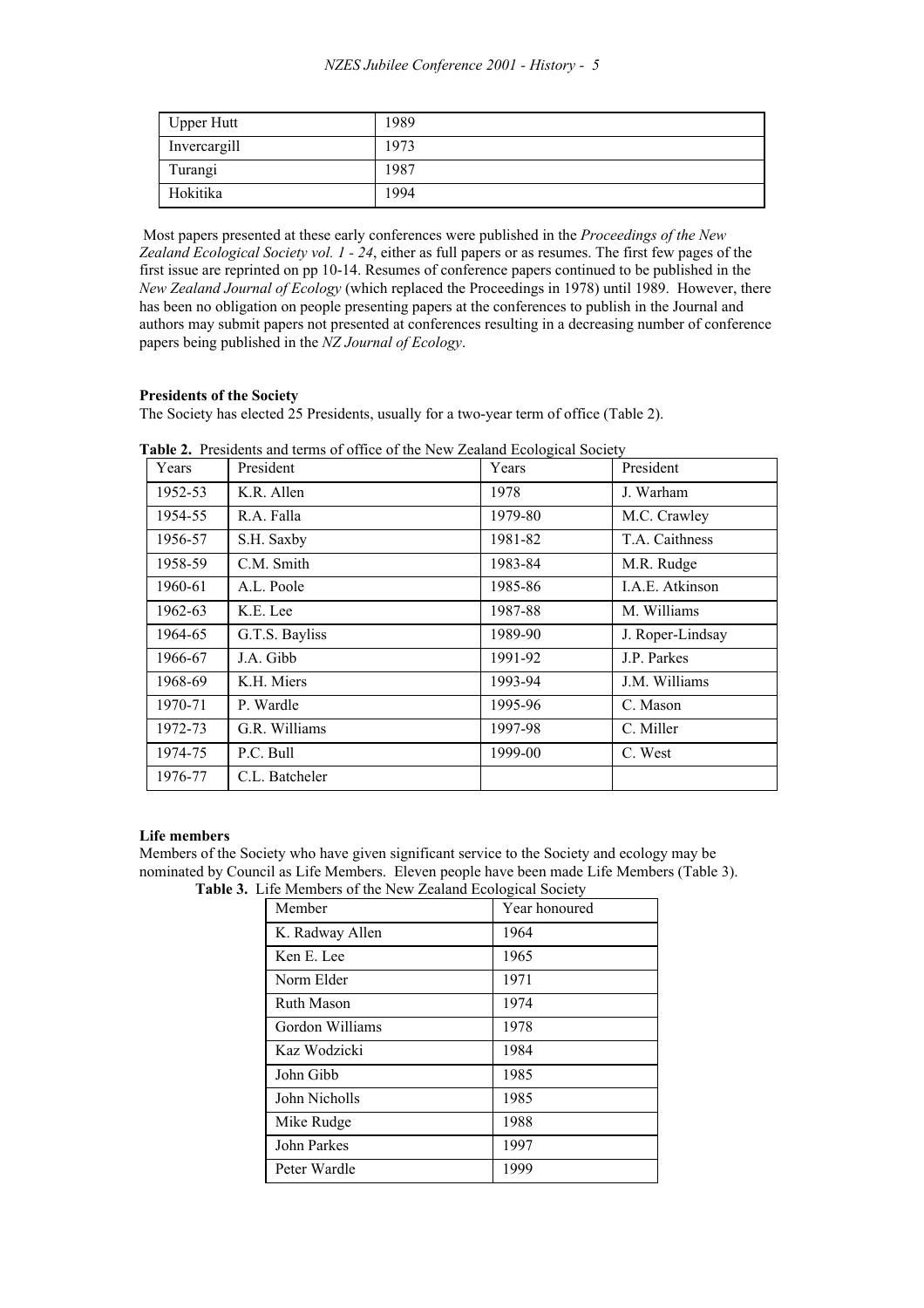| Upper Hutt | 1989 |
|---|---|
| Invercargill | 1973 |
| Turangi | 1987 |
| Hokitika | 1994 |

Most papers presented at these early conferences were published in the *Proceedings of the New Zealand Ecological Society vol. 1 - 24*, either as full papers or as resumes. The first few pages of the first issue are reprinted on pp 10-14. Resumes of conference papers continued to be published in the *New Zealand Journal of Ecology* (which replaced the Proceedings in 1978) until 1989. However, there has been no obligation on people presenting papers at the conferences to publish in the Journal and authors may submit papers not presented at conferences resulting in a decreasing number of conference papers being published in the *NZ Journal of Ecology*.

**Presidents of the Society**

The Society has elected 25 Presidents, usually for a two-year term of office (Table 2).

**Table 2.** Presidents and terms of office of the New Zealand Ecological Society

| Years | President | Years | President |
|---|---|---|---|
| 1952-53 | K.R. Allen | 1978 | J. Warham |
| 1954-55 | R.A. Falla | 1979-80 | M.C. Crawley |
| 1956-57 | S.H. Saxby | 1981-82 | T.A. Caithness |
| 1958-59 | C.M. Smith | 1983-84 | M.R. Rudge |
| 1960-61 | A.L. Poole | 1985-86 | I.A.E. Atkinson |
| 1962-63 | K.E. Lee | 1987-88 | M. Williams |
| 1964-65 | G.T.S. Bayliss | 1989-90 | J. Roper-Lindsay |
| 1966-67 | J.A. Gibb | 1991-92 | J.P. Parkes |
| 1968-69 | K.H. Miers | 1993-94 | J.M. Williams |
| 1970-71 | P. Wardle | 1995-96 | C. Mason |
| 1972-73 | G.R. Williams | 1997-98 | C. Miller |
| 1974-75 | P.C. Bull | 1999-00 | C. West |
| 1976-77 | C.L. Batcheler | | |

**Life members**

Members of the Society who have given significant service to the Society and ecology may be nominated by Council as Life Members. Eleven people have been made Life Members (Table 3).

**Table 3.** Life Members of the New Zealand Ecological Society

| Member | Year honoured |
|---|---|
| K. Radway Allen | 1964 |
| Ken E. Lee | 1965 |
| Norm Elder | 1971 |
| Ruth Mason | 1974 |
| Gordon Williams | 1978 |
| Kaz Wodzicki | 1984 |
| John Gibb | 1985 |
| John Nicholls | 1985 |
| Mike Rudge | 1988 |
| John Parkes | 1997 |
| Peter Wardle | 1999 |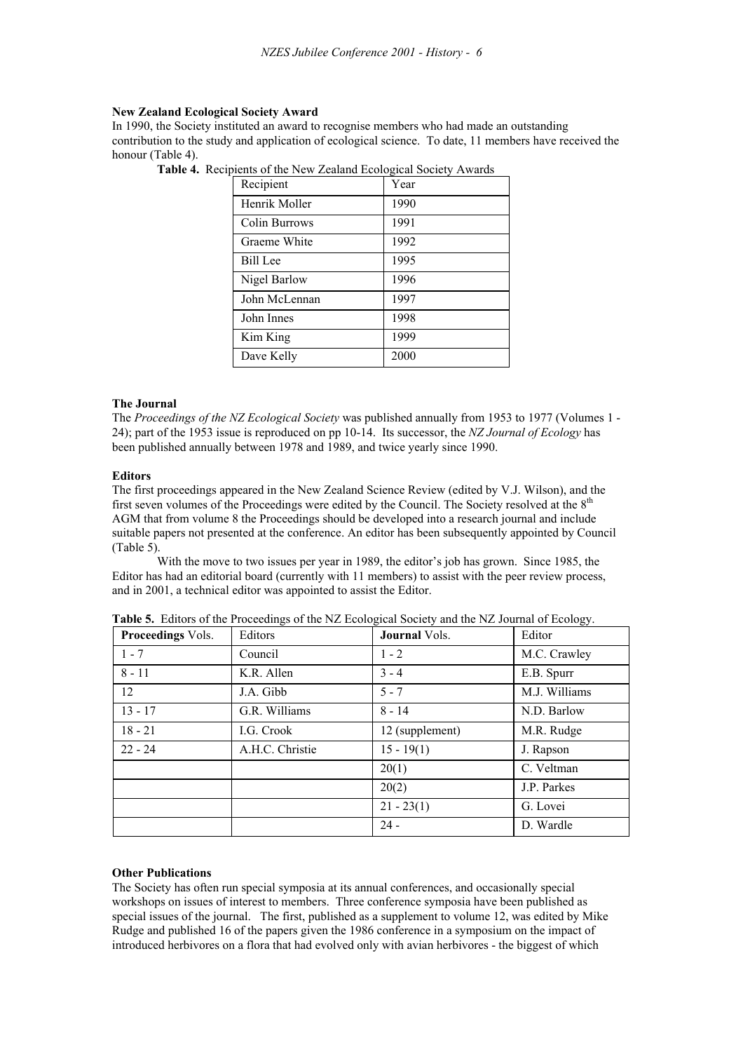### New Zealand Ecological Society Award

In 1990, the Society instituted an award to recognise members who had made an outstanding contribution to the study and application of ecological science. To date, 11 members have received the honour (Table 4).

**Table 4.** Recipients of the New Zealand Ecological Society Awards

| Recipient | Year |
|---|---|
| Henrik Moller | 1990 |
| Colin Burrows | 1991 |
| Graeme White | 1992 |
| Bill Lee | 1995 |
| Nigel Barlow | 1996 |
| John McLennan | 1997 |
| John Innes | 1998 |
| Kim King | 1999 |
| Dave Kelly | 2000 |

### The Journal

The *Proceedings of the NZ Ecological Society* was published annually from 1953 to 1977 (Volumes 1 - 24); part of the 1953 issue is reproduced on pp 10-14. Its successor, the *NZ Journal of Ecology* has been published annually between 1978 and 1989, and twice yearly since 1990.

### Editors

The first proceedings appeared in the New Zealand Science Review (edited by V.J. Wilson), and the first seven volumes of the Proceedings were edited by the Council. The Society resolved at the 8th AGM that from volume 8 the Proceedings should be developed into a research journal and include suitable papers not presented at the conference. An editor has been subsequently appointed by Council (Table 5).

With the move to two issues per year in 1989, the editor's job has grown. Since 1985, the Editor has had an editorial board (currently with 11 members) to assist with the peer review process, and in 2001, a technical editor was appointed to assist the Editor.

**Table 5.** Editors of the Proceedings of the NZ Ecological Society and the NZ Journal of Ecology.

| **Proceedings** Vols. | Editors | **Journal** Vols. | Editor |
|---|---|---|---|
| 1 - 7 | Council | 1 - 2 | M.C. Crawley |
| 8 - 11 | K.R. Allen | 3 - 4 | E.B. Spurr |
| 12 | J.A. Gibb | 5 - 7 | M.J. Williams |
| 13 - 17 | G.R. Williams | 8 - 14 | N.D. Barlow |
| 18 - 21 | I.G. Crook | 12 (supplement) | M.R. Rudge |
| 22 - 24 | A.H.C. Christie | 15 - 19(1) | J. Rapson |
| | | 20(1) | C. Veltman |
| | | 20(2) | J.P. Parkes |
| | | 21 - 23(1) | G. Lovei |
| | | 24 - | D. Wardle |

### Other Publications

The Society has often run special symposia at its annual conferences, and occasionally special workshops on issues of interest to members. Three conference symposia have been published as special issues of the journal. The first, published as a supplement to volume 12, was edited by Mike Rudge and published 16 of the papers given the 1986 conference in a symposium on the impact of introduced herbivores on a flora that had evolved only with avian herbivores - the biggest of which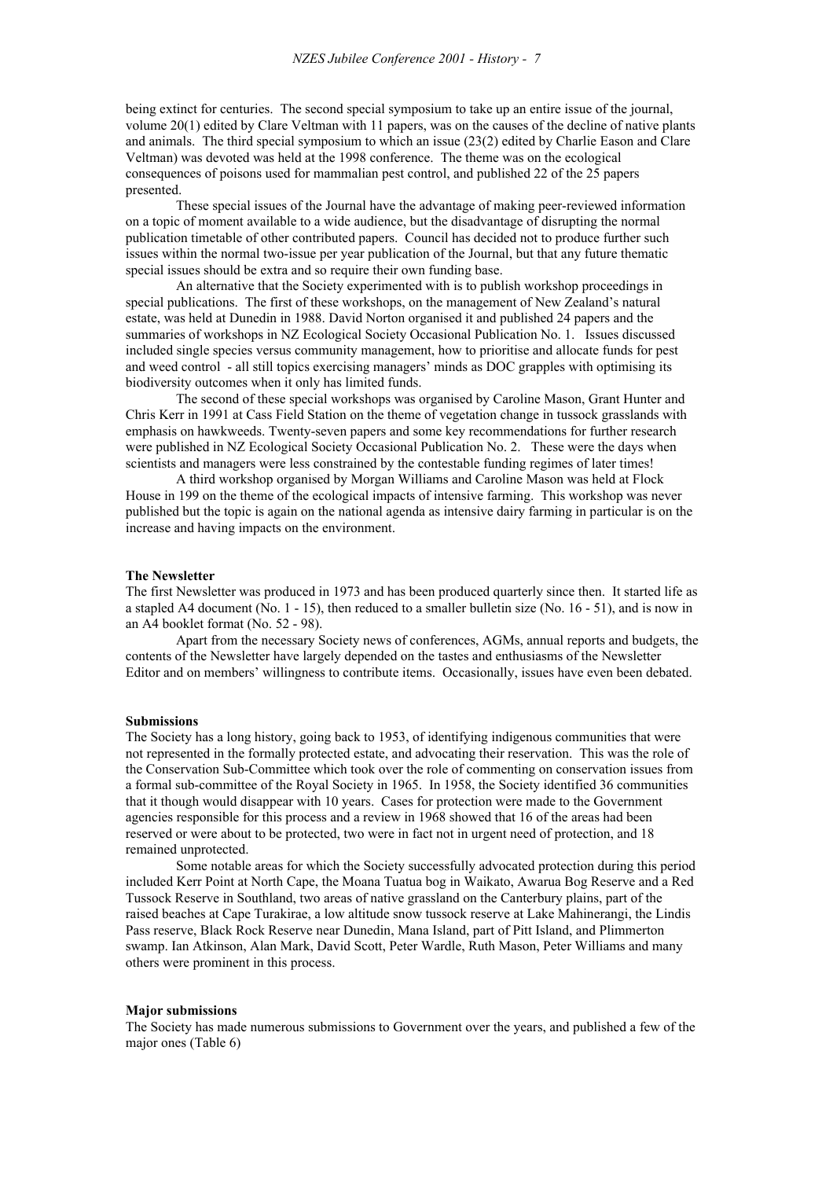being extinct for centuries. The second special symposium to take up an entire issue of the journal, volume 20(1) edited by Clare Veltman with 11 papers, was on the causes of the decline of native plants and animals. The third special symposium to which an issue (23(2) edited by Charlie Eason and Clare Veltman) was devoted was held at the 1998 conference. The theme was on the ecological consequences of poisons used for mammalian pest control, and published 22 of the 25 papers presented.

These special issues of the Journal have the advantage of making peer-reviewed information on a topic of moment available to a wide audience, but the disadvantage of disrupting the normal publication timetable of other contributed papers. Council has decided not to produce further such issues within the normal two-issue per year publication of the Journal, but that any future thematic special issues should be extra and so require their own funding base.

An alternative that the Society experimented with is to publish workshop proceedings in special publications. The first of these workshops, on the management of New Zealand's natural estate, was held at Dunedin in 1988. David Norton organised it and published 24 papers and the summaries of workshops in NZ Ecological Society Occasional Publication No. 1. Issues discussed included single species versus community management, how to prioritise and allocate funds for pest and weed control - all still topics exercising managers' minds as DOC grapples with optimising its biodiversity outcomes when it only has limited funds.

The second of these special workshops was organised by Caroline Mason, Grant Hunter and Chris Kerr in 1991 at Cass Field Station on the theme of vegetation change in tussock grasslands with emphasis on hawkweeds. Twenty-seven papers and some key recommendations for further research were published in NZ Ecological Society Occasional Publication No. 2. These were the days when scientists and managers were less constrained by the contestable funding regimes of later times!

A third workshop organised by Morgan Williams and Caroline Mason was held at Flock House in 199 on the theme of the ecological impacts of intensive farming. This workshop was never published but the topic is again on the national agenda as intensive dairy farming in particular is on the increase and having impacts on the environment.

**The Newsletter**

The first Newsletter was produced in 1973 and has been produced quarterly since then. It started life as a stapled A4 document (No. 1 - 15), then reduced to a smaller bulletin size (No. 16 - 51), and is now in an A4 booklet format (No. 52 - 98).

Apart from the necessary Society news of conferences, AGMs, annual reports and budgets, the contents of the Newsletter have largely depended on the tastes and enthusiasms of the Newsletter Editor and on members' willingness to contribute items. Occasionally, issues have even been debated.

**Submissions**

The Society has a long history, going back to 1953, of identifying indigenous communities that were not represented in the formally protected estate, and advocating their reservation. This was the role of the Conservation Sub-Committee which took over the role of commenting on conservation issues from a formal sub-committee of the Royal Society in 1965. In 1958, the Society identified 36 communities that it though would disappear with 10 years. Cases for protection were made to the Government agencies responsible for this process and a review in 1968 showed that 16 of the areas had been reserved or were about to be protected, two were in fact not in urgent need of protection, and 18 remained unprotected.

Some notable areas for which the Society successfully advocated protection during this period included Kerr Point at North Cape, the Moana Tuatua bog in Waikato, Awarua Bog Reserve and a Red Tussock Reserve in Southland, two areas of native grassland on the Canterbury plains, part of the raised beaches at Cape Turakirae, a low altitude snow tussock reserve at Lake Mahinerangi, the Lindis Pass reserve, Black Rock Reserve near Dunedin, Mana Island, part of Pitt Island, and Plimmerton swamp. Ian Atkinson, Alan Mark, David Scott, Peter Wardle, Ruth Mason, Peter Williams and many others were prominent in this process.

**Major submissions**

The Society has made numerous submissions to Government over the years, and published a few of the major ones (Table 6)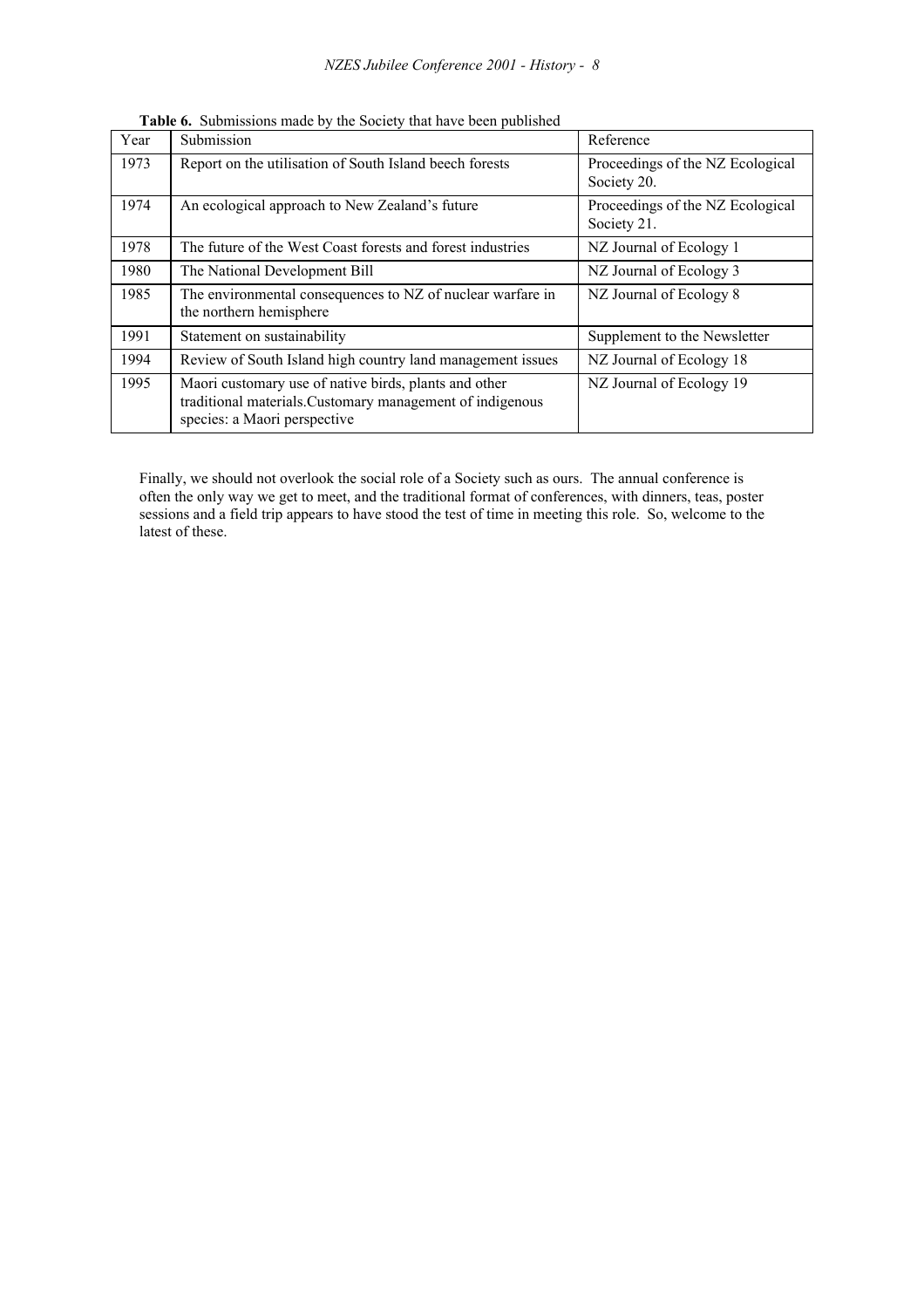**Table 6.** Submissions made by the Society that have been published

| Year | Submission | Reference |
|---|---|---|
| 1973 | Report on the utilisation of South Island beech forests | Proceedings of the NZ Ecological Society 20. |
| 1974 | An ecological approach to New Zealand's future | Proceedings of the NZ Ecological Society 21. |
| 1978 | The future of the West Coast forests and forest industries | NZ Journal of Ecology 1 |
| 1980 | The National Development Bill | NZ Journal of Ecology 3 |
| 1985 | The environmental consequences to NZ of nuclear warfare in the northern hemisphere | NZ Journal of Ecology 8 |
| 1991 | Statement on sustainability | Supplement to the Newsletter |
| 1994 | Review of South Island high country land management issues | NZ Journal of Ecology 18 |
| 1995 | Maori customary use of native birds, plants and other traditional materials.Customary management of indigenous species: a Maori perspective | NZ Journal of Ecology 19 |

Finally, we should not overlook the social role of a Society such as ours. The annual conference is often the only way we get to meet, and the traditional format of conferences, with dinners, teas, poster sessions and a field trip appears to have stood the test of time in meeting this role. So, welcome to the latest of these.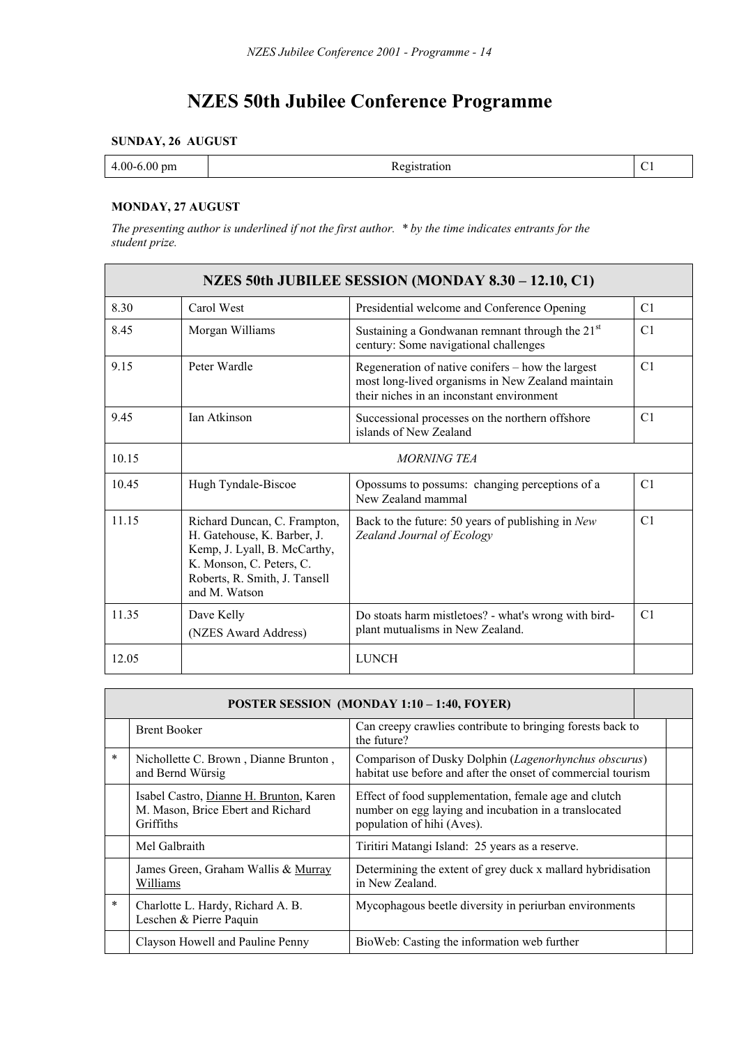# NZES 50th Jubilee Conference Programme

**SUNDAY, 26 AUGUST**

| 4.00-6.00 pm | Registration | C1 |
|---|---|---|

**MONDAY, 27 AUGUST**

*The presenting author is underlined if not the first author. * by the time indicates entrants for the student prize.*

| NZES 50th JUBILEE SESSION (MONDAY 8.30 – 12.10, C1) | | | |
|---|---|---|---|
| 8.30 | Carol West | Presidential welcome and Conference Opening | C1 |
| 8.45 | Morgan Williams | Sustaining a Gondwanan remnant through the 21st century: Some navigational challenges | C1 |
| 9.15 | Peter Wardle | Regeneration of native conifers – how the largest most long-lived organisms in New Zealand maintain their niches in an inconstant environment | C1 |
| 9.45 | Ian Atkinson | Successional processes on the northern offshore islands of New Zealand | C1 |
| 10.15 | *MORNING TEA* | | |
| 10.45 | Hugh Tyndale-Biscoe | Opossums to possums: changing perceptions of a New Zealand mammal | C1 |
| 11.15 | Richard Duncan, C. Frampton, H. Gatehouse, K. Barber, J. Kemp, J. Lyall, B. McCarthy, K. Monson, C. Peters, C. Roberts, R. Smith, J. Tansell and M. Watson | Back to the future: 50 years of publishing in *New Zealand Journal of Ecology* | C1 |
| 11.35 | Dave Kelly (NZES Award Address) | Do stoats harm mistletoes? - what's wrong with bird-plant mutualisms in New Zealand. | C1 |
| 12.05 | | LUNCH | |

| | POSTER SESSION (MONDAY 1:10 – 1:40, FOYER) | | |
|---|---|---|---|
| | Brent Booker | Can creepy crawlies contribute to bringing forests back to the future? | |
| * | Nichollette C. Brown , Dianne Brunton , and Bernd Würsig | Comparison of Dusky Dolphin (*Lagenorhynchus obscurus*) habitat use before and after the onset of commercial tourism | |
| | Isabel Castro, <u>Dianne H. Brunton</u>, Karen M. Mason, Brice Ebert and Richard Griffiths | Effect of food supplementation, female age and clutch number on egg laying and incubation in a translocated population of hihi (Aves). | |
| | Mel Galbraith | Tiritiri Matangi Island: 25 years as a reserve. | |
| | James Green, Graham Wallis & <u>Murray Williams</u> | Determining the extent of grey duck x mallard hybridisation in New Zealand. | |
| * | Charlotte L. Hardy, Richard A. B. Leschen & Pierre Paquin | Mycophagous beetle diversity in periurban environments | |
| | Clayson Howell and Pauline Penny | BioWeb: Casting the information web further | |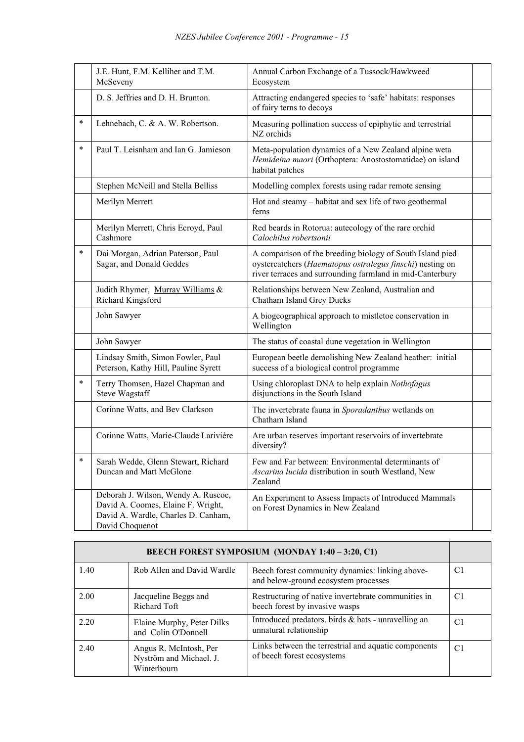| | | | |
|---|---|---|---|
| | J.E. Hunt, F.M. Kelliher and T.M. McSeveny | Annual Carbon Exchange of a Tussock/Hawkweed Ecosystem | |
| | D. S. Jeffries and D. H. Brunton. | Attracting endangered species to 'safe' habitats: responses of fairy terns to decoys | |
| * | Lehnebach, C. & A. W. Robertson. | Measuring pollination success of epiphytic and terrestrial NZ orchids | |
| * | Paul T. Leisnham and Ian G. Jamieson | Meta-population dynamics of a New Zealand alpine weta *Hemideina maori* (Orthoptera: Anostostomatidae) on island habitat patches | |
| | Stephen McNeill and Stella Belliss | Modelling complex forests using radar remote sensing | |
| | Merilyn Merrett | Hot and steamy – habitat and sex life of two geothermal ferns | |
| | Merilyn Merrett, Chris Ecroyd, Paul Cashmore | Red beards in Rotorua: autecology of the rare orchid *Calochilus robertsonii* | |
| * | Dai Morgan, Adrian Paterson, Paul Sagar, and Donald Geddes | A comparison of the breeding biology of South Island pied oystercatchers (*Haematopus ostralegus finschi*) nesting on river terraces and surrounding farmland in mid-Canterbury | |
| | Judith Rhymer, Murray Williams & Richard Kingsford | Relationships between New Zealand, Australian and Chatham Island Grey Ducks | |
| | John Sawyer | A biogeographical approach to mistletoe conservation in Wellington | |
| | John Sawyer | The status of coastal dune vegetation in Wellington | |
| | Lindsay Smith, Simon Fowler, Paul Peterson, Kathy Hill, Pauline Syrett | European beetle demolishing New Zealand heather: initial success of a biological control programme | |
| * | Terry Thomsen, Hazel Chapman and Steve Wagstaff | Using chloroplast DNA to help explain *Nothofagus* disjunctions in the South Island | |
| | Corinne Watts, and Bev Clarkson | The invertebrate fauna in *Sporadanthus* wetlands on Chatham Island | |
| | Corinne Watts, Marie-Claude Larivière | Are urban reserves important reservoirs of invertebrate diversity? | |
| * | Sarah Wedde, Glenn Stewart, Richard Duncan and Matt McGlone | Few and Far between: Environmental determinants of *Ascarina lucida* distribution in south Westland, New Zealand | |
| | Deborah J. Wilson, Wendy A. Ruscoe, David A. Coomes, Elaine F. Wright, David A. Wardle, Charles D. Canham, David Choquenot | An Experiment to Assess Impacts of Introduced Mammals on Forest Dynamics in New Zealand | |

| BEECH FOREST SYMPOSIUM (MONDAY 1:40 – 3:20, C1) | | | |
|---|---|---|---|
| 1.40 | Rob Allen and David Wardle | Beech forest community dynamics: linking above- and below-ground ecosystem processes | C1 |
| 2.00 | Jacqueline Beggs and Richard Toft | Restructuring of native invertebrate communities in beech forest by invasive wasps | C1 |
| 2.20 | Elaine Murphy, Peter Dilks and Colin O'Donnell | Introduced predators, birds & bats - unravelling an unnatural relationship | C1 |
| 2.40 | Angus R. McIntosh, Per Nyström and Michael. J. Winterbourn | Links between the terrestrial and aquatic components of beech forest ecosystems | C1 |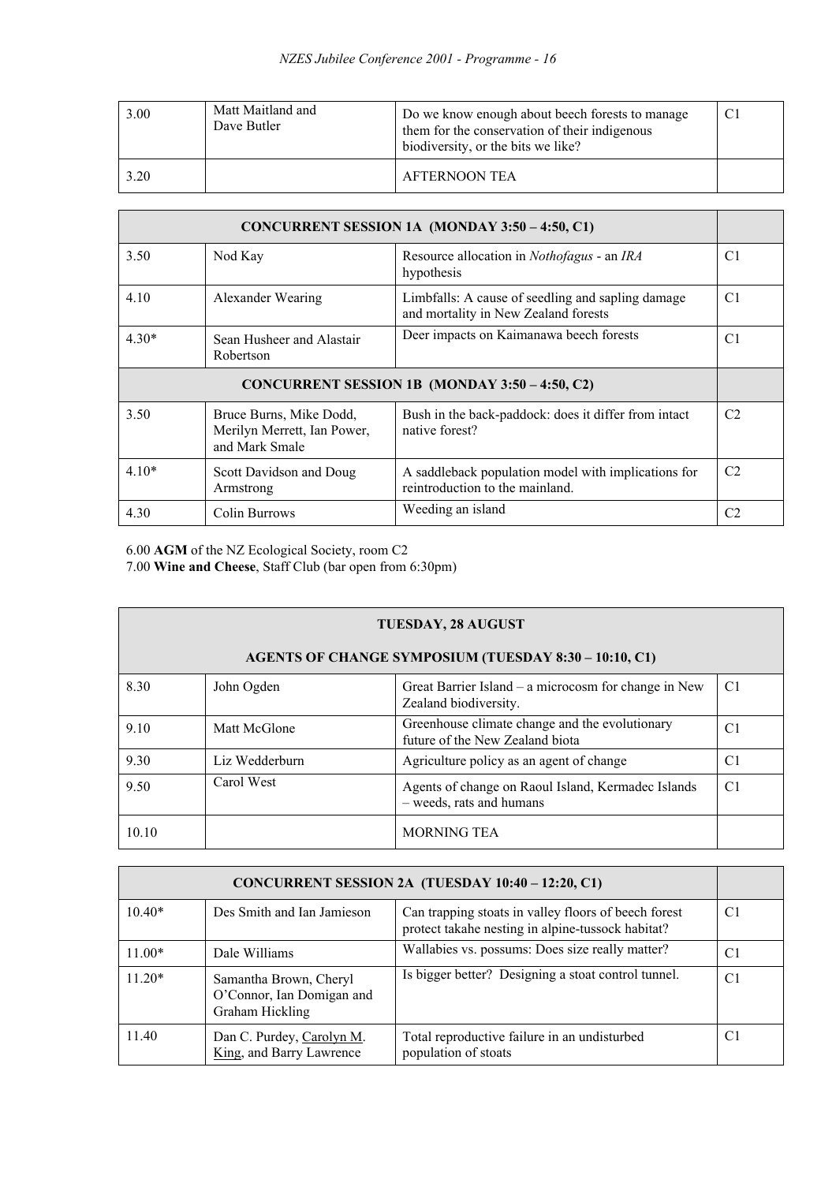| 3.00 | Matt Maitland and Dave Butler | Do we know enough about beech forests to manage them for the conservation of their indigenous biodiversity, or the bits we like? | C1 |
|---|---|---|---|
| 3.20 | | AFTERNOON TEA | |

| **CONCURRENT SESSION 1A (MONDAY 3:50 – 4:50, C1)** | | | |
|---|---|---|---|
| 3.50 | Nod Kay | Resource allocation in *Nothofagus* - an *IRA* hypothesis | C1 |
| 4.10 | Alexander Wearing | Limbfalls: A cause of seedling and sapling damage and mortality in New Zealand forests | C1 |
| 4.30* | Sean Husheer and Alastair Robertson | Deer impacts on Kaimanawa beech forests | C1 |
| **CONCURRENT SESSION 1B (MONDAY 3:50 – 4:50, C2)** | | | |
| 3.50 | Bruce Burns, Mike Dodd, Merilyn Merrett, Ian Power, and Mark Smale | Bush in the back-paddock: does it differ from intact native forest? | C2 |
| 4.10* | Scott Davidson and Doug Armstrong | A saddleback population model with implications for reintroduction to the mainland. | C2 |
| 4.30 | Colin Burrows | Weeding an island | C2 |

6.00 **AGM** of the NZ Ecological Society, room C2
7.00 **Wine and Cheese**, Staff Club (bar open from 6:30pm)

| **TUESDAY, 28 AUGUST**<br><br>**AGENTS OF CHANGE SYMPOSIUM (TUESDAY 8:30 – 10:10, C1)** | | | |
|---|---|---|---|
| 8.30 | John Ogden | Great Barrier Island – a microcosm for change in New Zealand biodiversity. | C1 |
| 9.10 | Matt McGlone | Greenhouse climate change and the evolutionary future of the New Zealand biota | C1 |
| 9.30 | Liz Wedderburn | Agriculture policy as an agent of change | C1 |
| 9.50 | Carol West | Agents of change on Raoul Island, Kermadec Islands – weeds, rats and humans | C1 |
| 10.10 | | MORNING TEA | |

| **CONCURRENT SESSION 2A (TUESDAY 10:40 – 12:20, C1)** | | | |
|---|---|---|---|
| 10.40* | Des Smith and Ian Jamieson | Can trapping stoats in valley floors of beech forest protect takahe nesting in alpine-tussock habitat? | C1 |
| 11.00* | Dale Williams | Wallabies vs. possums: Does size really matter? | C1 |
| 11.20* | Samantha Brown, Cheryl O'Connor, Ian Domigan and Graham Hickling | Is bigger better? Designing a stoat control tunnel. | C1 |
| 11.40 | Dan C. Purdey, Carolyn M. King, and Barry Lawrence | Total reproductive failure in an undisturbed population of stoats | C1 |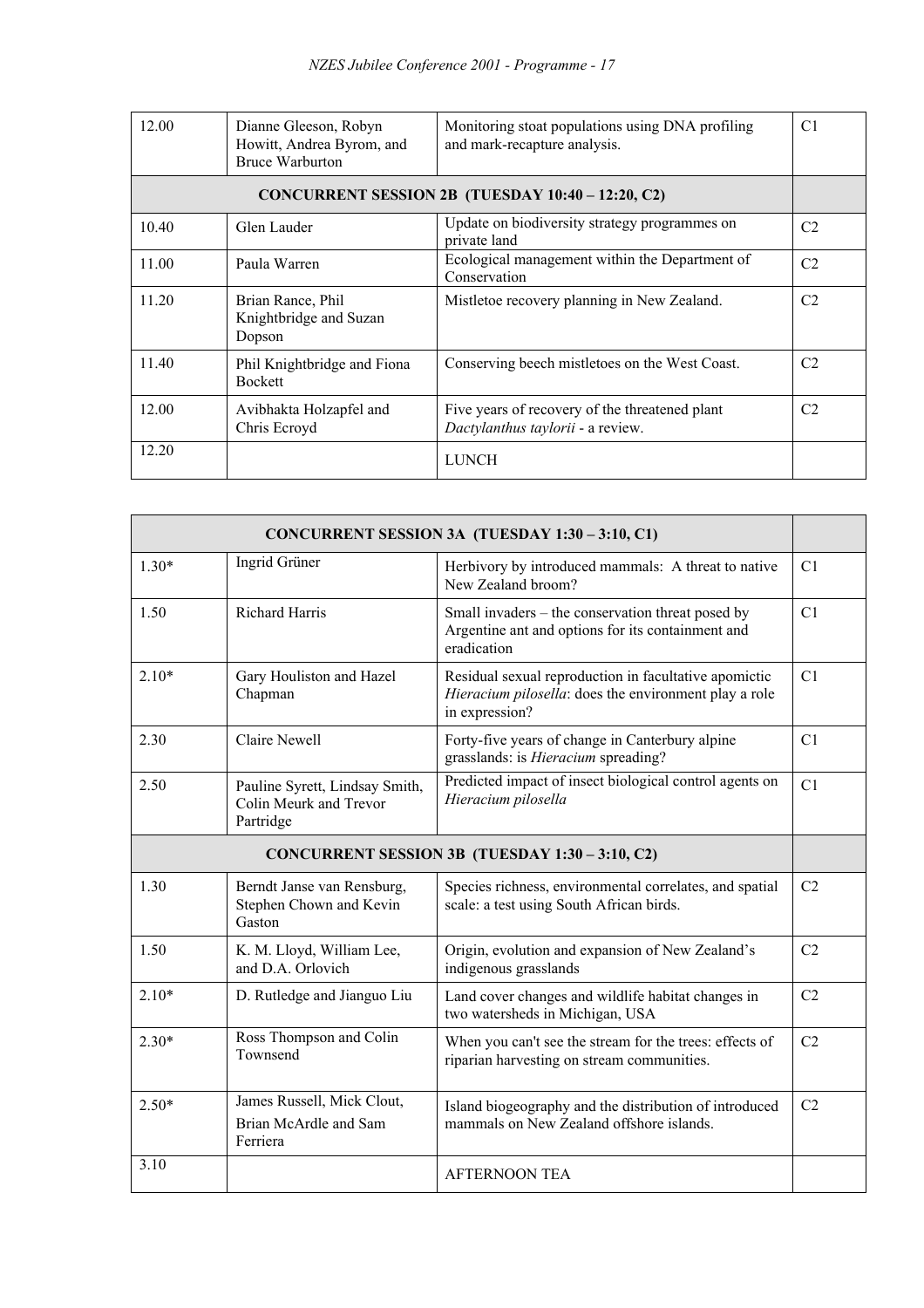| | | | |
|---|---|---|---|
| 12.00 | Dianne Gleeson, Robyn Howitt, Andrea Byrom, and Bruce Warburton | Monitoring stoat populations using DNA profiling and mark-recapture analysis. | C1 |
| **CONCURRENT SESSION 2B (TUESDAY 10:40 – 12:20, C2)** | | | |
| 10.40 | Glen Lauder | Update on biodiversity strategy programmes on private land | C2 |
| 11.00 | Paula Warren | Ecological management within the Department of Conservation | C2 |
| 11.20 | Brian Rance, Phil Knightbridge and Suzan Dopson | Mistletoe recovery planning in New Zealand. | C2 |
| 11.40 | Phil Knightbridge and Fiona Bockett | Conserving beech mistletoes on the West Coast. | C2 |
| 12.00 | Avibhakta Holzapfel and Chris Ecroyd | Five years of recovery of the threatened plant *Dactylanthus taylorii* - a review. | C2 |
| 12.20 | | LUNCH | |

| | | | |
|---|---|---|---|
| **CONCURRENT SESSION 3A (TUESDAY 1:30 – 3:10, C1)** | | | |
| 1.30* | Ingrid Grüner | Herbivory by introduced mammals: A threat to native New Zealand broom? | C1 |
| 1.50 | Richard Harris | Small invaders – the conservation threat posed by Argentine ant and options for its containment and eradication | C1 |
| 2.10* | Gary Houliston and Hazel Chapman | Residual sexual reproduction in facultative apomictic *Hieracium pilosella*: does the environment play a role in expression? | C1 |
| 2.30 | Claire Newell | Forty-five years of change in Canterbury alpine grasslands: is *Hieracium* spreading? | C1 |
| 2.50 | Pauline Syrett, Lindsay Smith, Colin Meurk and Trevor Partridge | Predicted impact of insect biological control agents on *Hieracium pilosella* | C1 |
| **CONCURRENT SESSION 3B (TUESDAY 1:30 – 3:10, C2)** | | | |
| 1.30 | Berndt Janse van Rensburg, Stephen Chown and Kevin Gaston | Species richness, environmental correlates, and spatial scale: a test using South African birds. | C2 |
| 1.50 | K. M. Lloyd, William Lee, and D.A. Orlovich | Origin, evolution and expansion of New Zealand's indigenous grasslands | C2 |
| 2.10* | D. Rutledge and Jianguo Liu | Land cover changes and wildlife habitat changes in two watersheds in Michigan, USA | C2 |
| 2.30* | Ross Thompson and Colin Townsend | When you can't see the stream for the trees: effects of riparian harvesting on stream communities. | C2 |
| 2.50* | James Russell, Mick Clout, Brian McArdle and Sam Ferriera | Island biogeography and the distribution of introduced mammals on New Zealand offshore islands. | C2 |
| 3.10 | | AFTERNOON TEA | |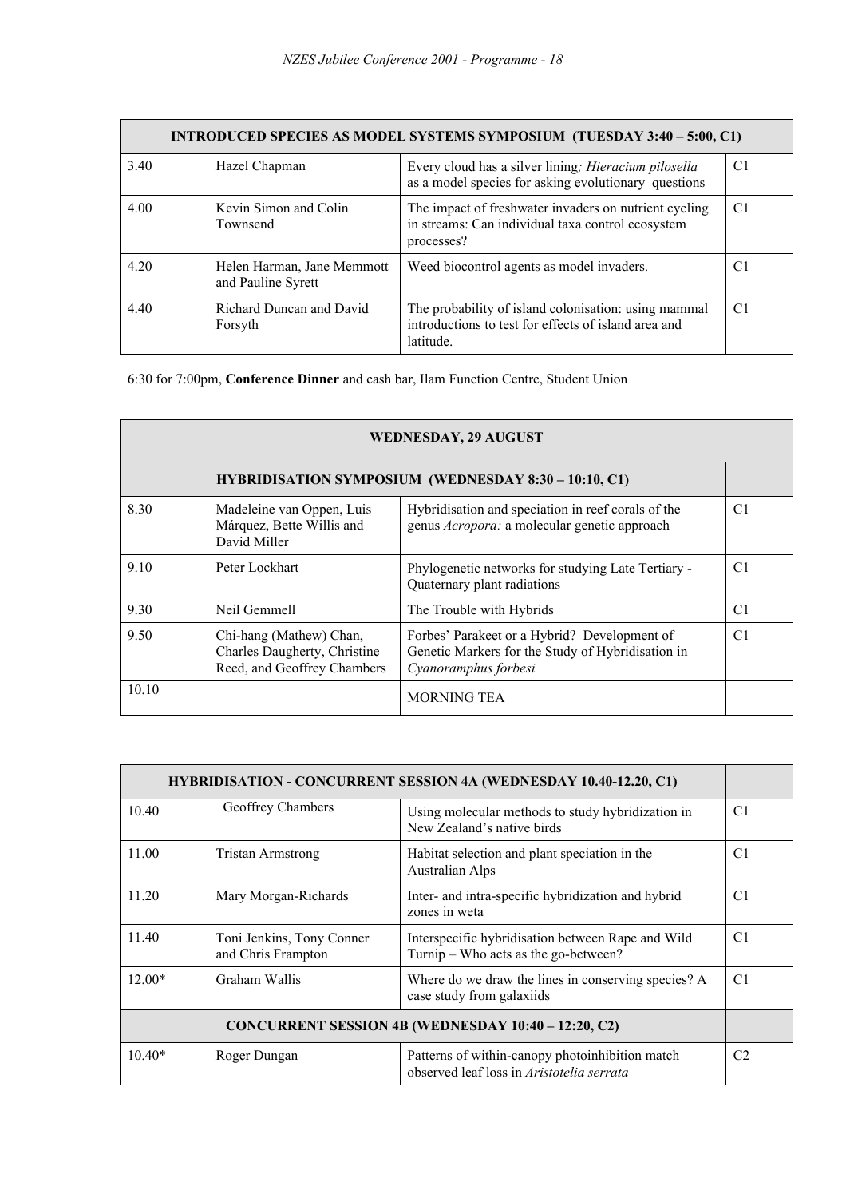| INTRODUCED SPECIES AS MODEL SYSTEMS SYMPOSIUM (TUESDAY 3:40 – 5:00, C1) | | | |
|---|---|---|---|
| 3.40 | Hazel Chapman | Every cloud has a silver lining*; Hieracium pilosella* as a model species for asking evolutionary questions | C1 |
| 4.00 | Kevin Simon and Colin Townsend | The impact of freshwater invaders on nutrient cycling in streams: Can individual taxa control ecosystem processes? | C1 |
| 4.20 | Helen Harman, Jane Memmott and Pauline Syrett | Weed biocontrol agents as model invaders. | C1 |
| 4.40 | Richard Duncan and David Forsyth | The probability of island colonisation: using mammal introductions to test for effects of island area and latitude. | C1 |

6:30 for 7:00pm, **Conference Dinner** and cash bar, Ilam Function Centre, Student Union

| WEDNESDAY, 29 AUGUST | | | |
|---|---|---|---|
| HYBRIDISATION SYMPOSIUM (WEDNESDAY 8:30 – 10:10, C1) | | | |
| 8.30 | Madeleine van Oppen, Luis Márquez, Bette Willis and David Miller | Hybridisation and speciation in reef corals of the genus *Acropora:* a molecular genetic approach | C1 |
| 9.10 | Peter Lockhart | Phylogenetic networks for studying Late Tertiary - Quaternary plant radiations | C1 |
| 9.30 | Neil Gemmell | The Trouble with Hybrids | C1 |
| 9.50 | Chi-hang (Mathew) Chan, Charles Daugherty, Christine Reed, and Geoffrey Chambers | Forbes' Parakeet or a Hybrid? Development of Genetic Markers for the Study of Hybridisation in *Cyanoramphus forbesi* | C1 |
| 10.10 | | MORNING TEA | |

| HYBRIDISATION - CONCURRENT SESSION 4A (WEDNESDAY 10.40-12.20, C1) | | | |
|---|---|---|---|
| 10.40 | Geoffrey Chambers | Using molecular methods to study hybridization in New Zealand's native birds | C1 |
| 11.00 | Tristan Armstrong | Habitat selection and plant speciation in the Australian Alps | C1 |
| 11.20 | Mary Morgan-Richards | Inter- and intra-specific hybridization and hybrid zones in weta | C1 |
| 11.40 | Toni Jenkins, Tony Conner and Chris Frampton | Interspecific hybridisation between Rape and Wild Turnip – Who acts as the go-between? | C1 |
| 12.00* | Graham Wallis | Where do we draw the lines in conserving species? A case study from galaxiids | C1 |
| CONCURRENT SESSION 4B (WEDNESDAY 10:40 – 12:20, C2) | | | |
| 10.40* | Roger Dungan | Patterns of within-canopy photoinhibition match observed leaf loss in *Aristotelia serrata* | C2 |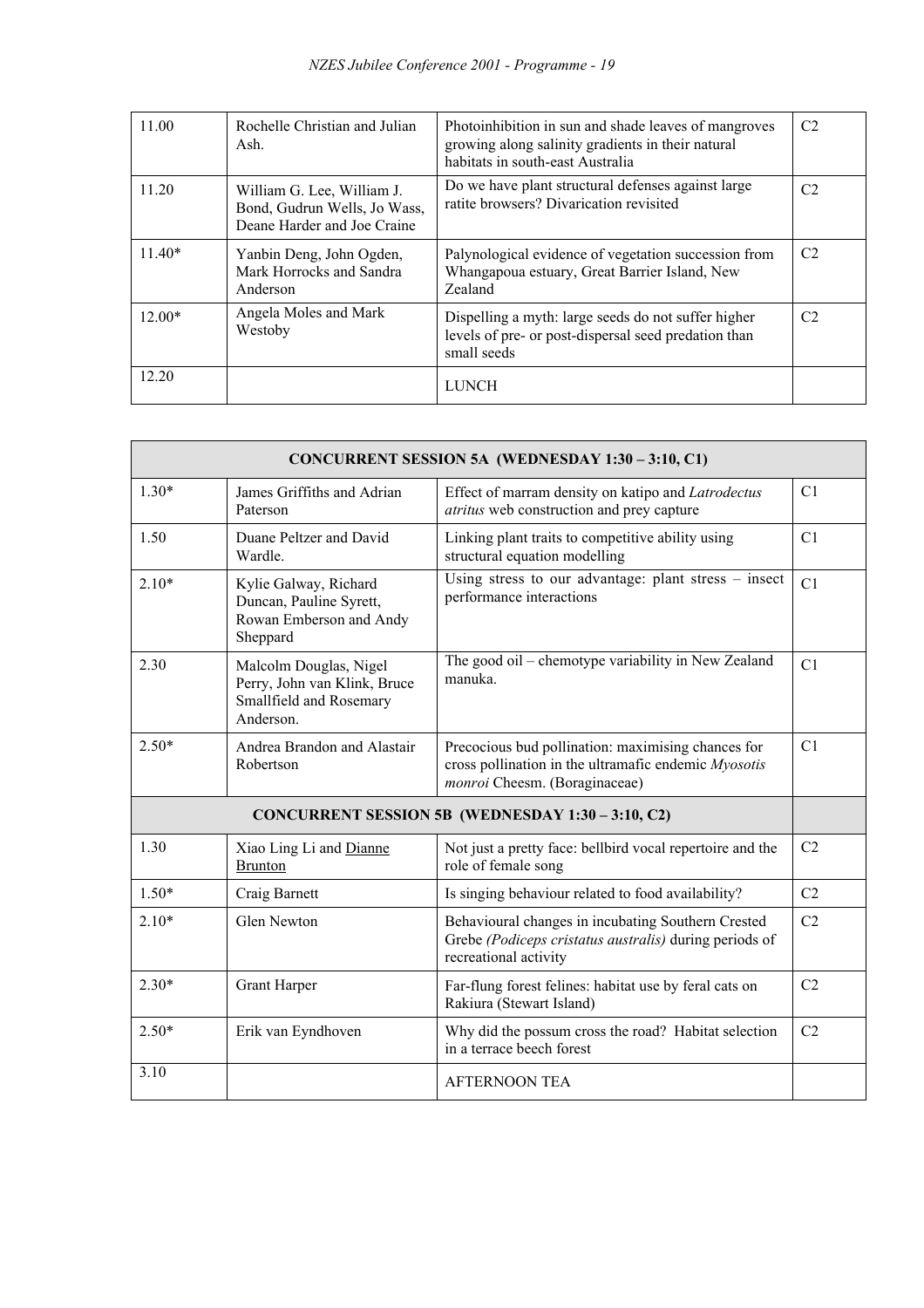| | | | |
|---|---|---|---|
| 11.00 | Rochelle Christian and Julian Ash. | Photoinhibition in sun and shade leaves of mangroves growing along salinity gradients in their natural habitats in south-east Australia | C2 |
| 11.20 | William G. Lee, William J. Bond, Gudrun Wells, Jo Wass, Deane Harder and Joe Craine | Do we have plant structural defenses against large ratite browsers? Divarication revisited | C2 |
| 11.40* | Yanbin Deng, John Ogden, Mark Horrocks and Sandra Anderson | Palynological evidence of vegetation succession from Whangapoua estuary, Great Barrier Island, New Zealand | C2 |
| 12.00* | Angela Moles and Mark Westoby | Dispelling a myth: large seeds do not suffer higher levels of pre- or post-dispersal seed predation than small seeds | C2 |
| 12.20 | | LUNCH | |

| **CONCURRENT SESSION 5A (WEDNESDAY 1:30 – 3:10, C1)** | | | |
|---|---|---|---|
| 1.30* | James Griffiths and Adrian Paterson | Effect of marram density on katipo and *Latrodectus atritus* web construction and prey capture | C1 |
| 1.50 | Duane Peltzer and David Wardle. | Linking plant traits to competitive ability using structural equation modelling | C1 |
| 2.10* | Kylie Galway, Richard Duncan, Pauline Syrett, Rowan Emberson and Andy Sheppard | Using stress to our advantage: plant stress – insect performance interactions | C1 |
| 2.30 | Malcolm Douglas, Nigel Perry, John van Klink, Bruce Smallfield and Rosemary Anderson. | The good oil – chemotype variability in New Zealand manuka. | C1 |
| 2.50* | Andrea Brandon and Alastair Robertson | Precocious bud pollination: maximising chances for cross pollination in the ultramafic endemic *Myosotis monroi* Cheesm. (Boraginaceae) | C1 |
| **CONCURRENT SESSION 5B (WEDNESDAY 1:30 – 3:10, C2)** | | | |
| 1.30 | Xiao Ling Li and Dianne Brunton | Not just a pretty face: bellbird vocal repertoire and the role of female song | C2 |
| 1.50* | Craig Barnett | Is singing behaviour related to food availability? | C2 |
| 2.10* | Glen Newton | Behavioural changes in incubating Southern Crested Grebe *(Podiceps cristatus australis)* during periods of recreational activity | C2 |
| 2.30* | Grant Harper | Far-flung forest felines: habitat use by feral cats on Rakiura (Stewart Island) | C2 |
| 2.50* | Erik van Eyndhoven | Why did the possum cross the road? Habitat selection in a terrace beech forest | C2 |
| 3.10 | | AFTERNOON TEA | |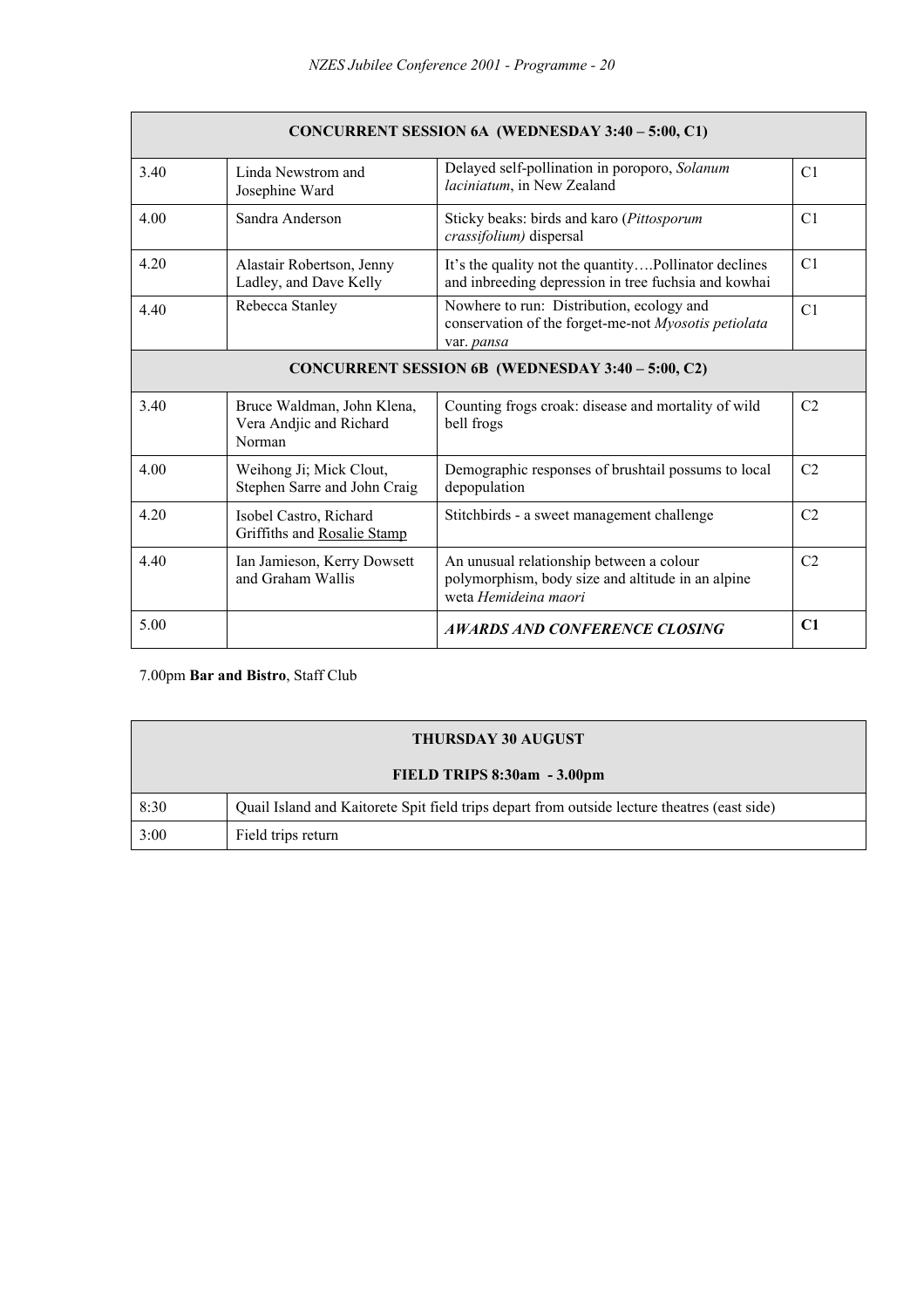| CONCURRENT SESSION 6A (WEDNESDAY 3:40 – 5:00, C1) | | | |
|---|---|---|---|
| 3.40 | Linda Newstrom and Josephine Ward | Delayed self-pollination in poroporo, *Solanum laciniatum*, in New Zealand | C1 |
| 4.00 | Sandra Anderson | Sticky beaks: birds and karo (*Pittosporum crassifolium)* dispersal | C1 |
| 4.20 | Alastair Robertson, Jenny Ladley, and Dave Kelly | It's the quality not the quantity….Pollinator declines and inbreeding depression in tree fuchsia and kowhai | C1 |
| 4.40 | Rebecca Stanley | Nowhere to run: Distribution, ecology and conservation of the forget-me-not *Myosotis petiolata* var. *pansa* | C1 |
| **CONCURRENT SESSION 6B (WEDNESDAY 3:40 – 5:00, C2)** | | | |
| 3.40 | Bruce Waldman, John Klena, Vera Andjic and Richard Norman | Counting frogs croak: disease and mortality of wild bell frogs | C2 |
| 4.00 | Weihong Ji; Mick Clout, Stephen Sarre and John Craig | Demographic responses of brushtail possums to local depopulation | C2 |
| 4.20 | Isobel Castro, Richard Griffiths and Rosalie Stamp | Stitchbirds - a sweet management challenge | C2 |
| 4.40 | Ian Jamieson, Kerry Dowsett and Graham Wallis | An unusual relationship between a colour polymorphism, body size and altitude in an alpine weta *Hemideina maori* | C2 |
| 5.00 | | ***AWARDS AND CONFERENCE CLOSING*** | **C1** |

7.00pm **Bar and Bistro**, Staff Club

| THURSDAY 30 AUGUST<br>FIELD TRIPS 8:30am - 3.00pm | |
|---|---|
| 8:30 | Quail Island and Kaitorete Spit field trips depart from outside lecture theatres (east side) |
| 3:00 | Field trips return |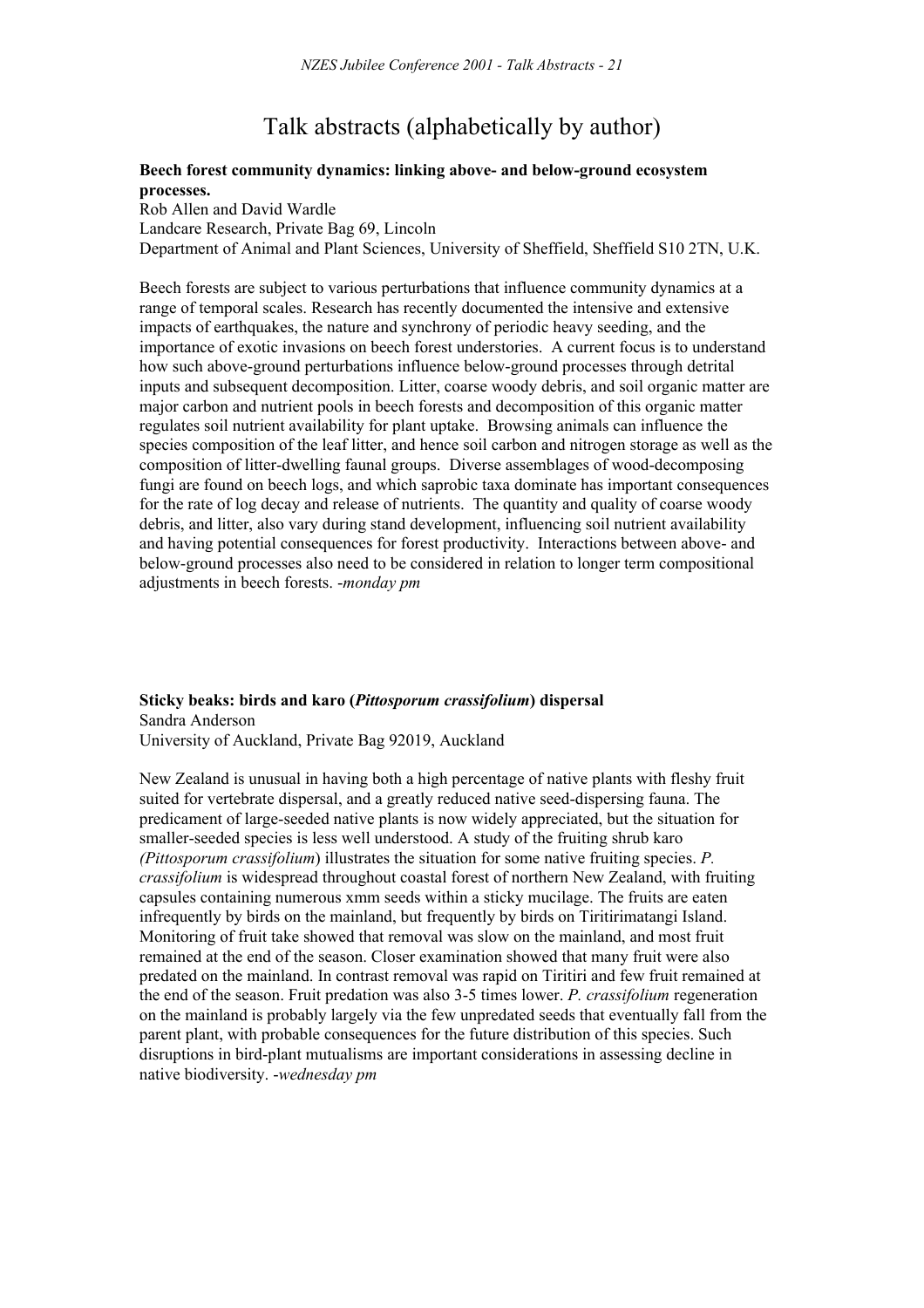# Talk abstracts (alphabetically by author)

**Beech forest community dynamics: linking above- and below-ground ecosystem processes.**
Rob Allen and David Wardle
Landcare Research, Private Bag 69, Lincoln
Department of Animal and Plant Sciences, University of Sheffield, Sheffield S10 2TN, U.K.

Beech forests are subject to various perturbations that influence community dynamics at a range of temporal scales. Research has recently documented the intensive and extensive impacts of earthquakes, the nature and synchrony of periodic heavy seeding, and the importance of exotic invasions on beech forest understories. A current focus is to understand how such above-ground perturbations influence below-ground processes through detrital inputs and subsequent decomposition. Litter, coarse woody debris, and soil organic matter are major carbon and nutrient pools in beech forests and decomposition of this organic matter regulates soil nutrient availability for plant uptake. Browsing animals can influence the species composition of the leaf litter, and hence soil carbon and nitrogen storage as well as the composition of litter-dwelling faunal groups. Diverse assemblages of wood-decomposing fungi are found on beech logs, and which saprobic taxa dominate has important consequences for the rate of log decay and release of nutrients. The quantity and quality of coarse woody debris, and litter, also vary during stand development, influencing soil nutrient availability and having potential consequences for forest productivity. Interactions between above- and below-ground processes also need to be considered in relation to longer term compositional adjustments in beech forests. -*monday pm*

**Sticky beaks: birds and karo (*Pittosporum crassifolium*) dispersal**
Sandra Anderson
University of Auckland, Private Bag 92019, Auckland

New Zealand is unusual in having both a high percentage of native plants with fleshy fruit suited for vertebrate dispersal, and a greatly reduced native seed-dispersing fauna. The predicament of large-seeded native plants is now widely appreciated, but the situation for smaller-seeded species is less well understood. A study of the fruiting shrub karo *(Pittosporum crassifolium)* illustrates the situation for some native fruiting species. *P. crassifolium* is widespread throughout coastal forest of northern New Zealand, with fruiting capsules containing numerous xmm seeds within a sticky mucilage. The fruits are eaten infrequently by birds on the mainland, but frequently by birds on Tiritirimatangi Island. Monitoring of fruit take showed that removal was slow on the mainland, and most fruit remained at the end of the season. Closer examination showed that many fruit were also predated on the mainland. In contrast removal was rapid on Tiritiri and few fruit remained at the end of the season. Fruit predation was also 3-5 times lower. *P. crassifolium* regeneration on the mainland is probably largely via the few unpredated seeds that eventually fall from the parent plant, with probable consequences for the future distribution of this species. Such disruptions in bird-plant mutualisms are important considerations in assessing decline in native biodiversity. -*wednesday pm*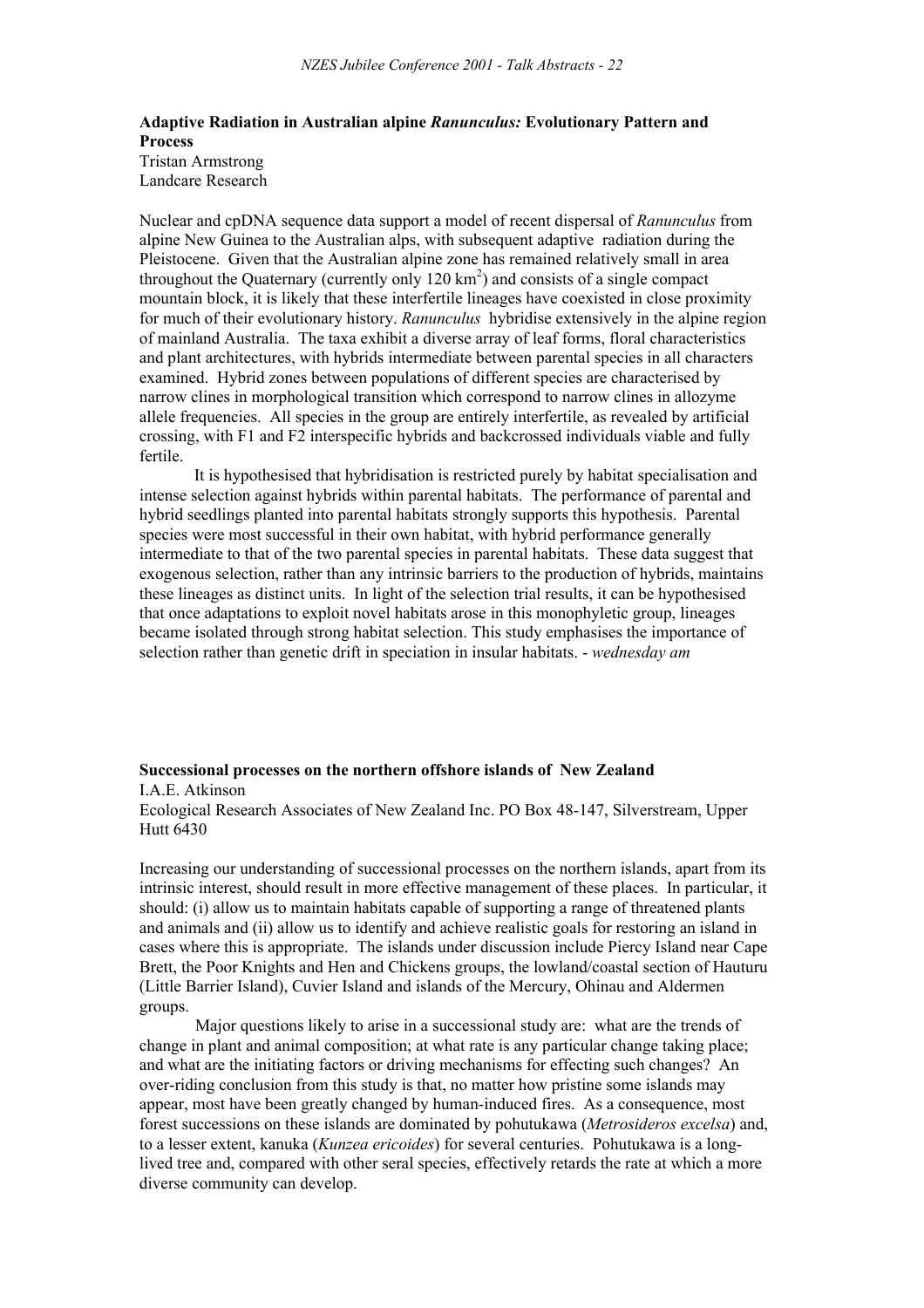**Adaptive Radiation in Australian alpine *Ranunculus:* Evolutionary Pattern and Process**
Tristan Armstrong
Landcare Research

Nuclear and cpDNA sequence data support a model of recent dispersal of *Ranunculus* from alpine New Guinea to the Australian alps, with subsequent adaptive radiation during the Pleistocene. Given that the Australian alpine zone has remained relatively small in area throughout the Quaternary (currently only 120 $km^2$) and consists of a single compact mountain block, it is likely that these interfertile lineages have coexisted in close proximity for much of their evolutionary history. *Ranunculus* hybridise extensively in the alpine region of mainland Australia. The taxa exhibit a diverse array of leaf forms, floral characteristics and plant architectures, with hybrids intermediate between parental species in all characters examined. Hybrid zones between populations of different species are characterised by narrow clines in morphological transition which correspond to narrow clines in allozyme allele frequencies. All species in the group are entirely interfertile, as revealed by artificial crossing, with F1 and F2 interspecific hybrids and backcrossed individuals viable and fully fertile.

It is hypothesised that hybridisation is restricted purely by habitat specialisation and intense selection against hybrids within parental habitats. The performance of parental and hybrid seedlings planted into parental habitats strongly supports this hypothesis. Parental species were most successful in their own habitat, with hybrid performance generally intermediate to that of the two parental species in parental habitats. These data suggest that exogenous selection, rather than any intrinsic barriers to the production of hybrids, maintains these lineages as distinct units. In light of the selection trial results, it can be hypothesised that once adaptations to exploit novel habitats arose in this monophyletic group, lineages became isolated through strong habitat selection. This study emphasises the importance of selection rather than genetic drift in speciation in insular habitats. - *wednesday am*

**Successional processes on the northern offshore islands of New Zealand**
I.A.E. Atkinson
Ecological Research Associates of New Zealand Inc. PO Box 48-147, Silverstream, Upper Hutt 6430

Increasing our understanding of successional processes on the northern islands, apart from its intrinsic interest, should result in more effective management of these places. In particular, it should: (i) allow us to maintain habitats capable of supporting a range of threatened plants and animals and (ii) allow us to identify and achieve realistic goals for restoring an island in cases where this is appropriate. The islands under discussion include Piercy Island near Cape Brett, the Poor Knights and Hen and Chickens groups, the lowland/coastal section of Hauturu (Little Barrier Island), Cuvier Island and islands of the Mercury, Ohinau and Aldermen groups.

Major questions likely to arise in a successional study are: what are the trends of change in plant and animal composition; at what rate is any particular change taking place; and what are the initiating factors or driving mechanisms for effecting such changes? An over-riding conclusion from this study is that, no matter how pristine some islands may appear, most have been greatly changed by human-induced fires. As a consequence, most forest successions on these islands are dominated by pohutukawa (*Metrosideros excelsa*) and, to a lesser extent, kanuka (*Kunzea ericoides*) for several centuries. Pohutukawa is a long-lived tree and, compared with other seral species, effectively retards the rate at which a more diverse community can develop.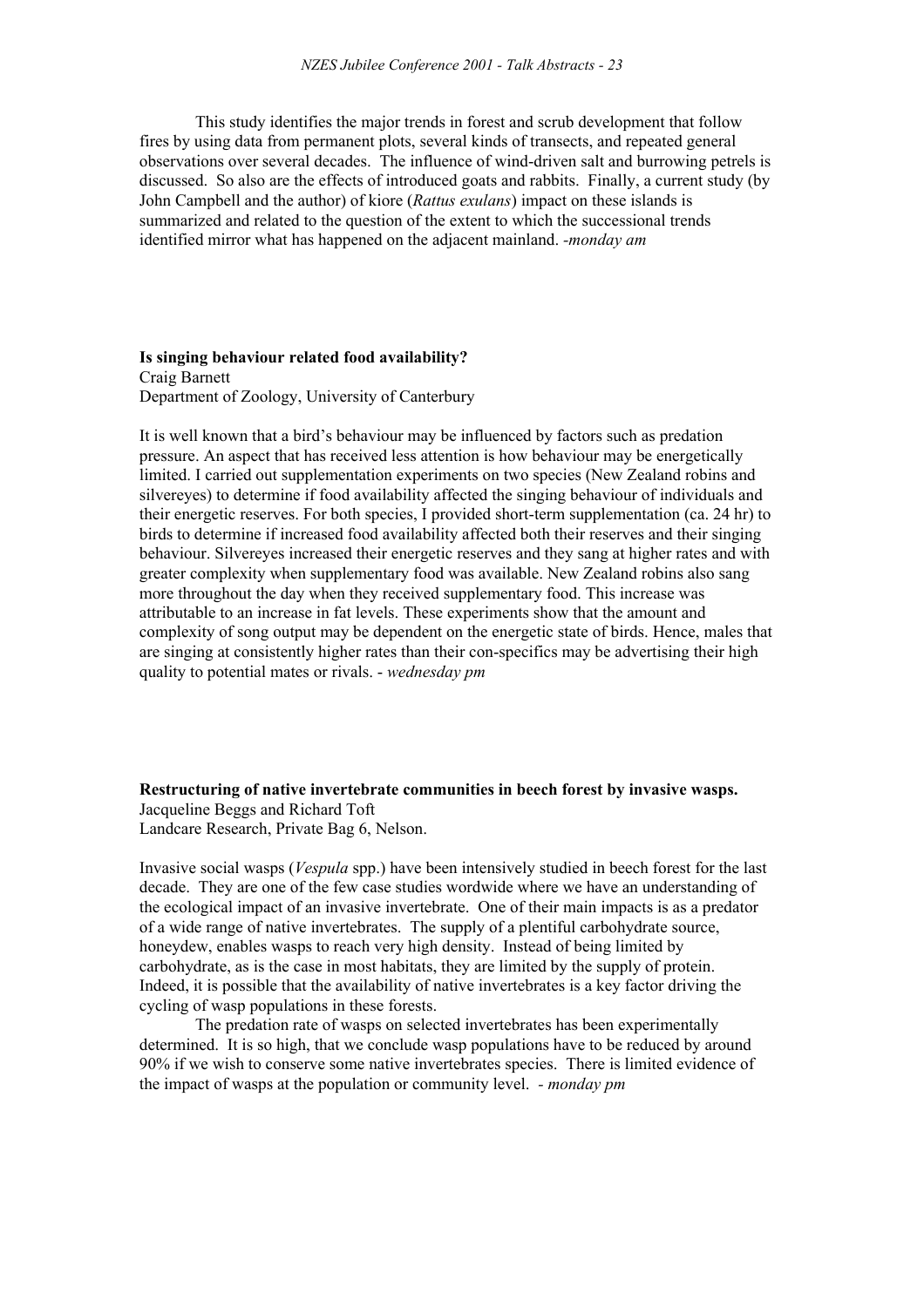This study identifies the major trends in forest and scrub development that follow fires by using data from permanent plots, several kinds of transects, and repeated general observations over several decades. The influence of wind-driven salt and burrowing petrels is discussed. So also are the effects of introduced goats and rabbits. Finally, a current study (by John Campbell and the author) of kiore (*Rattus exulans*) impact on these islands is summarized and related to the question of the extent to which the successional trends identified mirror what has happened on the adjacent mainland. -*monday am*

**Is singing behaviour related food availability?**
Craig Barnett
Department of Zoology, University of Canterbury

It is well known that a bird's behaviour may be influenced by factors such as predation pressure. An aspect that has received less attention is how behaviour may be energetically limited. I carried out supplementation experiments on two species (New Zealand robins and silvereyes) to determine if food availability affected the singing behaviour of individuals and their energetic reserves. For both species, I provided short-term supplementation (ca. 24 hr) to birds to determine if increased food availability affected both their reserves and their singing behaviour. Silvereyes increased their energetic reserves and they sang at higher rates and with greater complexity when supplementary food was available. New Zealand robins also sang more throughout the day when they received supplementary food. This increase was attributable to an increase in fat levels. These experiments show that the amount and complexity of song output may be dependent on the energetic state of birds. Hence, males that are singing at consistently higher rates than their con-specifics may be advertising their high quality to potential mates or rivals. - *wednesday pm*

**Restructuring of native invertebrate communities in beech forest by invasive wasps.**
Jacqueline Beggs and Richard Toft
Landcare Research, Private Bag 6, Nelson.

Invasive social wasps (*Vespula* spp.) have been intensively studied in beech forest for the last decade. They are one of the few case studies wordwide where we have an understanding of the ecological impact of an invasive invertebrate. One of their main impacts is as a predator of a wide range of native invertebrates. The supply of a plentiful carbohydrate source, honeydew, enables wasps to reach very high density. Instead of being limited by carbohydrate, as is the case in most habitats, they are limited by the supply of protein. Indeed, it is possible that the availability of native invertebrates is a key factor driving the cycling of wasp populations in these forests.

The predation rate of wasps on selected invertebrates has been experimentally determined. It is so high, that we conclude wasp populations have to be reduced by around 90% if we wish to conserve some native invertebrates species. There is limited evidence of the impact of wasps at the population or community level. - *monday pm*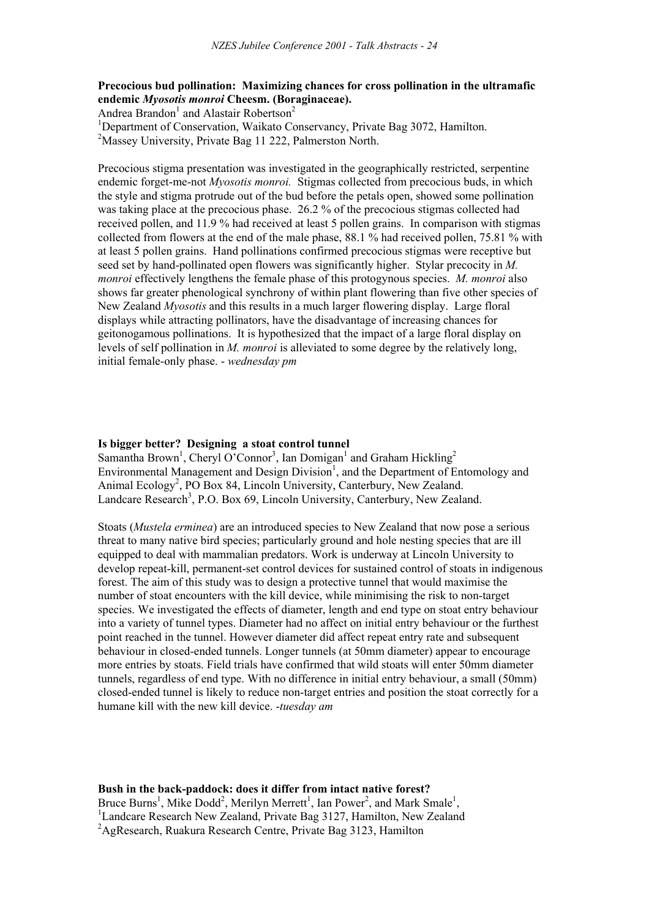**Precocious bud pollination: Maximizing chances for cross pollination in the ultramafic endemic *Myosotis monroi* Cheesm. (Boraginaceae).**

Andrea Brandon[1] and Alastair Robertson[2]

[1]Department of Conservation, Waikato Conservancy, Private Bag 3072, Hamilton.
[2]Massey University, Private Bag 11 222, Palmerston North.

Precocious stigma presentation was investigated in the geographically restricted, serpentine endemic forget-me-not *Myosotis monroi.* Stigmas collected from precocious buds, in which the style and stigma protrude out of the bud before the petals open, showed some pollination was taking place at the precocious phase. 26.2 % of the precocious stigmas collected had received pollen, and 11.9 % had received at least 5 pollen grains. In comparison with stigmas collected from flowers at the end of the male phase, 88.1 % had received pollen, 75.81 % with at least 5 pollen grains. Hand pollinations confirmed precocious stigmas were receptive but seed set by hand-pollinated open flowers was significantly higher. Stylar precocity in *M. monroi* effectively lengthens the female phase of this protogynous species. *M. monroi* also shows far greater phenological synchrony of within plant flowering than five other species of New Zealand *Myosotis* and this results in a much larger flowering display. Large floral displays while attracting pollinators, have the disadvantage of increasing chances for geitonogamous pollinations. It is hypothesized that the impact of a large floral display on levels of self pollination in *M. monroi* is alleviated to some degree by the relatively long, initial female-only phase. - *wednesday pm*

**Is bigger better? Designing a stoat control tunnel**

Samantha Brown[1], Cheryl O'Connor[3], Ian Domigan[1] and Graham Hickling[2]
Environmental Management and Design Division[1], and the Department of Entomology and Animal Ecology[2], PO Box 84, Lincoln University, Canterbury, New Zealand.
Landcare Research[3], P.O. Box 69, Lincoln University, Canterbury, New Zealand.

Stoats (*Mustela erminea*) are an introduced species to New Zealand that now pose a serious threat to many native bird species; particularly ground and hole nesting species that are ill equipped to deal with mammalian predators. Work is underway at Lincoln University to develop repeat-kill, permanent-set control devices for sustained control of stoats in indigenous forest. The aim of this study was to design a protective tunnel that would maximise the number of stoat encounters with the kill device, while minimising the risk to non-target species. We investigated the effects of diameter, length and end type on stoat entry behaviour into a variety of tunnel types. Diameter had no affect on initial entry behaviour or the furthest point reached in the tunnel. However diameter did affect repeat entry rate and subsequent behaviour in closed-ended tunnels. Longer tunnels (at 50mm diameter) appear to encourage more entries by stoats. Field trials have confirmed that wild stoats will enter 50mm diameter tunnels, regardless of end type. With no difference in initial entry behaviour, a small (50mm) closed-ended tunnel is likely to reduce non-target entries and position the stoat correctly for a humane kill with the new kill device. -*tuesday am*

**Bush in the back-paddock: does it differ from intact native forest?**

Bruce Burns[1], Mike Dodd[2], Merilyn Merrett[1], Ian Power[2], and Mark Smale[1],
[1]Landcare Research New Zealand, Private Bag 3127, Hamilton, New Zealand
[2]AgResearch, Ruakura Research Centre, Private Bag 3123, Hamilton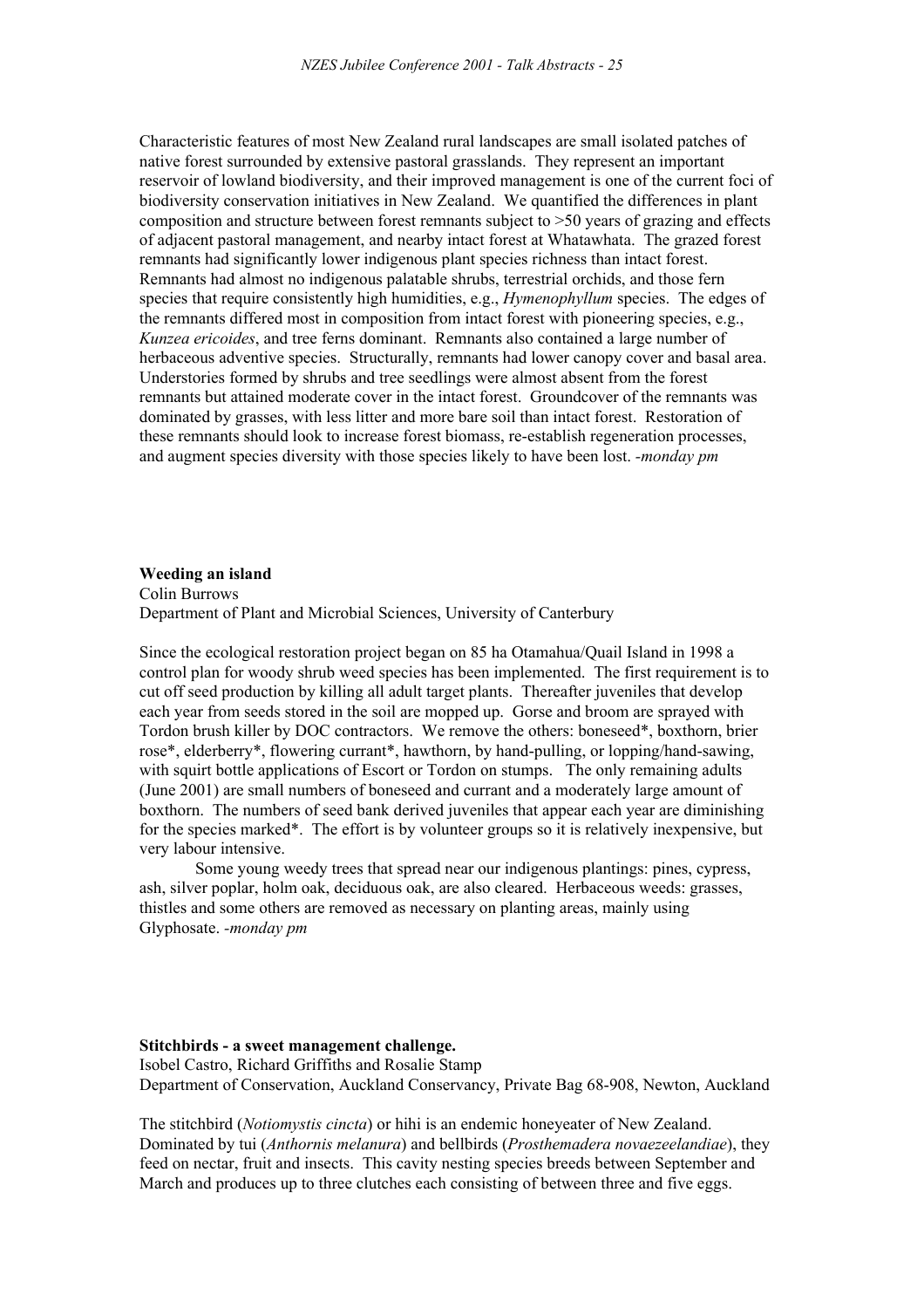Characteristic features of most New Zealand rural landscapes are small isolated patches of native forest surrounded by extensive pastoral grasslands. They represent an important reservoir of lowland biodiversity, and their improved management is one of the current foci of biodiversity conservation initiatives in New Zealand. We quantified the differences in plant composition and structure between forest remnants subject to >50 years of grazing and effects of adjacent pastoral management, and nearby intact forest at Whatawhata. The grazed forest remnants had significantly lower indigenous plant species richness than intact forest. Remnants had almost no indigenous palatable shrubs, terrestrial orchids, and those fern species that require consistently high humidities, e.g., *Hymenophyllum* species. The edges of the remnants differed most in composition from intact forest with pioneering species, e.g., *Kunzea ericoides*, and tree ferns dominant. Remnants also contained a large number of herbaceous adventive species. Structurally, remnants had lower canopy cover and basal area. Understories formed by shrubs and tree seedlings were almost absent from the forest remnants but attained moderate cover in the intact forest. Groundcover of the remnants was dominated by grasses, with less litter and more bare soil than intact forest. Restoration of these remnants should look to increase forest biomass, re-establish regeneration processes, and augment species diversity with those species likely to have been lost. *-monday pm*

**Weeding an island**
Colin Burrows
Department of Plant and Microbial Sciences, University of Canterbury

Since the ecological restoration project began on 85 ha Otamahua/Quail Island in 1998 a control plan for woody shrub weed species has been implemented. The first requirement is to cut off seed production by killing all adult target plants. Thereafter juveniles that develop each year from seeds stored in the soil are mopped up. Gorse and broom are sprayed with Tordon brush killer by DOC contractors. We remove the others: boneseed*, boxthorn, brier rose*, elderberry*, flowering currant*, hawthorn, by hand-pulling, or lopping/hand-sawing, with squirt bottle applications of Escort or Tordon on stumps. The only remaining adults (June 2001) are small numbers of boneseed and currant and a moderately large amount of boxthorn. The numbers of seed bank derived juveniles that appear each year are diminishing for the species marked*. The effort is by volunteer groups so it is relatively inexpensive, but very labour intensive.

Some young weedy trees that spread near our indigenous plantings: pines, cypress, ash, silver poplar, holm oak, deciduous oak, are also cleared. Herbaceous weeds: grasses, thistles and some others are removed as necessary on planting areas, mainly using Glyphosate. *-monday pm*

**Stitchbirds - a sweet management challenge.**
Isobel Castro, Richard Griffiths and Rosalie Stamp
Department of Conservation, Auckland Conservancy, Private Bag 68-908, Newton, Auckland

The stitchbird (*Notiomystis cincta*) or hihi is an endemic honeyeater of New Zealand. Dominated by tui (*Anthornis melanura*) and bellbirds (*Prosthemadera novaezeelandiae*), they feed on nectar, fruit and insects. This cavity nesting species breeds between September and March and produces up to three clutches each consisting of between three and five eggs.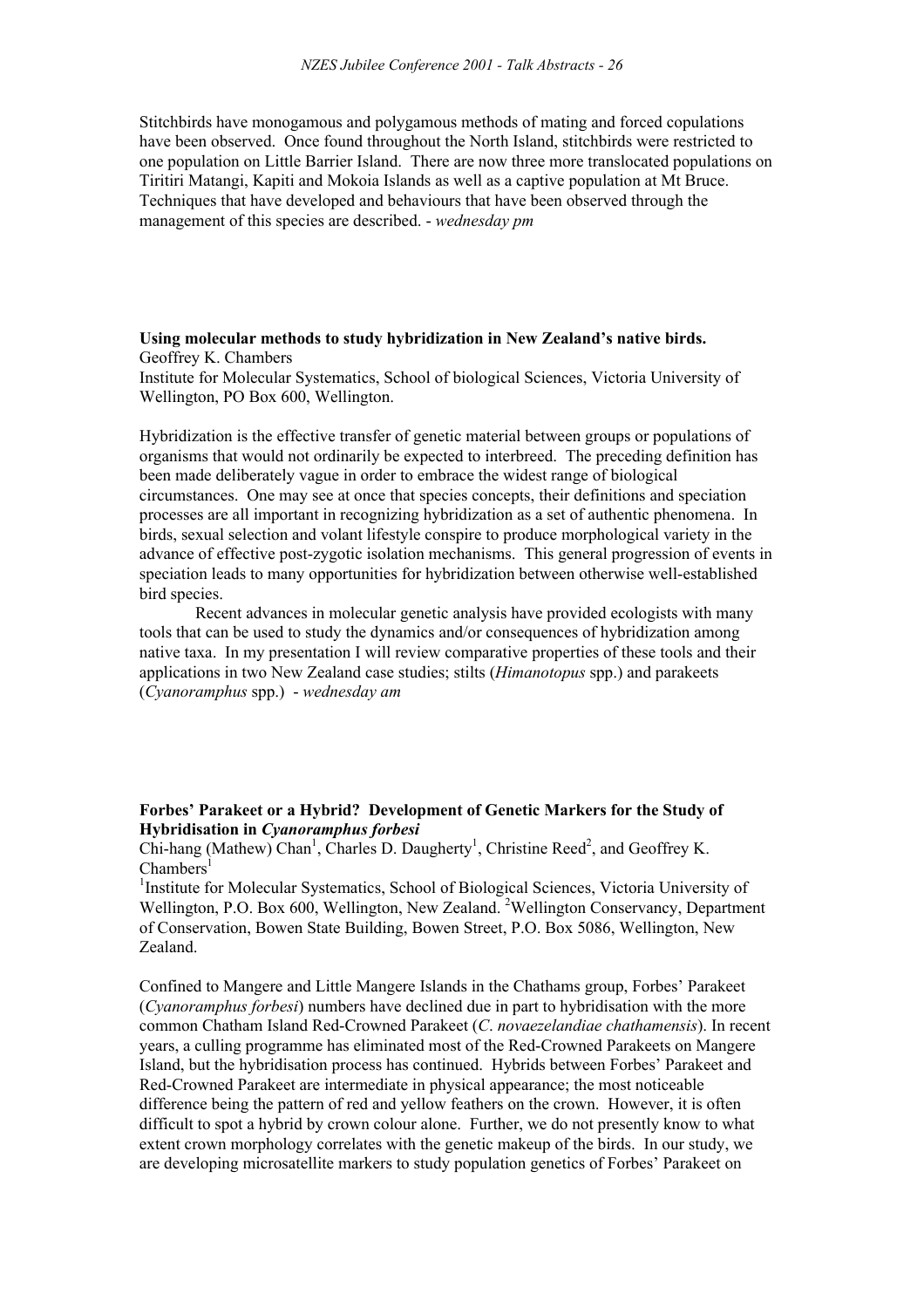Stitchbirds have monogamous and polygamous methods of mating and forced copulations have been observed. Once found throughout the North Island, stitchbirds were restricted to one population on Little Barrier Island. There are now three more translocated populations on Tiritiri Matangi, Kapiti and Mokoia Islands as well as a captive population at Mt Bruce. Techniques that have developed and behaviours that have been observed through the management of this species are described. - *wednesday pm*

**Using molecular methods to study hybridization in New Zealand's native birds.**
Geoffrey K. Chambers
Institute for Molecular Systematics, School of biological Sciences, Victoria University of Wellington, PO Box 600, Wellington.

Hybridization is the effective transfer of genetic material between groups or populations of organisms that would not ordinarily be expected to interbreed. The preceding definition has been made deliberately vague in order to embrace the widest range of biological circumstances. One may see at once that species concepts, their definitions and speciation processes are all important in recognizing hybridization as a set of authentic phenomena. In birds, sexual selection and volant lifestyle conspire to produce morphological variety in the advance of effective post-zygotic isolation mechanisms. This general progression of events in speciation leads to many opportunities for hybridization between otherwise well-established bird species.

Recent advances in molecular genetic analysis have provided ecologists with many tools that can be used to study the dynamics and/or consequences of hybridization among native taxa. In my presentation I will review comparative properties of these tools and their applications in two New Zealand case studies; stilts (*Himanotopus* spp.) and parakeets (*Cyanoramphus* spp.) - *wednesday am*

**Forbes' Parakeet or a Hybrid? Development of Genetic Markers for the Study of Hybridisation in *Cyanoramphus forbesi***
Chi-hang (Mathew) Chan[1], Charles D. Daugherty[1], Christine Reed[2], and Geoffrey K. Chambers[1]
[1]Institute for Molecular Systematics, School of Biological Sciences, Victoria University of Wellington, P.O. Box 600, Wellington, New Zealand. [2]Wellington Conservancy, Department of Conservation, Bowen State Building, Bowen Street, P.O. Box 5086, Wellington, New Zealand.

Confined to Mangere and Little Mangere Islands in the Chathams group, Forbes' Parakeet (*Cyanoramphus forbesi*) numbers have declined due in part to hybridisation with the more common Chatham Island Red-Crowned Parakeet (*C. novaezelandiae chathamensis*). In recent years, a culling programme has eliminated most of the Red-Crowned Parakeets on Mangere Island, but the hybridisation process has continued. Hybrids between Forbes' Parakeet and Red-Crowned Parakeet are intermediate in physical appearance; the most noticeable difference being the pattern of red and yellow feathers on the crown. However, it is often difficult to spot a hybrid by crown colour alone. Further, we do not presently know to what extent crown morphology correlates with the genetic makeup of the birds. In our study, we are developing microsatellite markers to study population genetics of Forbes' Parakeet on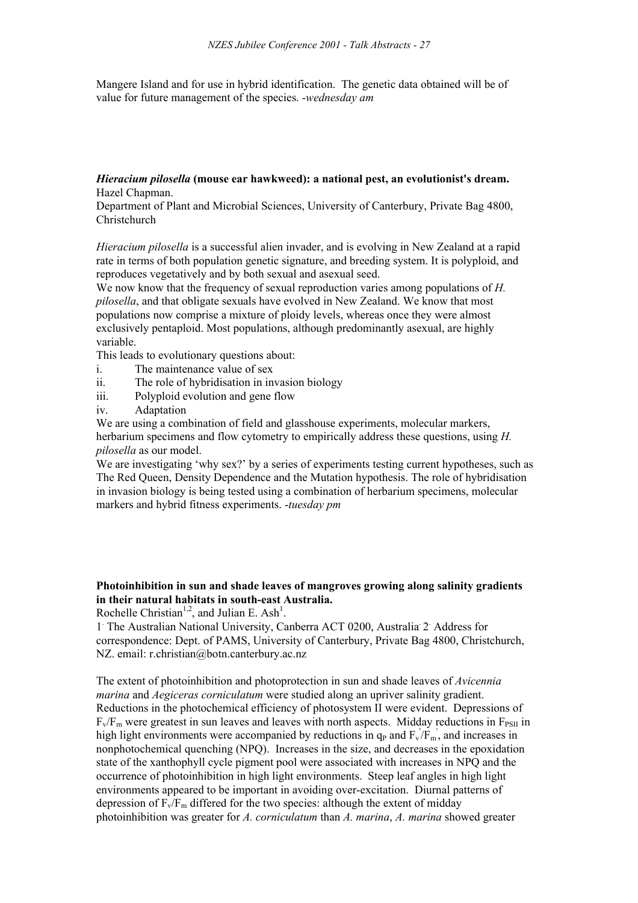Mangere Island and for use in hybrid identification. The genetic data obtained will be of value for future management of the species. -*wednesday am*

### ***Hieracium pilosella*** **(mouse ear hawkweed): a national pest, an evolutionist's dream.**

Hazel Chapman.

Department of Plant and Microbial Sciences, University of Canterbury, Private Bag 4800, Christchurch

*Hieracium pilosella* is a successful alien invader, and is evolving in New Zealand at a rapid rate in terms of both population genetic signature, and breeding system. It is polyploid, and reproduces vegetatively and by both sexual and asexual seed.

We now know that the frequency of sexual reproduction varies among populations of *H. pilosella*, and that obligate sexuals have evolved in New Zealand. We know that most populations now comprise a mixture of ploidy levels, whereas once they were almost exclusively pentaploid. Most populations, although predominantly asexual, are highly variable.

This leads to evolutionary questions about:

i. The maintenance value of sex
ii. The role of hybridisation in invasion biology
iii. Polyploid evolution and gene flow
iv. Adaptation

We are using a combination of field and glasshouse experiments, molecular markers, herbarium specimens and flow cytometry to empirically address these questions, using *H. pilosella* as our model.

We are investigating 'why sex?' by a series of experiments testing current hypotheses, such as The Red Queen, Density Dependence and the Mutation hypothesis. The role of hybridisation in invasion biology is being tested using a combination of herbarium specimens, molecular markers and hybrid fitness experiments. -*tuesday pm*

### **Photoinhibition in sun and shade leaves of mangroves growing along salinity gradients in their natural habitats in south-east Australia.**

Rochelle Christian[1,2], and Julian E. Ash[1].

1. The Australian National University, Canberra ACT 0200, Australia. 2. Address for correspondence: Dept. of PAMS, University of Canterbury, Private Bag 4800, Christchurch, NZ. email: r.christian@botn.canterbury.ac.nz

The extent of photoinhibition and photoprotection in sun and shade leaves of *Avicennia marina* and *Aegiceras corniculatum* were studied along an upriver salinity gradient. Reductions in the photochemical efficiency of photosystem II were evident. Depressions of $F_v/F_m$ were greatest in sun leaves and leaves with north aspects. Midday reductions in $F_{PSII}$ in high light environments were accompanied by reductions in $q_P$ and $F_v'/F_m'$, and increases in nonphotochemical quenching (NPQ). Increases in the size, and decreases in the epoxidation state of the xanthophyll cycle pigment pool were associated with increases in NPQ and the occurrence of photoinhibition in high light environments. Steep leaf angles in high light environments appeared to be important in avoiding over-excitation. Diurnal patterns of depression of $F_v/F_m$ differed for the two species: although the extent of midday photoinhibition was greater for *A. corniculatum* than *A. marina*, *A. marina* showed greater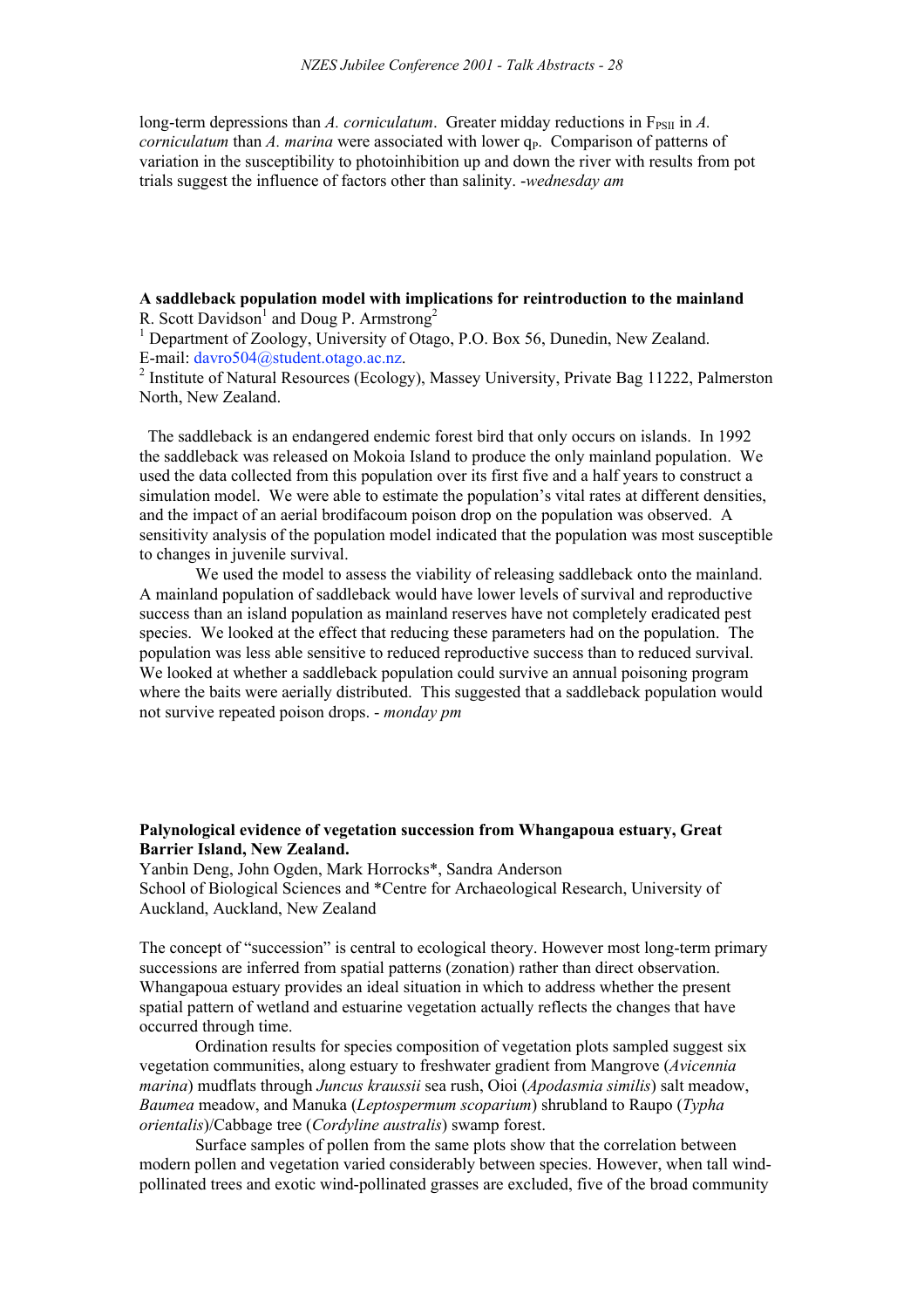long-term depressions than *A. corniculatum*. Greater midday reductions in $F_{PSII}$ in *A. corniculatum* than *A. marina* were associated with lower $q_P$. Comparison of patterns of variation in the susceptibility to photoinhibition up and down the river with results from pot trials suggest the influence of factors other than salinity. -*wednesday am*

**A saddleback population model with implications for reintroduction to the mainland**
R. Scott Davidson[1] and Doug P. Armstrong[2]
[1] Department of Zoology, University of Otago, P.O. Box 56, Dunedin, New Zealand. E-mail: davro504@student.otago.ac.nz.
[2] Institute of Natural Resources (Ecology), Massey University, Private Bag 11222, Palmerston North, New Zealand.

The saddleback is an endangered endemic forest bird that only occurs on islands. In 1992 the saddleback was released on Mokoia Island to produce the only mainland population. We used the data collected from this population over its first five and a half years to construct a simulation model. We were able to estimate the population's vital rates at different densities, and the impact of an aerial brodifacoum poison drop on the population was observed. A sensitivity analysis of the population model indicated that the population was most susceptible to changes in juvenile survival.

We used the model to assess the viability of releasing saddleback onto the mainland. A mainland population of saddleback would have lower levels of survival and reproductive success than an island population as mainland reserves have not completely eradicated pest species. We looked at the effect that reducing these parameters had on the population. The population was less able sensitive to reduced reproductive success than to reduced survival. We looked at whether a saddleback population could survive an annual poisoning program where the baits were aerially distributed. This suggested that a saddleback population would not survive repeated poison drops. - *monday pm*

**Palynological evidence of vegetation succession from Whangapoua estuary, Great Barrier Island, New Zealand.**
Yanbin Deng, John Ogden, Mark Horrocks*, Sandra Anderson
School of Biological Sciences and *Centre for Archaeological Research, University of Auckland, Auckland, New Zealand

The concept of "succession" is central to ecological theory. However most long-term primary successions are inferred from spatial patterns (zonation) rather than direct observation. Whangapoua estuary provides an ideal situation in which to address whether the present spatial pattern of wetland and estuarine vegetation actually reflects the changes that have occurred through time.

Ordination results for species composition of vegetation plots sampled suggest six vegetation communities, along estuary to freshwater gradient from Mangrove (*Avicennia marina*) mudflats through *Juncus kraussii* sea rush, Oioi (*Apodasmia similis*) salt meadow, *Baumea* meadow, and Manuka (*Leptospermum scoparium*) shrubland to Raupo (*Typha orientalis*)/Cabbage tree (*Cordyline australis*) swamp forest.

Surface samples of pollen from the same plots show that the correlation between modern pollen and vegetation varied considerably between species. However, when tall wind-pollinated trees and exotic wind-pollinated grasses are excluded, five of the broad community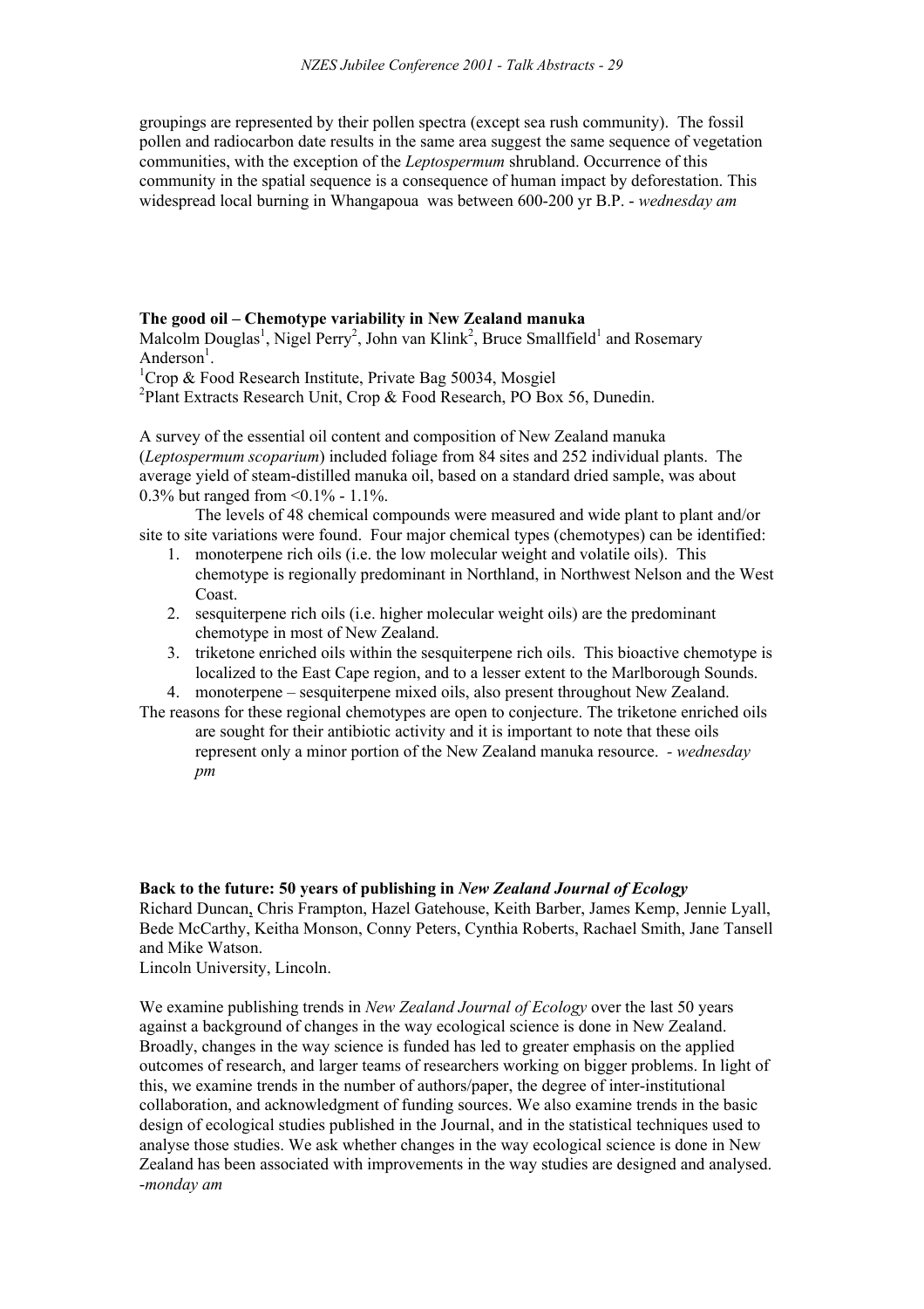groupings are represented by their pollen spectra (except sea rush community). The fossil pollen and radiocarbon date results in the same area suggest the same sequence of vegetation communities, with the exception of the *Leptospermum* shrubland. Occurrence of this community in the spatial sequence is a consequence of human impact by deforestation. This widespread local burning in Whangapoua was between 600-200 yr B.P. - *wednesday am*

**The good oil – Chemotype variability in New Zealand manuka**

Malcolm Douglas[1], Nigel Perry[2], John van Klink[2], Bruce Smallfield[1] and Rosemary Anderson[1].

[1]Crop & Food Research Institute, Private Bag 50034, Mosgiel

[2]Plant Extracts Research Unit, Crop & Food Research, PO Box 56, Dunedin.

A survey of the essential oil content and composition of New Zealand manuka (*Leptospermum scoparium*) included foliage from 84 sites and 252 individual plants. The average yield of steam-distilled manuka oil, based on a standard dried sample, was about 0.3% but ranged from <0.1% - 1.1%.

The levels of 48 chemical compounds were measured and wide plant to plant and/or site to site variations were found. Four major chemical types (chemotypes) can be identified:

1. monoterpene rich oils (i.e. the low molecular weight and volatile oils). This chemotype is regionally predominant in Northland, in Northwest Nelson and the West Coast.
2. sesquiterpene rich oils (i.e. higher molecular weight oils) are the predominant chemotype in most of New Zealand.
3. triketone enriched oils within the sesquiterpene rich oils. This bioactive chemotype is localized to the East Cape region, and to a lesser extent to the Marlborough Sounds.
4. monoterpene – sesquiterpene mixed oils, also present throughout New Zealand.

The reasons for these regional chemotypes are open to conjecture. The triketone enriched oils are sought for their antibiotic activity and it is important to note that these oils represent only a minor portion of the New Zealand manuka resource. *- wednesday pm*

**Back to the future: 50 years of publishing in *New Zealand Journal of Ecology***

Richard Duncan, Chris Frampton, Hazel Gatehouse, Keith Barber, James Kemp, Jennie Lyall, Bede McCarthy, Keitha Monson, Conny Peters, Cynthia Roberts, Rachael Smith, Jane Tansell and Mike Watson.

Lincoln University, Lincoln.

We examine publishing trends in *New Zealand Journal of Ecology* over the last 50 years against a background of changes in the way ecological science is done in New Zealand. Broadly, changes in the way science is funded has led to greater emphasis on the applied outcomes of research, and larger teams of researchers working on bigger problems. In light of this, we examine trends in the number of authors/paper, the degree of inter-institutional collaboration, and acknowledgment of funding sources. We also examine trends in the basic design of ecological studies published in the Journal, and in the statistical techniques used to analyse those studies. We ask whether changes in the way ecological science is done in New Zealand has been associated with improvements in the way studies are designed and analysed. -*monday am*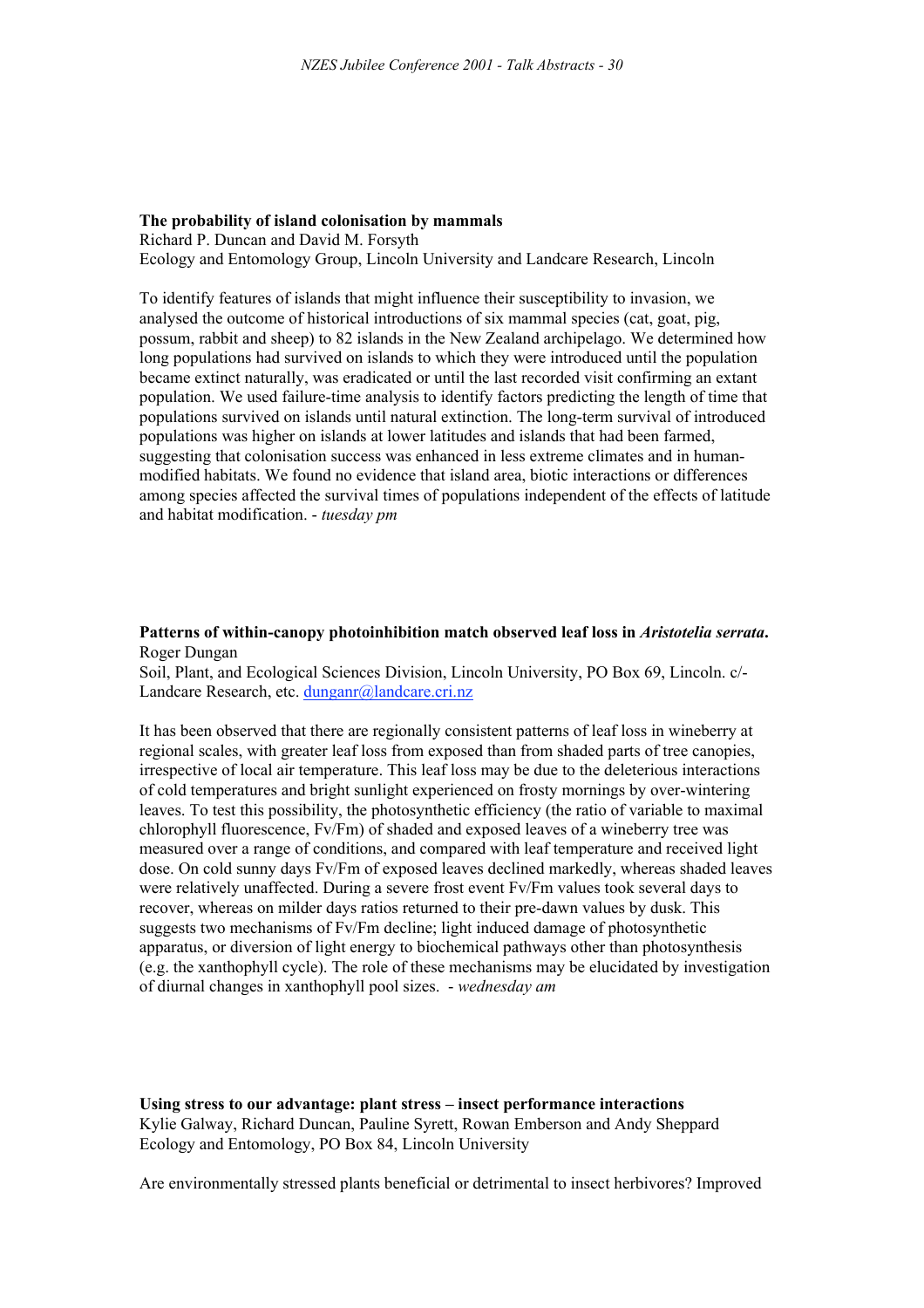**The probability of island colonisation by mammals**
Richard P. Duncan and David M. Forsyth
Ecology and Entomology Group, Lincoln University and Landcare Research, Lincoln

To identify features of islands that might influence their susceptibility to invasion, we analysed the outcome of historical introductions of six mammal species (cat, goat, pig, possum, rabbit and sheep) to 82 islands in the New Zealand archipelago. We determined how long populations had survived on islands to which they were introduced until the population became extinct naturally, was eradicated or until the last recorded visit confirming an extant population. We used failure-time analysis to identify factors predicting the length of time that populations survived on islands until natural extinction. The long-term survival of introduced populations was higher on islands at lower latitudes and islands that had been farmed, suggesting that colonisation success was enhanced in less extreme climates and in human-modified habitats. We found no evidence that island area, biotic interactions or differences among species affected the survival times of populations independent of the effects of latitude and habitat modification. - *tuesday pm*

**Patterns of within-canopy photoinhibition match observed leaf loss in *Aristotelia serrata*.**
Roger Dungan
Soil, Plant, and Ecological Sciences Division, Lincoln University, PO Box 69, Lincoln. c/- Landcare Research, etc. dunganr@landcare.cri.nz

It has been observed that there are regionally consistent patterns of leaf loss in wineberry at regional scales, with greater leaf loss from exposed than from shaded parts of tree canopies, irrespective of local air temperature. This leaf loss may be due to the deleterious interactions of cold temperatures and bright sunlight experienced on frosty mornings by over-wintering leaves. To test this possibility, the photosynthetic efficiency (the ratio of variable to maximal chlorophyll fluorescence, $F_v/F_m$) of shaded and exposed leaves of a wineberry tree was measured over a range of conditions, and compared with leaf temperature and received light dose. On cold sunny days $F_v/F_m$ of exposed leaves declined markedly, whereas shaded leaves were relatively unaffected. During a severe frost event $F_v/F_m$ values took several days to recover, whereas on milder days ratios returned to their pre-dawn values by dusk. This suggests two mechanisms of $F_v/F_m$ decline; light induced damage of photosynthetic apparatus, or diversion of light energy to biochemical pathways other than photosynthesis (e.g. the xanthophyll cycle). The role of these mechanisms may be elucidated by investigation of diurnal changes in xanthophyll pool sizes. - *wednesday am*

**Using stress to our advantage: plant stress – insect performance interactions**
Kylie Galway, Richard Duncan, Pauline Syrett, Rowan Emberson and Andy Sheppard
Ecology and Entomology, PO Box 84, Lincoln University

Are environmentally stressed plants beneficial or detrimental to insect herbivores? Improved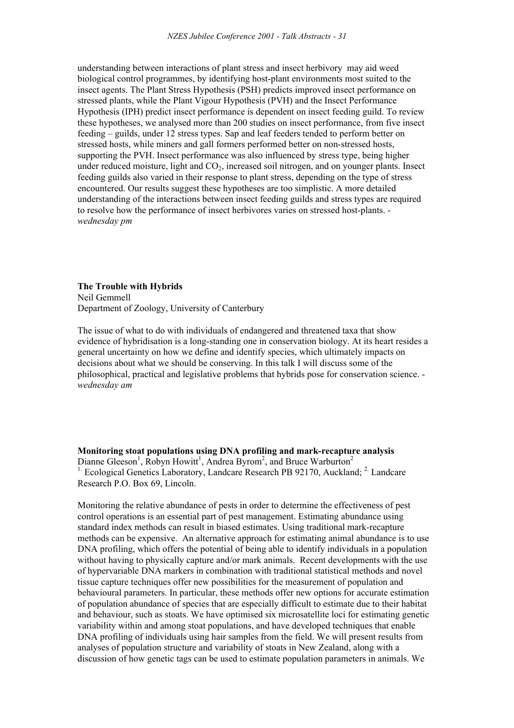understanding between interactions of plant stress and insect herbivory may aid weed biological control programmes, by identifying host-plant environments most suited to the insect agents. The Plant Stress Hypothesis (PSH) predicts improved insect performance on stressed plants, while the Plant Vigour Hypothesis (PVH) and the Insect Performance Hypothesis (IPH) predict insect performance is dependent on insect feeding guild. To review these hypotheses, we analysed more than 200 studies on insect performance, from five insect feeding – guilds, under 12 stress types. Sap and leaf feeders tended to perform better on stressed hosts, while miners and gall formers performed better on non-stressed hosts, supporting the PVH. Insect performance was also influenced by stress type, being higher under reduced moisture, light and $CO_2$, increased soil nitrogen, and on younger plants. Insect feeding guilds also varied in their response to plant stress, depending on the type of stress encountered. Our results suggest these hypotheses are too simplistic. A more detailed understanding of the interactions between insect feeding guilds and stress types are required to resolve how the performance of insect herbivores varies on stressed host-plants. - *wednesday pm*

**The Trouble with Hybrids**
Neil Gemmell
Department of Zoology, University of Canterbury

The issue of what to do with individuals of endangered and threatened taxa that show evidence of hybridisation is a long-standing one in conservation biology. At its heart resides a general uncertainty on how we define and identify species, which ultimately impacts on decisions about what we should be conserving. In this talk I will discuss some of the philosophical, practical and legislative problems that hybrids pose for conservation science. - *wednesday am*

**Monitoring stoat populations using DNA profiling and mark-recapture analysis**
Dianne Gleeson[1], Robyn Howitt[1], Andrea Byrom[2], and Bruce Warburton[2]
[1] Ecological Genetics Laboratory, Landcare Research PB 92170, Auckland; [2] Landcare Research P.O. Box 69, Lincoln.

Monitoring the relative abundance of pests in order to determine the effectiveness of pest control operations is an essential part of pest management. Estimating abundance using standard index methods can result in biased estimates. Using traditional mark-recapture methods can be expensive. An alternative approach for estimating animal abundance is to use DNA profiling, which offers the potential of being able to identify individuals in a population without having to physically capture and/or mark animals. Recent developments with the use of hypervariable DNA markers in combination with traditional statistical methods and novel tissue capture techniques offer new possibilities for the measurement of population and behavioural parameters. In particular, these methods offer new options for accurate estimation of population abundance of species that are especially difficult to estimate due to their habitat and behaviour, such as stoats. We have optimised six microsatellite loci for estimating genetic variability within and among stoat populations, and have developed techniques that enable DNA profiling of individuals using hair samples from the field. We will present results from analyses of population structure and variability of stoats in New Zealand, along with a discussion of how genetic tags can be used to estimate population parameters in animals. We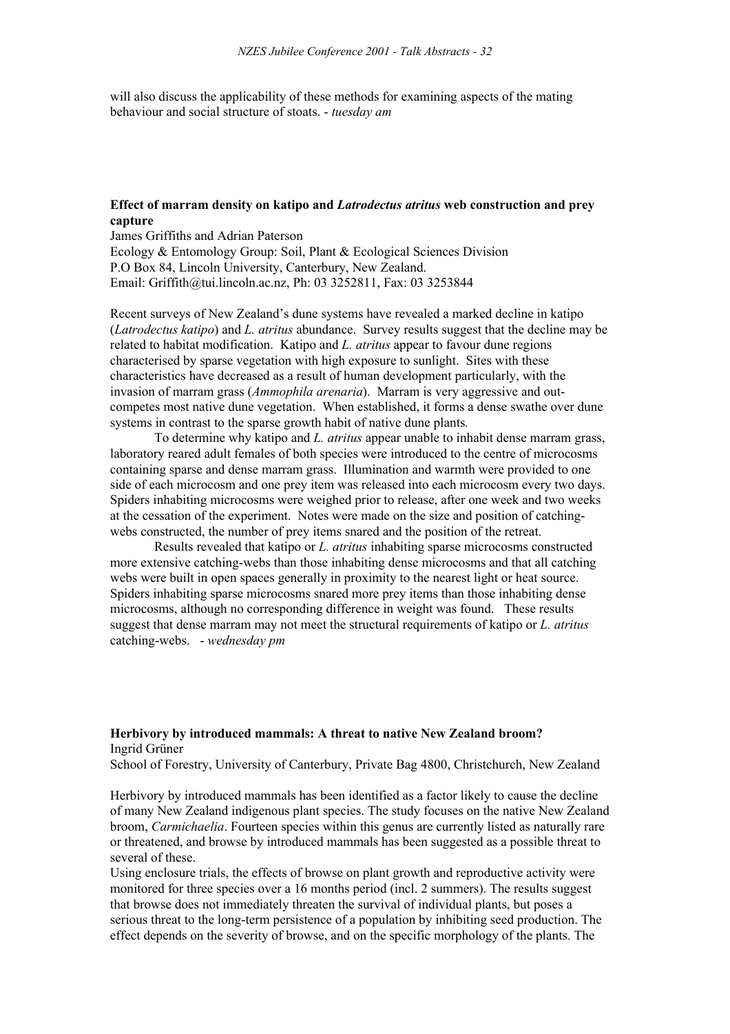will also discuss the applicability of these methods for examining aspects of the mating behaviour and social structure of stoats. - *tuesday am*

## Effect of marram density on katipo and *Latrodectus atritus* web construction and prey capture

James Griffiths and Adrian Paterson
Ecology & Entomology Group: Soil, Plant & Ecological Sciences Division
P.O Box 84, Lincoln University, Canterbury, New Zealand.
Email: Griffith@tui.lincoln.ac.nz, Ph: 03 3252811, Fax: 03 3253844

Recent surveys of New Zealand's dune systems have revealed a marked decline in katipo (*Latrodectus katipo*) and *L. atritus* abundance. Survey results suggest that the decline may be related to habitat modification. Katipo and *L. atritus* appear to favour dune regions characterised by sparse vegetation with high exposure to sunlight. Sites with these characteristics have decreased as a result of human development particularly, with the invasion of marram grass (*Ammophila arenaria*). Marram is very aggressive and out-competes most native dune vegetation. When established, it forms a dense swathe over dune systems in contrast to the sparse growth habit of native dune plants.

To determine why katipo and *L. atritus* appear unable to inhabit dense marram grass, laboratory reared adult females of both species were introduced to the centre of microcosms containing sparse and dense marram grass. Illumination and warmth were provided to one side of each microcosm and one prey item was released into each microcosm every two days. Spiders inhabiting microcosms were weighed prior to release, after one week and two weeks at the cessation of the experiment. Notes were made on the size and position of catching-webs constructed, the number of prey items snared and the position of the retreat.

Results revealed that katipo or *L. atritus* inhabiting sparse microcosms constructed more extensive catching-webs than those inhabiting dense microcosms and that all catching webs were built in open spaces generally in proximity to the nearest light or heat source. Spiders inhabiting sparse microcosms snared more prey items than those inhabiting dense microcosms, although no corresponding difference in weight was found. These results suggest that dense marram may not meet the structural requirements of katipo or *L. atritus* catching-webs. - *wednesday pm*

## Herbivory by introduced mammals: A threat to native New Zealand broom?

Ingrid Grüner
School of Forestry, University of Canterbury, Private Bag 4800, Christchurch, New Zealand

Herbivory by introduced mammals has been identified as a factor likely to cause the decline of many New Zealand indigenous plant species. The study focuses on the native New Zealand broom, *Carmichaelia*. Fourteen species within this genus are currently listed as naturally rare or threatened, and browse by introduced mammals has been suggested as a possible threat to several of these.

Using enclosure trials, the effects of browse on plant growth and reproductive activity were monitored for three species over a 16 months period (incl. 2 summers). The results suggest that browse does not immediately threaten the survival of individual plants, but poses a serious threat to the long-term persistence of a population by inhibiting seed production. The effect depends on the severity of browse, and on the specific morphology of the plants. The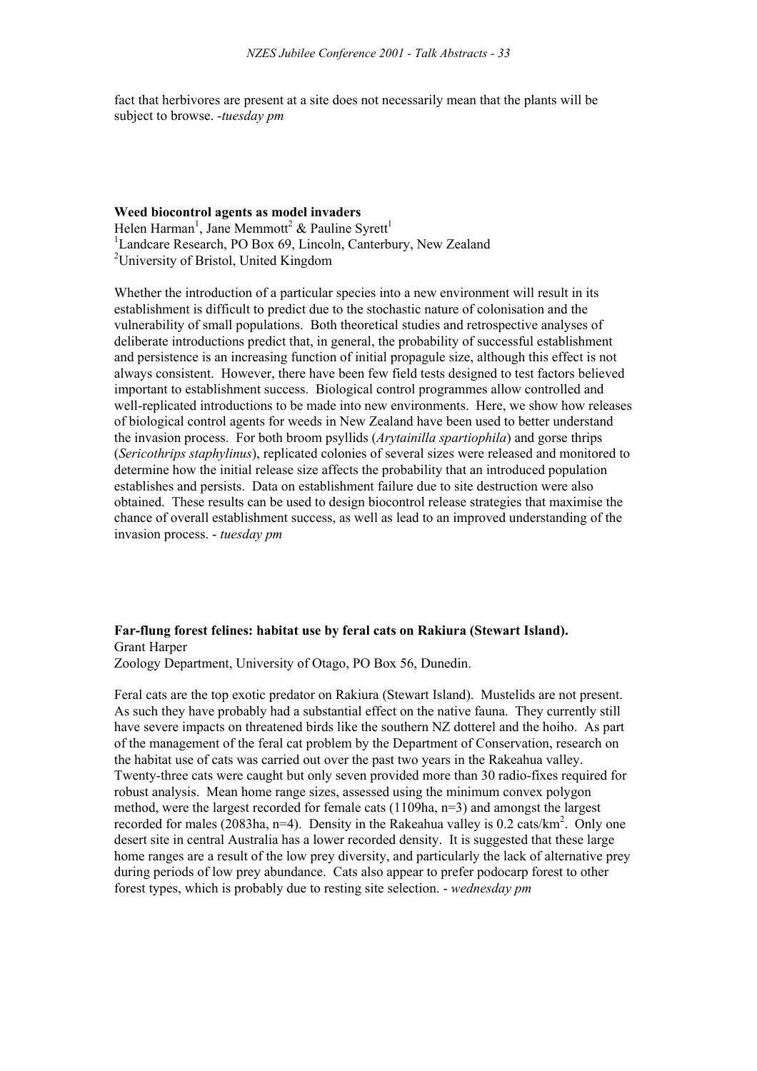fact that herbivores are present at a site does not necessarily mean that the plants will be subject to browse. -*tuesday pm*

**Weed biocontrol agents as model invaders**
Helen Harman[1], Jane Memmott[2] & Pauline Syrett[1]
[1]Landcare Research, PO Box 69, Lincoln, Canterbury, New Zealand
[2]University of Bristol, United Kingdom

Whether the introduction of a particular species into a new environment will result in its establishment is difficult to predict due to the stochastic nature of colonisation and the vulnerability of small populations. Both theoretical studies and retrospective analyses of deliberate introductions predict that, in general, the probability of successful establishment and persistence is an increasing function of initial propagule size, although this effect is not always consistent. However, there have been few field tests designed to test factors believed important to establishment success. Biological control programmes allow controlled and well-replicated introductions to be made into new environments. Here, we show how releases of biological control agents for weeds in New Zealand have been used to better understand the invasion process. For both broom psyllids (*Arytainilla spartiophila*) and gorse thrips (*Sericothrips staphylinus*), replicated colonies of several sizes were released and monitored to determine how the initial release size affects the probability that an introduced population establishes and persists. Data on establishment failure due to site destruction were also obtained. These results can be used to design biocontrol release strategies that maximise the chance of overall establishment success, as well as lead to an improved understanding of the invasion process. - *tuesday pm*

**Far-flung forest felines: habitat use by feral cats on Rakiura (Stewart Island).**
Grant Harper
Zoology Department, University of Otago, PO Box 56, Dunedin.

Feral cats are the top exotic predator on Rakiura (Stewart Island). Mustelids are not present. As such they have probably had a substantial effect on the native fauna. They currently still have severe impacts on threatened birds like the southern NZ dotterel and the hoiho. As part of the management of the feral cat problem by the Department of Conservation, research on the habitat use of cats was carried out over the past two years in the Rakeahua valley. Twenty-three cats were caught but only seven provided more than 30 radio-fixes required for robust analysis. Mean home range sizes, assessed using the minimum convex polygon method, were the largest recorded for female cats (1109ha, n=3) and amongst the largest recorded for males (2083ha, n=4). Density in the Rakeahua valley is 0.2 cats/km$^2$. Only one desert site in central Australia has a lower recorded density. It is suggested that these large home ranges are a result of the low prey diversity, and particularly the lack of alternative prey during periods of low prey abundance. Cats also appear to prefer podocarp forest to other forest types, which is probably due to resting site selection. - *wednesday pm*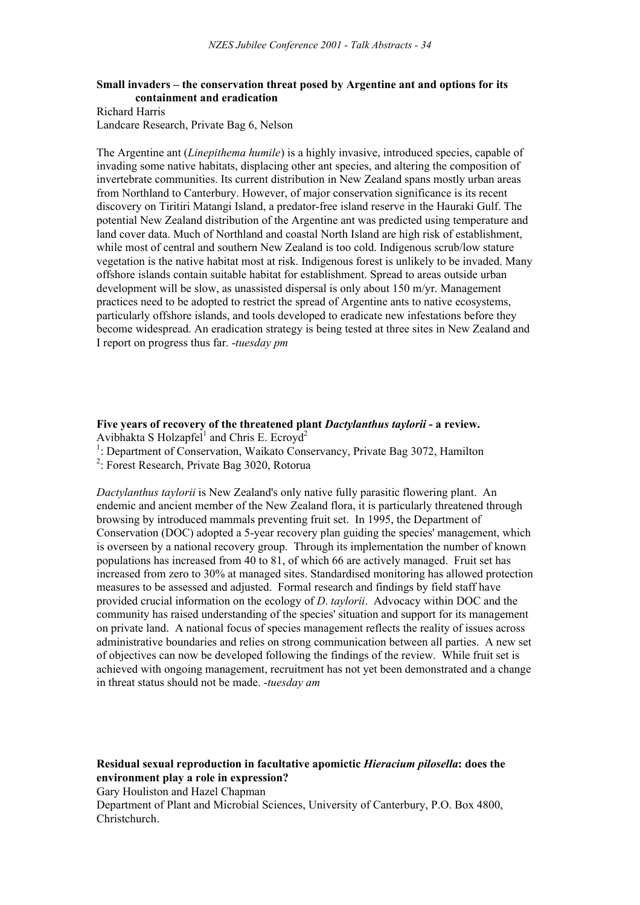**Small invaders – the conservation threat posed by Argentine ant and options for its containment and eradication**

Richard Harris
Landcare Research, Private Bag 6, Nelson

The Argentine ant (*Linepithema humile*) is a highly invasive, introduced species, capable of invading some native habitats, displacing other ant species, and altering the composition of invertebrate communities. Its current distribution in New Zealand spans mostly urban areas from Northland to Canterbury. However, of major conservation significance is its recent discovery on Tiritiri Matangi Island, a predator-free island reserve in the Hauraki Gulf. The potential New Zealand distribution of the Argentine ant was predicted using temperature and land cover data. Much of Northland and coastal North Island are high risk of establishment, while most of central and southern New Zealand is too cold. Indigenous scrub/low stature vegetation is the native habitat most at risk. Indigenous forest is unlikely to be invaded. Many offshore islands contain suitable habitat for establishment. Spread to areas outside urban development will be slow, as unassisted dispersal is only about 150 m/yr. Management practices need to be adopted to restrict the spread of Argentine ants to native ecosystems, particularly offshore islands, and tools developed to eradicate new infestations before they become widespread. An eradication strategy is being tested at three sites in New Zealand and I report on progress thus far. -*tuesday pm*

**Five years of recovery of the threatened plant *Dactylanthus taylorii* - a review.**

Avibhakta S Holzapfel[1] and Chris E. Ecroyd[2]

[1]: Department of Conservation, Waikato Conservancy, Private Bag 3072, Hamilton
[2]: Forest Research, Private Bag 3020, Rotorua

*Dactylanthus taylorii* is New Zealand's only native fully parasitic flowering plant. An endemic and ancient member of the New Zealand flora, it is particularly threatened through browsing by introduced mammals preventing fruit set. In 1995, the Department of Conservation (DOC) adopted a 5-year recovery plan guiding the species' management, which is overseen by a national recovery group. Through its implementation the number of known populations has increased from 40 to 81, of which 66 are actively managed. Fruit set has increased from zero to 30% at managed sites. Standardised monitoring has allowed protection measures to be assessed and adjusted. Formal research and findings by field staff have provided crucial information on the ecology of *D. taylorii*. Advocacy within DOC and the community has raised understanding of the species' situation and support for its management on private land. A national focus of species management reflects the reality of issues across administrative boundaries and relies on strong communication between all parties. A new set of objectives can now be developed following the findings of the review. While fruit set is achieved with ongoing management, recruitment has not yet been demonstrated and a change in threat status should not be made. -*tuesday am*

**Residual sexual reproduction in facultative apomictic *Hieracium pilosella*: does the environment play a role in expression?**

Gary Houliston and Hazel Chapman
Department of Plant and Microbial Sciences, University of Canterbury, P.O. Box 4800, Christchurch.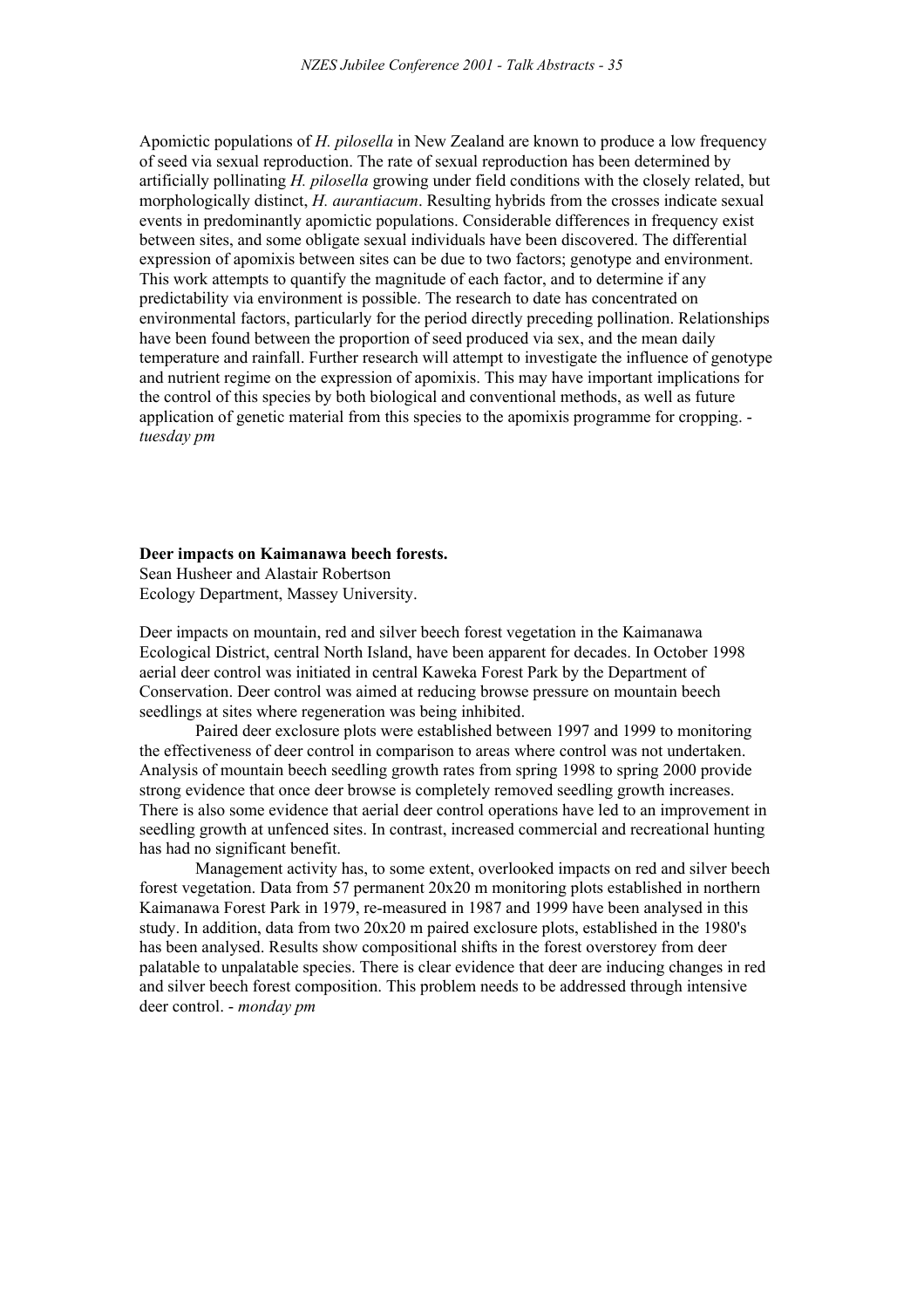Apomictic populations of *H. pilosella* in New Zealand are known to produce a low frequency of seed via sexual reproduction. The rate of sexual reproduction has been determined by artificially pollinating *H. pilosella* growing under field conditions with the closely related, but morphologically distinct, *H. aurantiacum*. Resulting hybrids from the crosses indicate sexual events in predominantly apomictic populations. Considerable differences in frequency exist between sites, and some obligate sexual individuals have been discovered. The differential expression of apomixis between sites can be due to two factors; genotype and environment. This work attempts to quantify the magnitude of each factor, and to determine if any predictability via environment is possible. The research to date has concentrated on environmental factors, particularly for the period directly preceding pollination. Relationships have been found between the proportion of seed produced via sex, and the mean daily temperature and rainfall. Further research will attempt to investigate the influence of genotype and nutrient regime on the expression of apomixis. This may have important implications for the control of this species by both biological and conventional methods, as well as future application of genetic material from this species to the apomixis programme for cropping. - *tuesday pm*

**Deer impacts on Kaimanawa beech forests.**
Sean Husheer and Alastair Robertson
Ecology Department, Massey University.

Deer impacts on mountain, red and silver beech forest vegetation in the Kaimanawa Ecological District, central North Island, have been apparent for decades. In October 1998 aerial deer control was initiated in central Kaweka Forest Park by the Department of Conservation. Deer control was aimed at reducing browse pressure on mountain beech seedlings at sites where regeneration was being inhibited.

Paired deer exclosure plots were established between 1997 and 1999 to monitoring the effectiveness of deer control in comparison to areas where control was not undertaken. Analysis of mountain beech seedling growth rates from spring 1998 to spring 2000 provide strong evidence that once deer browse is completely removed seedling growth increases. There is also some evidence that aerial deer control operations have led to an improvement in seedling growth at unfenced sites. In contrast, increased commercial and recreational hunting has had no significant benefit.

Management activity has, to some extent, overlooked impacts on red and silver beech forest vegetation. Data from 57 permanent 20x20 m monitoring plots established in northern Kaimanawa Forest Park in 1979, re-measured in 1987 and 1999 have been analysed in this study. In addition, data from two 20x20 m paired exclosure plots, established in the 1980's has been analysed. Results show compositional shifts in the forest overstorey from deer palatable to unpalatable species. There is clear evidence that deer are inducing changes in red and silver beech forest composition. This problem needs to be addressed through intensive deer control. - *monday pm*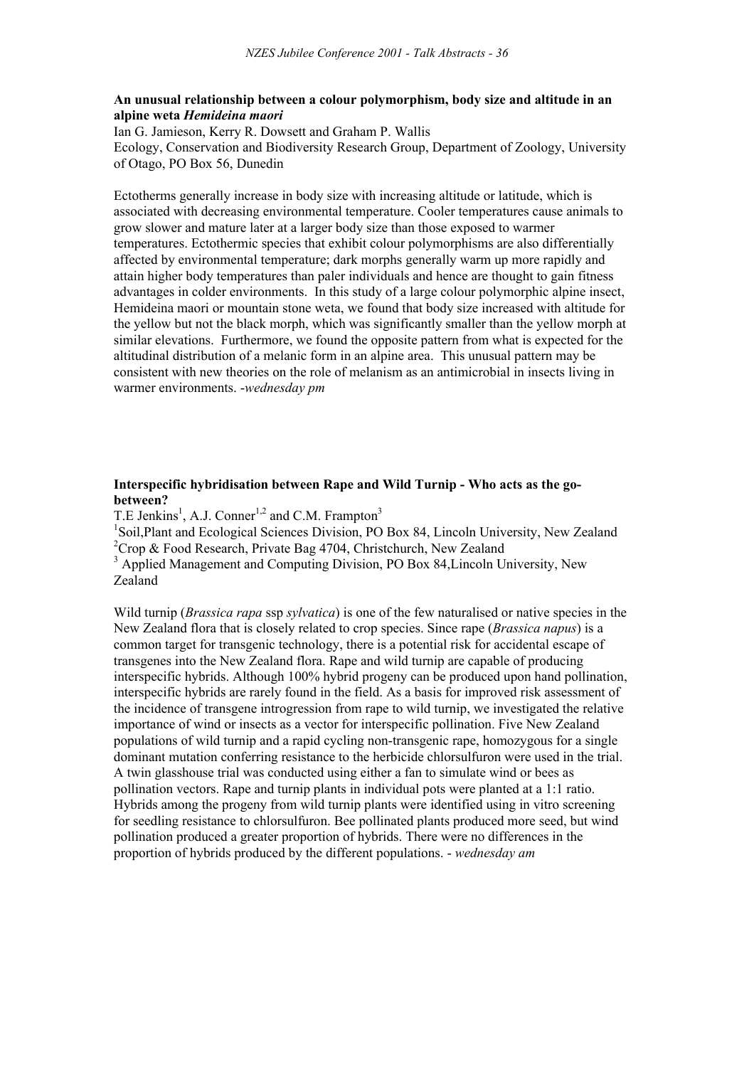**An unusual relationship between a colour polymorphism, body size and altitude in an alpine weta *Hemideina maori***

Ian G. Jamieson, Kerry R. Dowsett and Graham P. Wallis
Ecology, Conservation and Biodiversity Research Group, Department of Zoology, University of Otago, PO Box 56, Dunedin

Ectotherms generally increase in body size with increasing altitude or latitude, which is associated with decreasing environmental temperature. Cooler temperatures cause animals to grow slower and mature later at a larger body size than those exposed to warmer temperatures. Ectothermic species that exhibit colour polymorphisms are also differentially affected by environmental temperature; dark morphs generally warm up more rapidly and attain higher body temperatures than paler individuals and hence are thought to gain fitness advantages in colder environments. In this study of a large colour polymorphic alpine insect, Hemideina maori or mountain stone weta, we found that body size increased with altitude for the yellow but not the black morph, which was significantly smaller than the yellow morph at similar elevations. Furthermore, we found the opposite pattern from what is expected for the altitudinal distribution of a melanic form in an alpine area. This unusual pattern may be consistent with new theories on the role of melanism as an antimicrobial in insects living in warmer environments. -*wednesday pm*

**Interspecific hybridisation between Rape and Wild Turnip - Who acts as the go-between?**

T.E Jenkins[1], A.J. Conner[1,2] and C.M. Frampton[3]

[1]Soil,Plant and Ecological Sciences Division, PO Box 84, Lincoln University, New Zealand
[2]Crop & Food Research, Private Bag 4704, Christchurch, New Zealand
[3] Applied Management and Computing Division, PO Box 84,Lincoln University, New Zealand

Wild turnip (*Brassica rapa* ssp *sylvatica*) is one of the few naturalised or native species in the New Zealand flora that is closely related to crop species. Since rape (*Brassica napus*) is a common target for transgenic technology, there is a potential risk for accidental escape of transgenes into the New Zealand flora. Rape and wild turnip are capable of producing interspecific hybrids. Although 100% hybrid progeny can be produced upon hand pollination, interspecific hybrids are rarely found in the field. As a basis for improved risk assessment of the incidence of transgene introgression from rape to wild turnip, we investigated the relative importance of wind or insects as a vector for interspecific pollination. Five New Zealand populations of wild turnip and a rapid cycling non-transgenic rape, homozygous for a single dominant mutation conferring resistance to the herbicide chlorsulfuron were used in the trial. A twin glasshouse trial was conducted using either a fan to simulate wind or bees as pollination vectors. Rape and turnip plants in individual pots were planted at a 1:1 ratio. Hybrids among the progeny from wild turnip plants were identified using in vitro screening for seedling resistance to chlorsulfuron. Bee pollinated plants produced more seed, but wind pollination produced a greater proportion of hybrids. There were no differences in the proportion of hybrids produced by the different populations. - *wednesday am*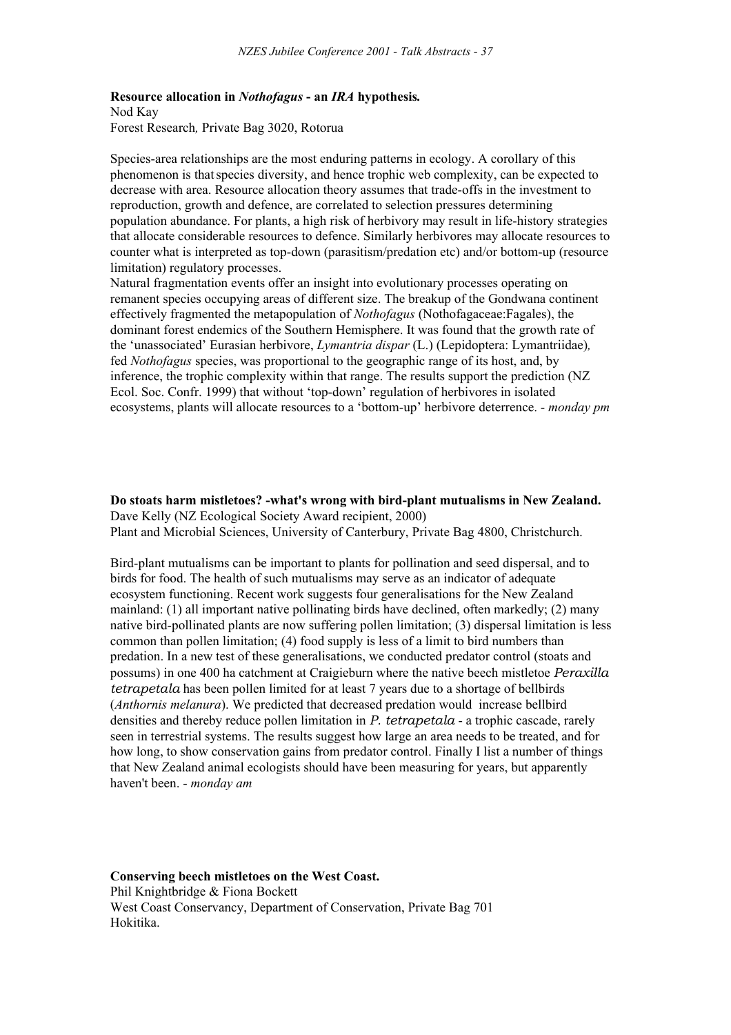**Resource allocation in *Nothofagus* - an *IRA* hypothesis.**

Nod Kay
Forest Research, Private Bag 3020, Rotorua

Species-area relationships are the most enduring patterns in ecology. A corollary of this phenomenon is that species diversity, and hence trophic web complexity, can be expected to decrease with area. Resource allocation theory assumes that trade-offs in the investment to reproduction, growth and defence, are correlated to selection pressures determining population abundance. For plants, a high risk of herbivory may result in life-history strategies that allocate considerable resources to defence. Similarly herbivores may allocate resources to counter what is interpreted as top-down (parasitism/predation etc) and/or bottom-up (resource limitation) regulatory processes.

Natural fragmentation events offer an insight into evolutionary processes operating on remanent species occupying areas of different size. The breakup of the Gondwana continent effectively fragmented the metapopulation of *Nothofagus* (Nothofagaceae:Fagales), the dominant forest endemics of the Southern Hemisphere. It was found that the growth rate of the 'unassociated' Eurasian herbivore, *Lymantria dispar* (L.) (Lepidoptera: Lymantriidae), fed *Nothofagus* species, was proportional to the geographic range of its host, and, by inference, the trophic complexity within that range. The results support the prediction (NZ Ecol. Soc. Confr. 1999) that without 'top-down' regulation of herbivores in isolated ecosystems, plants will allocate resources to a 'bottom-up' herbivore deterrence. - *monday pm*

**Do stoats harm mistletoes? -what's wrong with bird-plant mutualisms in New Zealand.**

Dave Kelly (NZ Ecological Society Award recipient, 2000)
Plant and Microbial Sciences, University of Canterbury, Private Bag 4800, Christchurch.

Bird-plant mutualisms can be important to plants for pollination and seed dispersal, and to birds for food. The health of such mutualisms may serve as an indicator of adequate ecosystem functioning. Recent work suggests four generalisations for the New Zealand mainland: (1) all important native pollinating birds have declined, often markedly; (2) many native bird-pollinated plants are now suffering pollen limitation; (3) dispersal limitation is less common than pollen limitation; (4) food supply is less of a limit to bird numbers than predation. In a new test of these generalisations, we conducted predator control (stoats and possums) in one 400 ha catchment at Craigieburn where the native beech mistletoe *Peraxilla tetrapetala* has been pollen limited for at least 7 years due to a shortage of bellbirds (*Anthornis melanura*). We predicted that decreased predation would increase bellbird densities and thereby reduce pollen limitation in *P. tetrapetala* - a trophic cascade, rarely seen in terrestrial systems. The results suggest how large an area needs to be treated, and for how long, to show conservation gains from predator control. Finally I list a number of things that New Zealand animal ecologists should have been measuring for years, but apparently haven't been. - *monday am*

**Conserving beech mistletoes on the West Coast.**

Phil Knightbridge & Fiona Bockett
West Coast Conservancy, Department of Conservation, Private Bag 701
Hokitika.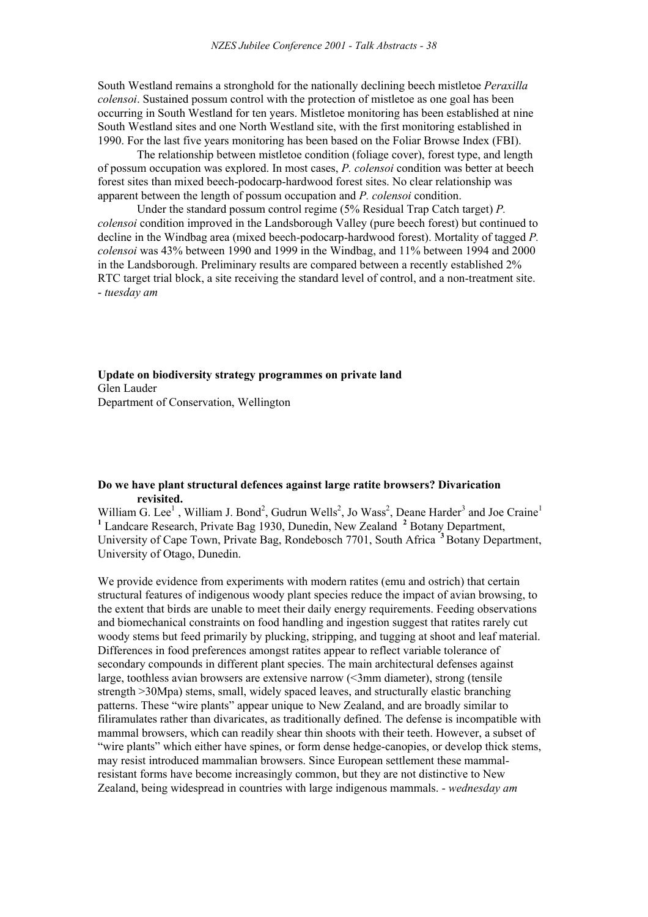South Westland remains a stronghold for the nationally declining beech mistletoe *Peraxilla colensoi*. Sustained possum control with the protection of mistletoe as one goal has been occurring in South Westland for ten years. Mistletoe monitoring has been established at nine South Westland sites and one North Westland site, with the first monitoring established in 1990. For the last five years monitoring has been based on the Foliar Browse Index (FBI).

The relationship between mistletoe condition (foliage cover), forest type, and length of possum occupation was explored. In most cases, *P. colensoi* condition was better at beech forest sites than mixed beech-podocarp-hardwood forest sites. No clear relationship was apparent between the length of possum occupation and *P. colensoi* condition.

Under the standard possum control regime (5% Residual Trap Catch target) *P. colensoi* condition improved in the Landsborough Valley (pure beech forest) but continued to decline in the Windbag area (mixed beech-podocarp-hardwood forest). Mortality of tagged *P. colensoi* was 43% between 1990 and 1999 in the Windbag, and 11% between 1994 and 2000 in the Landsborough. Preliminary results are compared between a recently established 2% RTC target trial block, a site receiving the standard level of control, and a non-treatment site. - *tuesday am*

**Update on biodiversity strategy programmes on private land**
Glen Lauder
Department of Conservation, Wellington

**Do we have plant structural defences against large ratite browsers? Divarication revisited.**
William G. Lee[1], William J. Bond[2], Gudrun Wells[2], Jo Wass[2], Deane Harder[3] and Joe Craine[1]
[1] Landcare Research, Private Bag 1930, Dunedin, New Zealand [2] Botany Department, University of Cape Town, Private Bag, Rondebosch 7701, South Africa [3] Botany Department, University of Otago, Dunedin.

We provide evidence from experiments with modern ratites (emu and ostrich) that certain structural features of indigenous woody plant species reduce the impact of avian browsing, to the extent that birds are unable to meet their daily energy requirements. Feeding observations and biomechanical constraints on food handling and ingestion suggest that ratites rarely cut woody stems but feed primarily by plucking, stripping, and tugging at shoot and leaf material. Differences in food preferences amongst ratites appear to reflect variable tolerance of secondary compounds in different plant species. The main architectural defenses against large, toothless avian browsers are extensive narrow (<3mm diameter), strong (tensile strength >30Mpa) stems, small, widely spaced leaves, and structurally elastic branching patterns. These "wire plants" appear unique to New Zealand, and are broadly similar to filiramulates rather than divaricates, as traditionally defined. The defense is incompatible with mammal browsers, which can readily shear thin shoots with their teeth. However, a subset of "wire plants" which either have spines, or form dense hedge-canopies, or develop thick stems, may resist introduced mammalian browsers. Since European settlement these mammal-resistant forms have become increasingly common, but they are not distinctive to New Zealand, being widespread in countries with large indigenous mammals. - *wednesday am*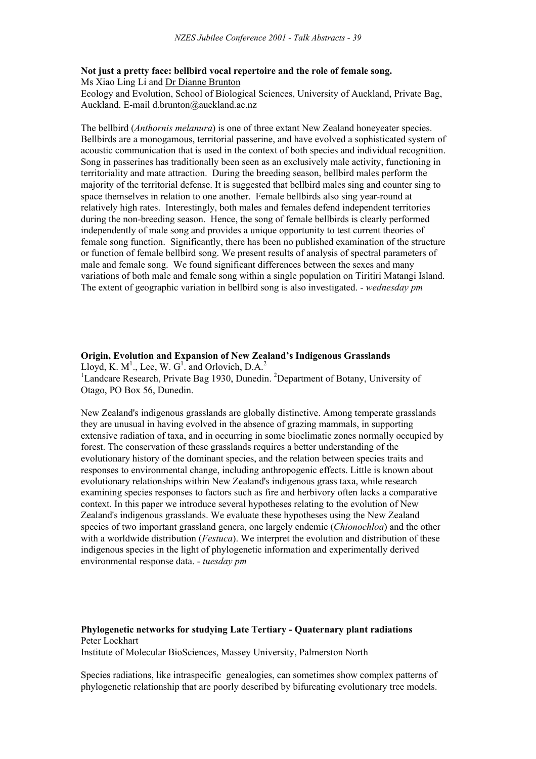**Not just a pretty face: bellbird vocal repertoire and the role of female song.**
Ms Xiao Ling Li and Dr Dianne Brunton
Ecology and Evolution, School of Biological Sciences, University of Auckland, Private Bag, Auckland. E-mail d.brunton@auckland.ac.nz

The bellbird (*Anthornis melanura*) is one of three extant New Zealand honeyeater species. Bellbirds are a monogamous, territorial passerine, and have evolved a sophisticated system of acoustic communication that is used in the context of both species and individual recognition. Song in passerines has traditionally been seen as an exclusively male activity, functioning in territoriality and mate attraction. During the breeding season, bellbird males perform the majority of the territorial defense. It is suggested that bellbird males sing and counter sing to space themselves in relation to one another. Female bellbirds also sing year-round at relatively high rates. Interestingly, both males and females defend independent territories during the non-breeding season. Hence, the song of female bellbirds is clearly performed independently of male song and provides a unique opportunity to test current theories of female song function. Significantly, there has been no published examination of the structure or function of female bellbird song. We present results of analysis of spectral parameters of male and female song. We found significant differences between the sexes and many variations of both male and female song within a single population on Tiritiri Matangi Island. The extent of geographic variation in bellbird song is also investigated. - *wednesday pm*

**Origin, Evolution and Expansion of New Zealand's Indigenous Grasslands**
Lloyd, K. M[1]., Lee, W. G[1]. and Orlovich, D.A.[2]
[1]Landcare Research, Private Bag 1930, Dunedin. [2]Department of Botany, University of Otago, PO Box 56, Dunedin.

New Zealand's indigenous grasslands are globally distinctive. Among temperate grasslands they are unusual in having evolved in the absence of grazing mammals, in supporting extensive radiation of taxa, and in occurring in some bioclimatic zones normally occupied by forest. The conservation of these grasslands requires a better understanding of the evolutionary history of the dominant species, and the relation between species traits and responses to environmental change, including anthropogenic effects. Little is known about evolutionary relationships within New Zealand's indigenous grass taxa, while research examining species responses to factors such as fire and herbivory often lacks a comparative context. In this paper we introduce several hypotheses relating to the evolution of New Zealand's indigenous grasslands. We evaluate these hypotheses using the New Zealand species of two important grassland genera, one largely endemic (*Chionochloa*) and the other with a worldwide distribution (*Festuca*). We interpret the evolution and distribution of these indigenous species in the light of phylogenetic information and experimentally derived environmental response data. - *tuesday pm*

**Phylogenetic networks for studying Late Tertiary - Quaternary plant radiations**
Peter Lockhart
Institute of Molecular BioSciences, Massey University, Palmerston North

Species radiations, like intraspecific genealogies, can sometimes show complex patterns of phylogenetic relationship that are poorly described by bifurcating evolutionary tree models.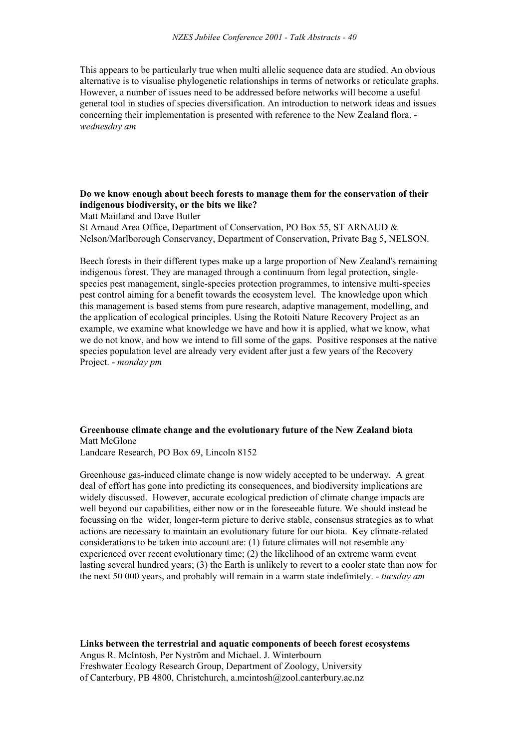This appears to be particularly true when multi allelic sequence data are studied. An obvious alternative is to visualise phylogenetic relationships in terms of networks or reticulate graphs. However, a number of issues need to be addressed before networks will become a useful general tool in studies of species diversification. An introduction to network ideas and issues concerning their implementation is presented with reference to the New Zealand flora. - *wednesday am*

**Do we know enough about beech forests to manage them for the conservation of their indigenous biodiversity, or the bits we like?**
Matt Maitland and Dave Butler
St Arnaud Area Office, Department of Conservation, PO Box 55, ST ARNAUD & Nelson/Marlborough Conservancy, Department of Conservation, Private Bag 5, NELSON.

Beech forests in their different types make up a large proportion of New Zealand's remaining indigenous forest. They are managed through a continuum from legal protection, single-species pest management, single-species protection programmes, to intensive multi-species pest control aiming for a benefit towards the ecosystem level. The knowledge upon which this management is based stems from pure research, adaptive management, modelling, and the application of ecological principles. Using the Rotoiti Nature Recovery Project as an example, we examine what knowledge we have and how it is applied, what we know, what we do not know, and how we intend to fill some of the gaps. Positive responses at the native species population level are already very evident after just a few years of the Recovery Project. - *monday pm*

**Greenhouse climate change and the evolutionary future of the New Zealand biota**
Matt McGlone
Landcare Research, PO Box 69, Lincoln 8152

Greenhouse gas-induced climate change is now widely accepted to be underway. A great deal of effort has gone into predicting its consequences, and biodiversity implications are widely discussed. However, accurate ecological prediction of climate change impacts are well beyond our capabilities, either now or in the foreseeable future. We should instead be focussing on the wider, longer-term picture to derive stable, consensus strategies as to what actions are necessary to maintain an evolutionary future for our biota. Key climate-related considerations to be taken into account are: (1) future climates will not resemble any experienced over recent evolutionary time; (2) the likelihood of an extreme warm event lasting several hundred years; (3) the Earth is unlikely to revert to a cooler state than now for the next 50 000 years, and probably will remain in a warm state indefinitely. - *tuesday am*

**Links between the terrestrial and aquatic components of beech forest ecosystems**
Angus R. McIntosh, Per Nyström and Michael. J. Winterbourn
Freshwater Ecology Research Group, Department of Zoology, University of Canterbury, PB 4800, Christchurch, a.mcintosh@zool.canterbury.ac.nz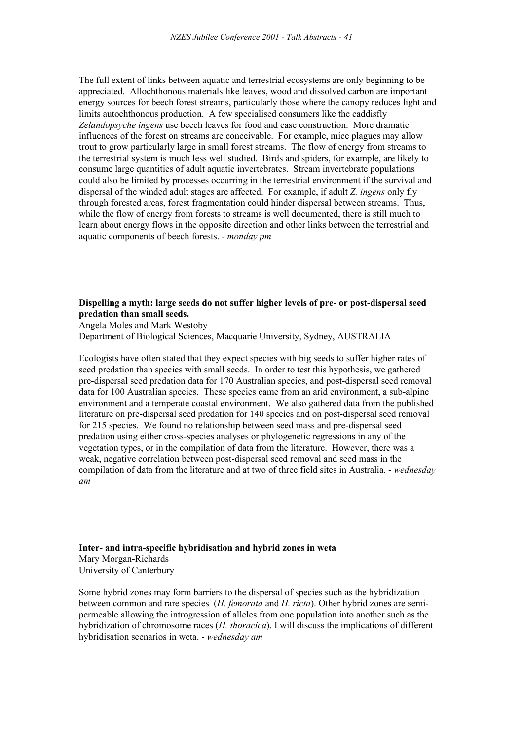The full extent of links between aquatic and terrestrial ecosystems are only beginning to be appreciated. Allochthonous materials like leaves, wood and dissolved carbon are important energy sources for beech forest streams, particularly those where the canopy reduces light and limits autochthonous production. A few specialised consumers like the caddisfly *Zelandopsyche ingens* use beech leaves for food and case construction. More dramatic influences of the forest on streams are conceivable. For example, mice plagues may allow trout to grow particularly large in small forest streams. The flow of energy from streams to the terrestrial system is much less well studied. Birds and spiders, for example, are likely to consume large quantities of adult aquatic invertebrates. Stream invertebrate populations could also be limited by processes occurring in the terrestrial environment if the survival and dispersal of the winded adult stages are affected. For example, if adult *Z. ingens* only fly through forested areas, forest fragmentation could hinder dispersal between streams. Thus, while the flow of energy from forests to streams is well documented, there is still much to learn about energy flows in the opposite direction and other links between the terrestrial and aquatic components of beech forests. - *monday pm*

**Dispelling a myth: large seeds do not suffer higher levels of pre- or post-dispersal seed predation than small seeds.**

Angela Moles and Mark Westoby
Department of Biological Sciences, Macquarie University, Sydney, AUSTRALIA

Ecologists have often stated that they expect species with big seeds to suffer higher rates of seed predation than species with small seeds. In order to test this hypothesis, we gathered pre-dispersal seed predation data for 170 Australian species, and post-dispersal seed removal data for 100 Australian species. These species came from an arid environment, a sub-alpine environment and a temperate coastal environment. We also gathered data from the published literature on pre-dispersal seed predation for 140 species and on post-dispersal seed removal for 215 species. We found no relationship between seed mass and pre-dispersal seed predation using either cross-species analyses or phylogenetic regressions in any of the vegetation types, or in the compilation of data from the literature. However, there was a weak, negative correlation between post-dispersal seed removal and seed mass in the compilation of data from the literature and at two of three field sites in Australia. - *wednesday am*

**Inter- and intra-specific hybridisation and hybrid zones in weta**

Mary Morgan-Richards
University of Canterbury

Some hybrid zones may form barriers to the dispersal of species such as the hybridization between common and rare species (*H. femorata* and *H. ricta*). Other hybrid zones are semi-permeable allowing the introgression of alleles from one population into another such as the hybridization of chromosome races (*H. thoracica*). I will discuss the implications of different hybridisation scenarios in weta. - *wednesday am*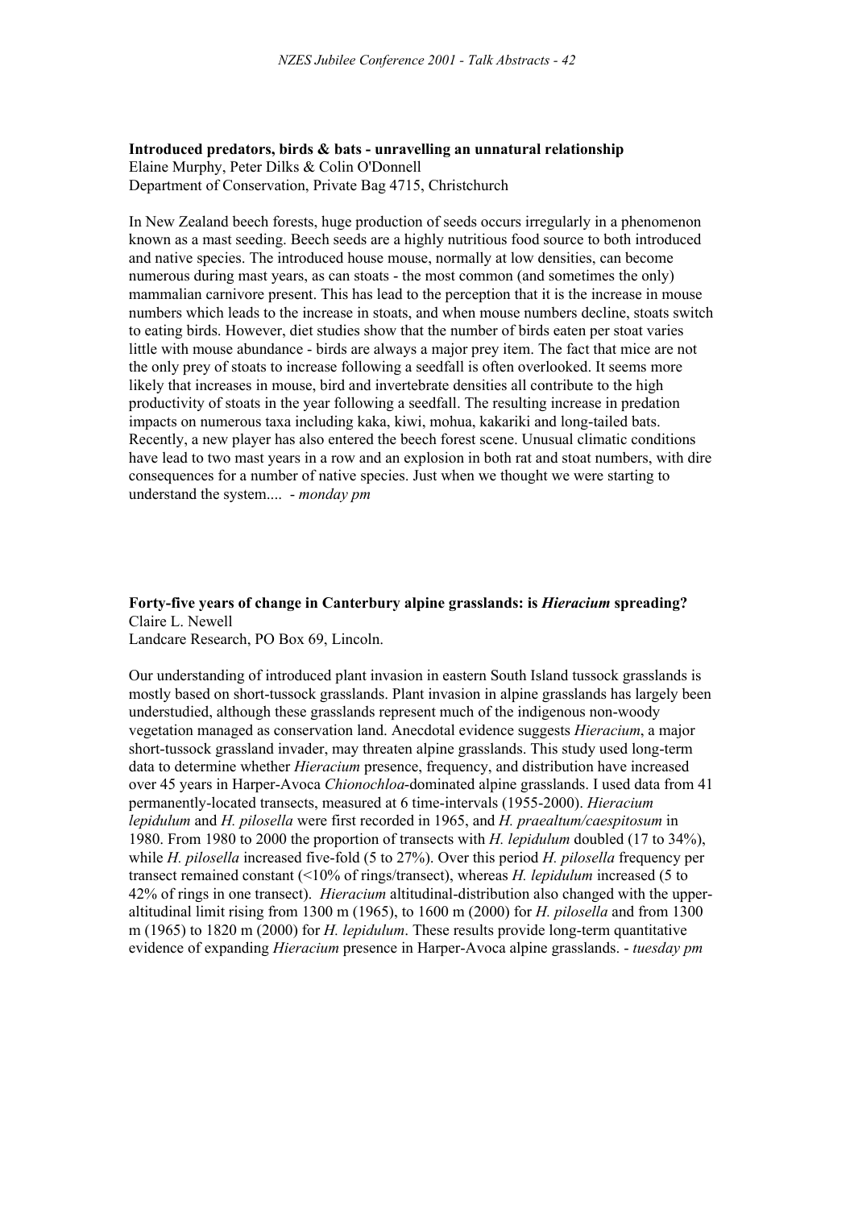**Introduced predators, birds & bats - unravelling an unnatural relationship**
Elaine Murphy, Peter Dilks & Colin O'Donnell
Department of Conservation, Private Bag 4715, Christchurch

In New Zealand beech forests, huge production of seeds occurs irregularly in a phenomenon known as a mast seeding. Beech seeds are a highly nutritious food source to both introduced and native species. The introduced house mouse, normally at low densities, can become numerous during mast years, as can stoats - the most common (and sometimes the only) mammalian carnivore present. This has lead to the perception that it is the increase in mouse numbers which leads to the increase in stoats, and when mouse numbers decline, stoats switch to eating birds. However, diet studies show that the number of birds eaten per stoat varies little with mouse abundance - birds are always a major prey item. The fact that mice are not the only prey of stoats to increase following a seedfall is often overlooked. It seems more likely that increases in mouse, bird and invertebrate densities all contribute to the high productivity of stoats in the year following a seedfall. The resulting increase in predation impacts on numerous taxa including kaka, kiwi, mohua, kakariki and long-tailed bats. Recently, a new player has also entered the beech forest scene. Unusual climatic conditions have lead to two mast years in a row and an explosion in both rat and stoat numbers, with dire consequences for a number of native species. Just when we thought we were starting to understand the system.... - *monday pm*

**Forty-five years of change in Canterbury alpine grasslands: is *Hieracium* spreading?**
Claire L. Newell
Landcare Research, PO Box 69, Lincoln.

Our understanding of introduced plant invasion in eastern South Island tussock grasslands is mostly based on short-tussock grasslands. Plant invasion in alpine grasslands has largely been understudied, although these grasslands represent much of the indigenous non-woody vegetation managed as conservation land. Anecdotal evidence suggests *Hieracium*, a major short-tussock grassland invader, may threaten alpine grasslands. This study used long-term data to determine whether *Hieracium* presence, frequency, and distribution have increased over 45 years in Harper-Avoca *Chionochloa*-dominated alpine grasslands. I used data from 41 permanently-located transects, measured at 6 time-intervals (1955-2000). *Hieracium lepidulum* and *H. pilosella* were first recorded in 1965, and *H. praealtum/caespitosum* in 1980. From 1980 to 2000 the proportion of transects with *H. lepidulum* doubled (17 to 34%), while *H. pilosella* increased five-fold (5 to 27%). Over this period *H. pilosella* frequency per transect remained constant (<10% of rings/transect), whereas *H. lepidulum* increased (5 to 42% of rings in one transect). *Hieracium* altitudinal-distribution also changed with the upper-altitudinal limit rising from 1300 m (1965), to 1600 m (2000) for *H. pilosella* and from 1300 m (1965) to 1820 m (2000) for *H. lepidulum*. These results provide long-term quantitative evidence of expanding *Hieracium* presence in Harper-Avoca alpine grasslands. - *tuesday pm*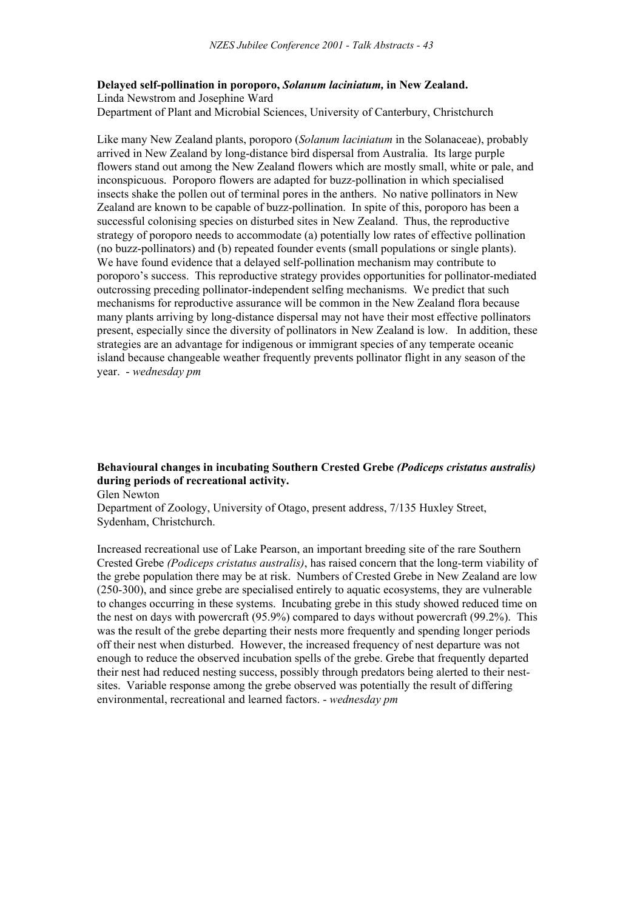**Delayed self-pollination in poroporo, *Solanum laciniatum,* in New Zealand.**
Linda Newstrom and Josephine Ward
Department of Plant and Microbial Sciences, University of Canterbury, Christchurch

Like many New Zealand plants, poroporo (*Solanum laciniatum* in the Solanaceae), probably arrived in New Zealand by long-distance bird dispersal from Australia. Its large purple flowers stand out among the New Zealand flowers which are mostly small, white or pale, and inconspicuous. Poroporo flowers are adapted for buzz-pollination in which specialised insects shake the pollen out of terminal pores in the anthers. No native pollinators in New Zealand are known to be capable of buzz-pollination. In spite of this, poroporo has been a successful colonising species on disturbed sites in New Zealand. Thus, the reproductive strategy of poroporo needs to accommodate (a) potentially low rates of effective pollination (no buzz-pollinators) and (b) repeated founder events (small populations or single plants). We have found evidence that a delayed self-pollination mechanism may contribute to poroporo's success. This reproductive strategy provides opportunities for pollinator-mediated outcrossing preceding pollinator-independent selfing mechanisms. We predict that such mechanisms for reproductive assurance will be common in the New Zealand flora because many plants arriving by long-distance dispersal may not have their most effective pollinators present, especially since the diversity of pollinators in New Zealand is low. In addition, these strategies are an advantage for indigenous or immigrant species of any temperate oceanic island because changeable weather frequently prevents pollinator flight in any season of the year. - *wednesday pm*

**Behavioural changes in incubating Southern Crested Grebe *(Podiceps cristatus australis)* during periods of recreational activity.**
Glen Newton
Department of Zoology, University of Otago, present address, 7/135 Huxley Street, Sydenham, Christchurch.

Increased recreational use of Lake Pearson, an important breeding site of the rare Southern Crested Grebe *(Podiceps cristatus australis)*, has raised concern that the long-term viability of the grebe population there may be at risk. Numbers of Crested Grebe in New Zealand are low (250-300), and since grebe are specialised entirely to aquatic ecosystems, they are vulnerable to changes occurring in these systems. Incubating grebe in this study showed reduced time on the nest on days with powercraft (95.9%) compared to days without powercraft (99.2%). This was the result of the grebe departing their nests more frequently and spending longer periods off their nest when disturbed. However, the increased frequency of nest departure was not enough to reduce the observed incubation spells of the grebe. Grebe that frequently departed their nest had reduced nesting success, possibly through predators being alerted to their nest-sites. Variable response among the grebe observed was potentially the result of differing environmental, recreational and learned factors. - *wednesday pm*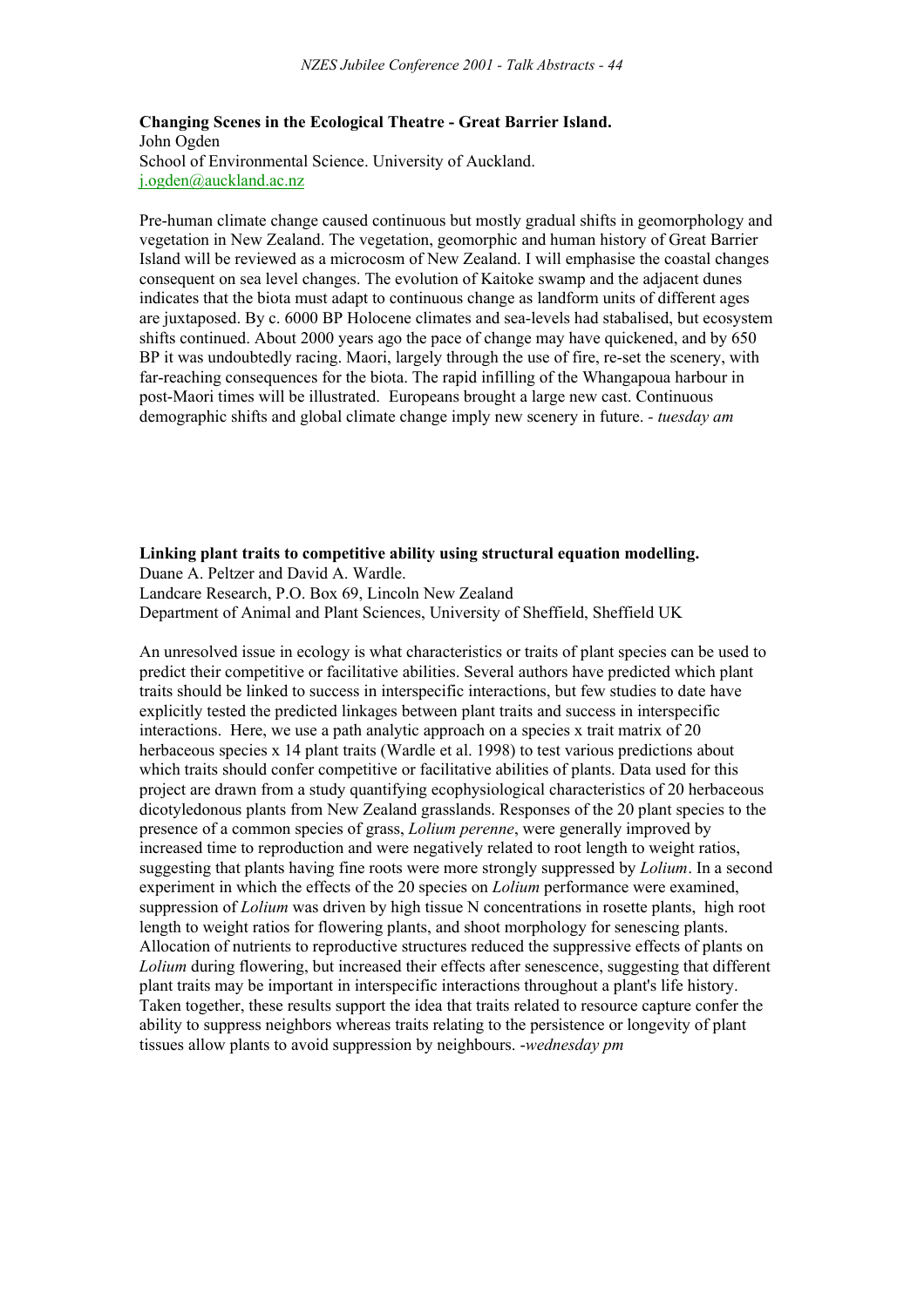**Changing Scenes in the Ecological Theatre - Great Barrier Island.**
John Ogden
School of Environmental Science. University of Auckland.
j.ogden@auckland.ac.nz

Pre-human climate change caused continuous but mostly gradual shifts in geomorphology and vegetation in New Zealand. The vegetation, geomorphic and human history of Great Barrier Island will be reviewed as a microcosm of New Zealand. I will emphasise the coastal changes consequent on sea level changes. The evolution of Kaitoke swamp and the adjacent dunes indicates that the biota must adapt to continuous change as landform units of different ages are juxtaposed. By c. 6000 BP Holocene climates and sea-levels had stabalised, but ecosystem shifts continued. About 2000 years ago the pace of change may have quickened, and by 650 BP it was undoubtedly racing. Maori, largely through the use of fire, re-set the scenery, with far-reaching consequences for the biota. The rapid infilling of the Whangapoua harbour in post-Maori times will be illustrated. Europeans brought a large new cast. Continuous demographic shifts and global climate change imply new scenery in future. - *tuesday am*

**Linking plant traits to competitive ability using structural equation modelling.**
Duane A. Peltzer and David A. Wardle.
Landcare Research, P.O. Box 69, Lincoln New Zealand
Department of Animal and Plant Sciences, University of Sheffield, Sheffield UK

An unresolved issue in ecology is what characteristics or traits of plant species can be used to predict their competitive or facilitative abilities. Several authors have predicted which plant traits should be linked to success in interspecific interactions, but few studies to date have explicitly tested the predicted linkages between plant traits and success in interspecific interactions. Here, we use a path analytic approach on a species x trait matrix of 20 herbaceous species x 14 plant traits (Wardle et al. 1998) to test various predictions about which traits should confer competitive or facilitative abilities of plants. Data used for this project are drawn from a study quantifying ecophysiological characteristics of 20 herbaceous dicotyledonous plants from New Zealand grasslands. Responses of the 20 plant species to the presence of a common species of grass, *Lolium perenne*, were generally improved by increased time to reproduction and were negatively related to root length to weight ratios, suggesting that plants having fine roots were more strongly suppressed by *Lolium*. In a second experiment in which the effects of the 20 species on *Lolium* performance were examined, suppression of *Lolium* was driven by high tissue N concentrations in rosette plants, high root length to weight ratios for flowering plants, and shoot morphology for senescing plants. Allocation of nutrients to reproductive structures reduced the suppressive effects of plants on *Lolium* during flowering, but increased their effects after senescence, suggesting that different plant traits may be important in interspecific interactions throughout a plant's life history. Taken together, these results support the idea that traits related to resource capture confer the ability to suppress neighbors whereas traits relating to the persistence or longevity of plant tissues allow plants to avoid suppression by neighbours. -*wednesday pm*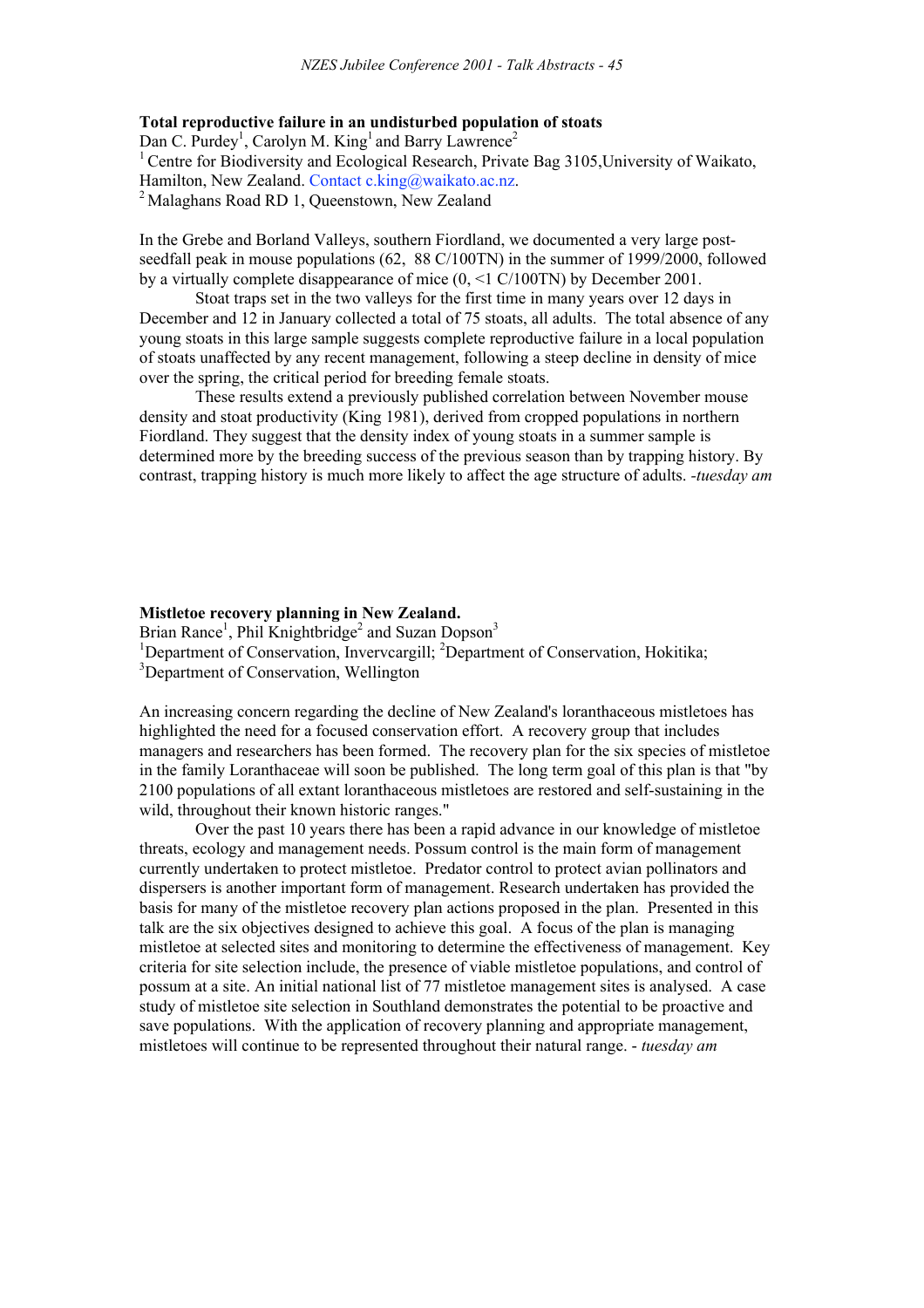**Total reproductive failure in an undisturbed population of stoats**

Dan C. Purdey[1], Carolyn M. King[1] and Barry Lawrence[2]

[1] Centre for Biodiversity and Ecological Research, Private Bag 3105,University of Waikato, Hamilton, New Zealand. Contact c.king@waikato.ac.nz.

[2] Malaghans Road RD 1, Queenstown, New Zealand

In the Grebe and Borland Valleys, southern Fiordland, we documented a very large post-seedfall peak in mouse populations (62, 88 C/100TN) in the summer of 1999/2000, followed by a virtually complete disappearance of mice (0, <1 C/100TN) by December 2001.

Stoat traps set in the two valleys for the first time in many years over 12 days in December and 12 in January collected a total of 75 stoats, all adults. The total absence of any young stoats in this large sample suggests complete reproductive failure in a local population of stoats unaffected by any recent management, following a steep decline in density of mice over the spring, the critical period for breeding female stoats.

These results extend a previously published correlation between November mouse density and stoat productivity (King 1981), derived from cropped populations in northern Fiordland. They suggest that the density index of young stoats in a summer sample is determined more by the breeding success of the previous season than by trapping history. By contrast, trapping history is much more likely to affect the age structure of adults. *-tuesday am*

**Mistletoe recovery planning in New Zealand.**

Brian Rance[1], Phil Knightbridge[2] and Suzan Dopson[3]

[1]Department of Conservation, Invervcargill; [2]Department of Conservation, Hokitika;
[3]Department of Conservation, Wellington

An increasing concern regarding the decline of New Zealand's loranthaceous mistletoes has highlighted the need for a focused conservation effort. A recovery group that includes managers and researchers has been formed. The recovery plan for the six species of mistletoe in the family Loranthaceae will soon be published. The long term goal of this plan is that "by 2100 populations of all extant loranthaceous mistletoes are restored and self-sustaining in the wild, throughout their known historic ranges."

Over the past 10 years there has been a rapid advance in our knowledge of mistletoe threats, ecology and management needs. Possum control is the main form of management currently undertaken to protect mistletoe. Predator control to protect avian pollinators and dispersers is another important form of management. Research undertaken has provided the basis for many of the mistletoe recovery plan actions proposed in the plan. Presented in this talk are the six objectives designed to achieve this goal. A focus of the plan is managing mistletoe at selected sites and monitoring to determine the effectiveness of management. Key criteria for site selection include, the presence of viable mistletoe populations, and control of possum at a site. An initial national list of 77 mistletoe management sites is analysed. A case study of mistletoe site selection in Southland demonstrates the potential to be proactive and save populations. With the application of recovery planning and appropriate management, mistletoes will continue to be represented throughout their natural range. - *tuesday am*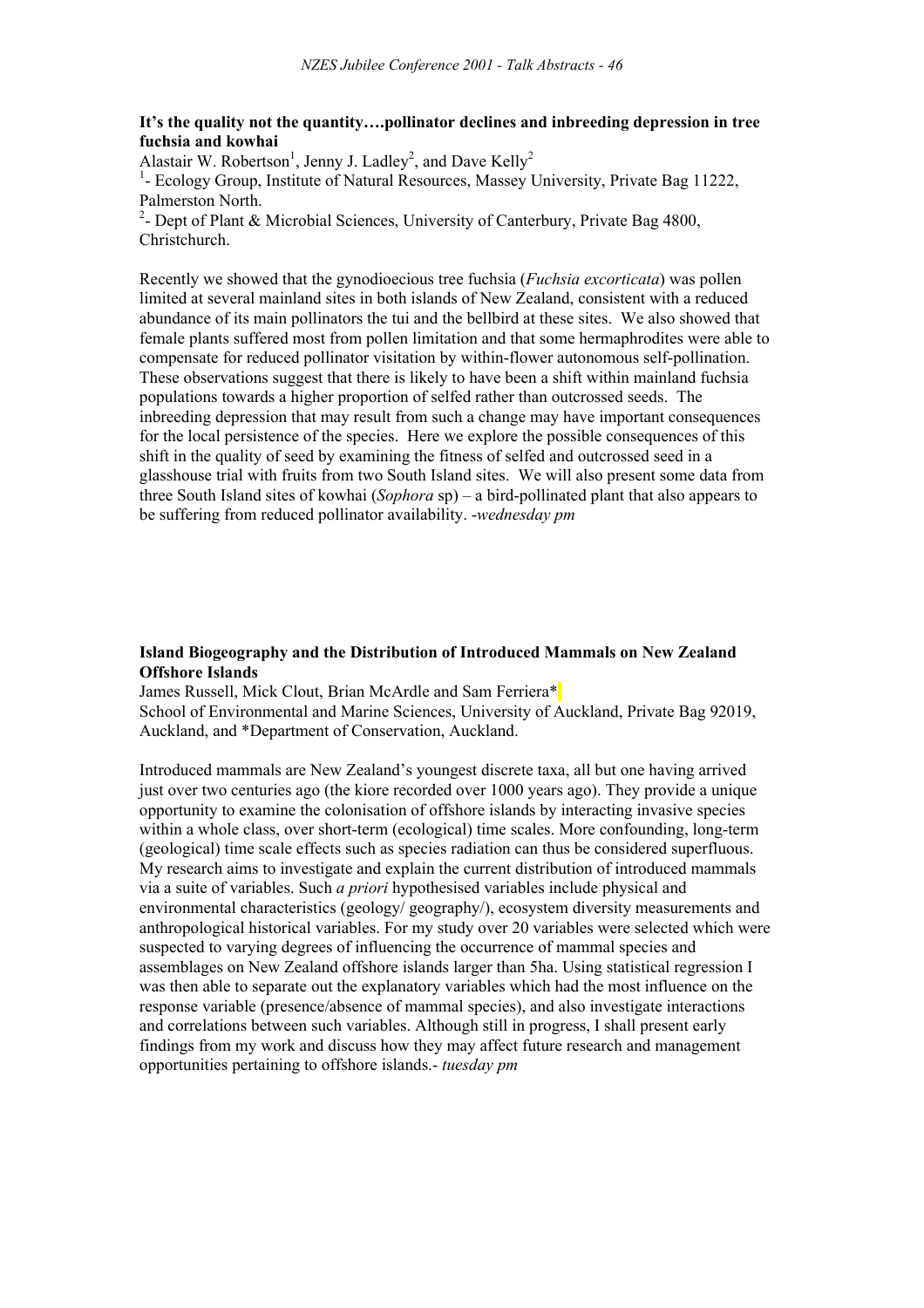**It's the quality not the quantity….pollinator declines and inbreeding depression in tree fuchsia and kowhai**

Alastair W. Robertson[1], Jenny J. Ladley[2], and Dave Kelly[2]

[1]- Ecology Group, Institute of Natural Resources, Massey University, Private Bag 11222, Palmerston North.

[2]- Dept of Plant & Microbial Sciences, University of Canterbury, Private Bag 4800, Christchurch.

Recently we showed that the gynodioecious tree fuchsia (*Fuchsia excorticata*) was pollen limited at several mainland sites in both islands of New Zealand, consistent with a reduced abundance of its main pollinators the tui and the bellbird at these sites. We also showed that female plants suffered most from pollen limitation and that some hermaphrodites were able to compensate for reduced pollinator visitation by within-flower autonomous self-pollination. These observations suggest that there is likely to have been a shift within mainland fuchsia populations towards a higher proportion of selfed rather than outcrossed seeds. The inbreeding depression that may result from such a change may have important consequences for the local persistence of the species. Here we explore the possible consequences of this shift in the quality of seed by examining the fitness of selfed and outcrossed seed in a glasshouse trial with fruits from two South Island sites. We will also present some data from three South Island sites of kowhai (*Sophora* sp) – a bird-pollinated plant that also appears to be suffering from reduced pollinator availability. -*wednesday pm*

**Island Biogeography and the Distribution of Introduced Mammals on New Zealand Offshore Islands**

James Russell, Mick Clout, Brian McArdle and Sam Ferriera*

School of Environmental and Marine Sciences, University of Auckland, Private Bag 92019, Auckland, and *Department of Conservation, Auckland.

Introduced mammals are New Zealand's youngest discrete taxa, all but one having arrived just over two centuries ago (the kiore recorded over 1000 years ago). They provide a unique opportunity to examine the colonisation of offshore islands by interacting invasive species within a whole class, over short-term (ecological) time scales. More confounding, long-term (geological) time scale effects such as species radiation can thus be considered superfluous. My research aims to investigate and explain the current distribution of introduced mammals via a suite of variables. Such *a priori* hypothesised variables include physical and environmental characteristics (geology/ geography/), ecosystem diversity measurements and anthropological historical variables. For my study over 20 variables were selected which were suspected to varying degrees of influencing the occurrence of mammal species and assemblages on New Zealand offshore islands larger than 5ha. Using statistical regression I was then able to separate out the explanatory variables which had the most influence on the response variable (presence/absence of mammal species), and also investigate interactions and correlations between such variables. Although still in progress, I shall present early findings from my work and discuss how they may affect future research and management opportunities pertaining to offshore islands.- *tuesday pm*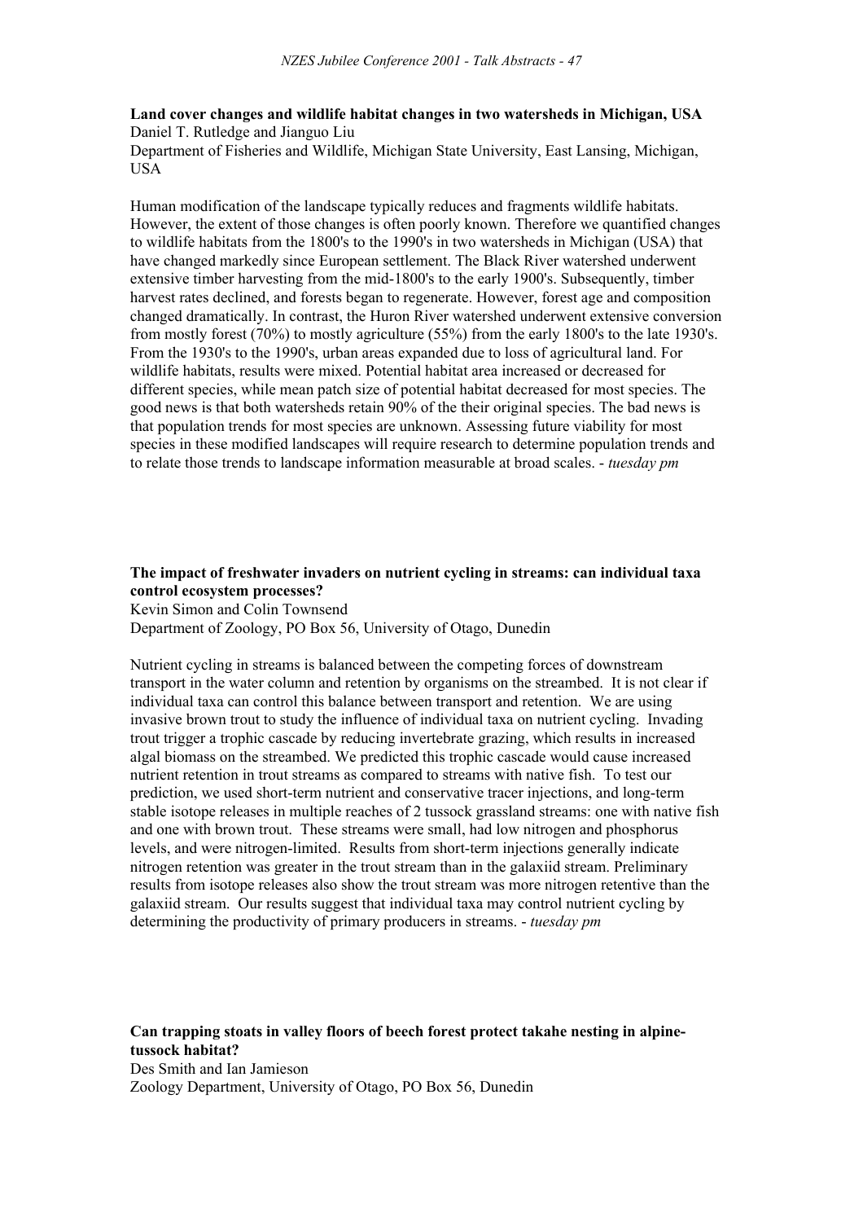**Land cover changes and wildlife habitat changes in two watersheds in Michigan, USA**
Daniel T. Rutledge and Jianguo Liu
Department of Fisheries and Wildlife, Michigan State University, East Lansing, Michigan, USA

Human modification of the landscape typically reduces and fragments wildlife habitats. However, the extent of those changes is often poorly known. Therefore we quantified changes to wildlife habitats from the 1800's to the 1990's in two watersheds in Michigan (USA) that have changed markedly since European settlement. The Black River watershed underwent extensive timber harvesting from the mid-1800's to the early 1900's. Subsequently, timber harvest rates declined, and forests began to regenerate. However, forest age and composition changed dramatically. In contrast, the Huron River watershed underwent extensive conversion from mostly forest (70%) to mostly agriculture (55%) from the early 1800's to the late 1930's. From the 1930's to the 1990's, urban areas expanded due to loss of agricultural land. For wildlife habitats, results were mixed. Potential habitat area increased or decreased for different species, while mean patch size of potential habitat decreased for most species. The good news is that both watersheds retain 90% of the their original species. The bad news is that population trends for most species are unknown. Assessing future viability for most species in these modified landscapes will require research to determine population trends and to relate those trends to landscape information measurable at broad scales. - *tuesday pm*

**The impact of freshwater invaders on nutrient cycling in streams: can individual taxa control ecosystem processes?**
Kevin Simon and Colin Townsend
Department of Zoology, PO Box 56, University of Otago, Dunedin

Nutrient cycling in streams is balanced between the competing forces of downstream transport in the water column and retention by organisms on the streambed. It is not clear if individual taxa can control this balance between transport and retention. We are using invasive brown trout to study the influence of individual taxa on nutrient cycling. Invading trout trigger a trophic cascade by reducing invertebrate grazing, which results in increased algal biomass on the streambed. We predicted this trophic cascade would cause increased nutrient retention in trout streams as compared to streams with native fish. To test our prediction, we used short-term nutrient and conservative tracer injections, and long-term stable isotope releases in multiple reaches of 2 tussock grassland streams: one with native fish and one with brown trout. These streams were small, had low nitrogen and phosphorus levels, and were nitrogen-limited. Results from short-term injections generally indicate nitrogen retention was greater in the trout stream than in the galaxiid stream. Preliminary results from isotope releases also show the trout stream was more nitrogen retentive than the galaxiid stream. Our results suggest that individual taxa may control nutrient cycling by determining the productivity of primary producers in streams. - *tuesday pm*

**Can trapping stoats in valley floors of beech forest protect takahe nesting in alpine-tussock habitat?**
Des Smith and Ian Jamieson
Zoology Department, University of Otago, PO Box 56, Dunedin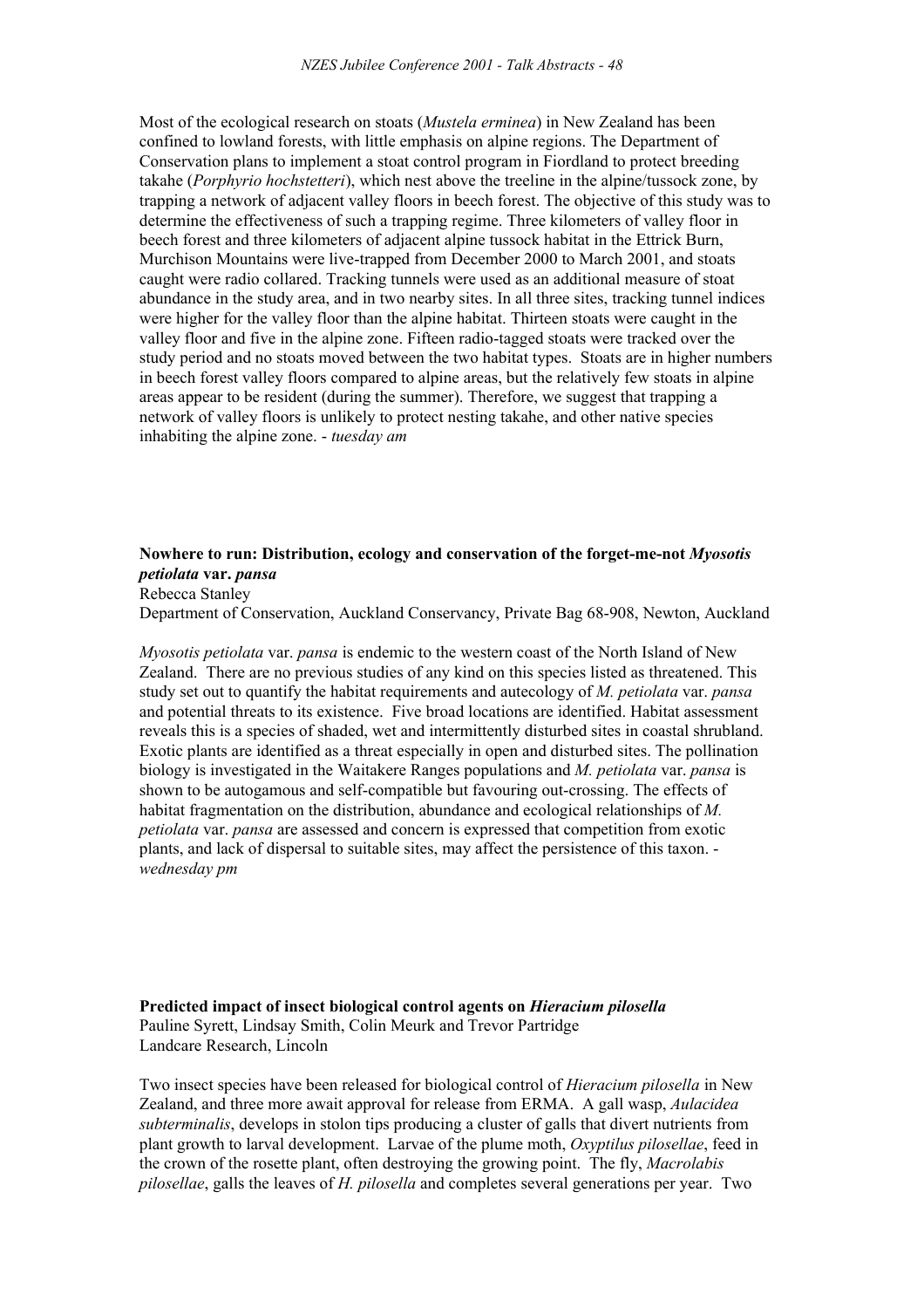Most of the ecological research on stoats (*Mustela erminea*) in New Zealand has been confined to lowland forests, with little emphasis on alpine regions. The Department of Conservation plans to implement a stoat control program in Fiordland to protect breeding takahe (*Porphyrio hochstetteri*), which nest above the treeline in the alpine/tussock zone, by trapping a network of adjacent valley floors in beech forest. The objective of this study was to determine the effectiveness of such a trapping regime. Three kilometers of valley floor in beech forest and three kilometers of adjacent alpine tussock habitat in the Ettrick Burn, Murchison Mountains were live-trapped from December 2000 to March 2001, and stoats caught were radio collared. Tracking tunnels were used as an additional measure of stoat abundance in the study area, and in two nearby sites. In all three sites, tracking tunnel indices were higher for the valley floor than the alpine habitat. Thirteen stoats were caught in the valley floor and five in the alpine zone. Fifteen radio-tagged stoats were tracked over the study period and no stoats moved between the two habitat types. Stoats are in higher numbers in beech forest valley floors compared to alpine areas, but the relatively few stoats in alpine areas appear to be resident (during the summer). Therefore, we suggest that trapping a network of valley floors is unlikely to protect nesting takahe, and other native species inhabiting the alpine zone. - *tuesday am*

**Nowhere to run: Distribution, ecology and conservation of the forget-me-not *Myosotis petiolata* var. *pansa***
Rebecca Stanley
Department of Conservation, Auckland Conservancy, Private Bag 68-908, Newton, Auckland

*Myosotis petiolata* var. *pansa* is endemic to the western coast of the North Island of New Zealand. There are no previous studies of any kind on this species listed as threatened. This study set out to quantify the habitat requirements and autecology of *M. petiolata* var. *pansa* and potential threats to its existence. Five broad locations are identified. Habitat assessment reveals this is a species of shaded, wet and intermittently disturbed sites in coastal shrubland. Exotic plants are identified as a threat especially in open and disturbed sites. The pollination biology is investigated in the Waitakere Ranges populations and *M. petiolata* var. *pansa* is shown to be autogamous and self-compatible but favouring out-crossing. The effects of habitat fragmentation on the distribution, abundance and ecological relationships of *M. petiolata* var. *pansa* are assessed and concern is expressed that competition from exotic plants, and lack of dispersal to suitable sites, may affect the persistence of this taxon. - *wednesday pm*

**Predicted impact of insect biological control agents on *Hieracium pilosella***
Pauline Syrett, Lindsay Smith, Colin Meurk and Trevor Partridge
Landcare Research, Lincoln

Two insect species have been released for biological control of *Hieracium pilosella* in New Zealand, and three more await approval for release from ERMA. A gall wasp, *Aulacidea subterminalis*, develops in stolon tips producing a cluster of galls that divert nutrients from plant growth to larval development. Larvae of the plume moth, *Oxyptilus pilosellae*, feed in the crown of the rosette plant, often destroying the growing point. The fly, *Macrolabis pilosellae*, galls the leaves of *H. pilosella* and completes several generations per year. Two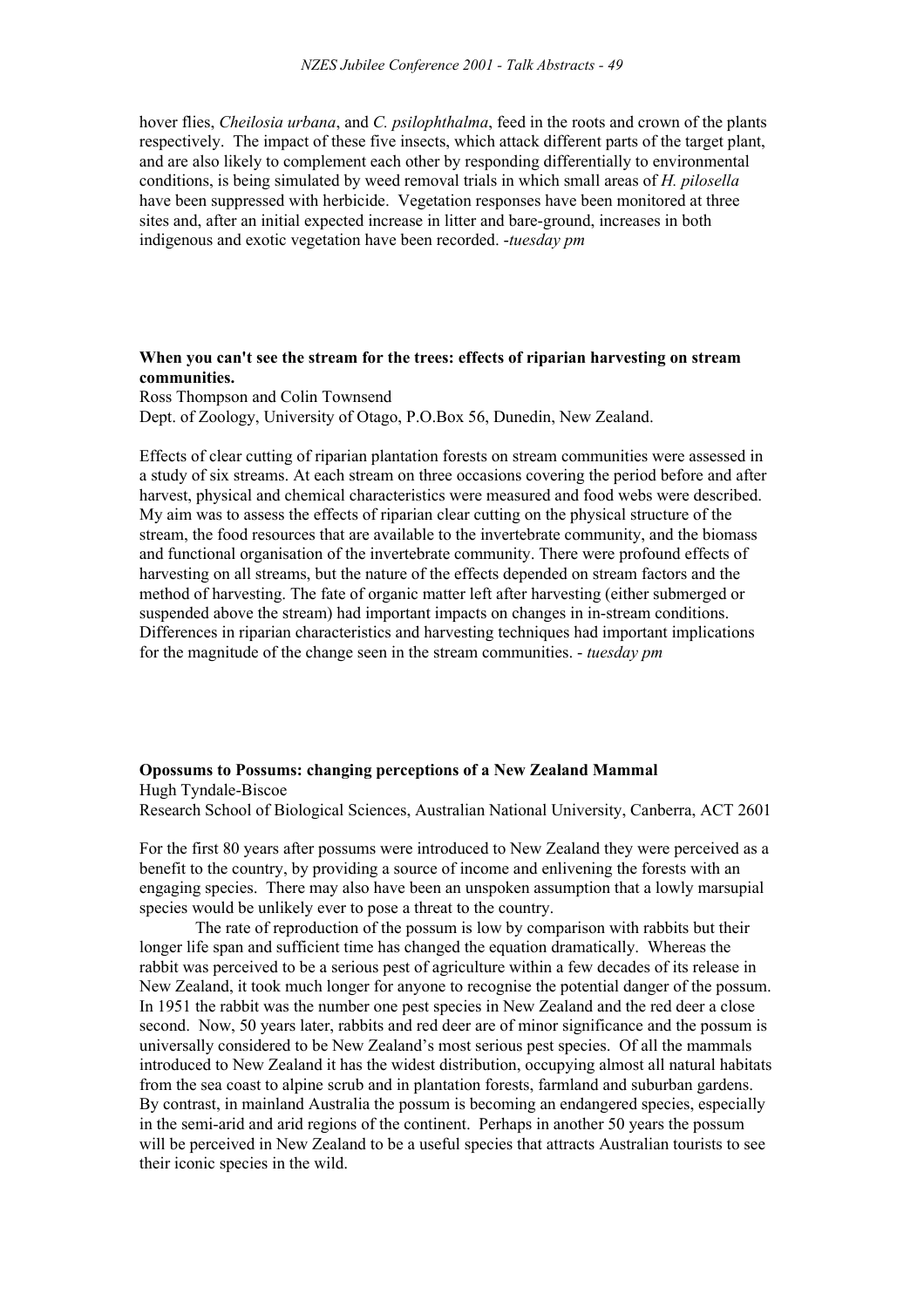hover flies, *Cheilosia urbana*, and *C. psilophthalma*, feed in the roots and crown of the plants respectively. The impact of these five insects, which attack different parts of the target plant, and are also likely to complement each other by responding differentially to environmental conditions, is being simulated by weed removal trials in which small areas of *H. pilosella* have been suppressed with herbicide. Vegetation responses have been monitored at three sites and, after an initial expected increase in litter and bare-ground, increases in both indigenous and exotic vegetation have been recorded. -*tuesday pm*

**When you can't see the stream for the trees: effects of riparian harvesting on stream communities.**

Ross Thompson and Colin Townsend
Dept. of Zoology, University of Otago, P.O.Box 56, Dunedin, New Zealand.

Effects of clear cutting of riparian plantation forests on stream communities were assessed in a study of six streams. At each stream on three occasions covering the period before and after harvest, physical and chemical characteristics were measured and food webs were described. My aim was to assess the effects of riparian clear cutting on the physical structure of the stream, the food resources that are available to the invertebrate community, and the biomass and functional organisation of the invertebrate community. There were profound effects of harvesting on all streams, but the nature of the effects depended on stream factors and the method of harvesting. The fate of organic matter left after harvesting (either submerged or suspended above the stream) had important impacts on changes in in-stream conditions. Differences in riparian characteristics and harvesting techniques had important implications for the magnitude of the change seen in the stream communities. - *tuesday pm*

**Opossums to Possums: changing perceptions of a New Zealand Mammal**

Hugh Tyndale-Biscoe
Research School of Biological Sciences, Australian National University, Canberra, ACT 2601

For the first 80 years after possums were introduced to New Zealand they were perceived as a benefit to the country, by providing a source of income and enlivening the forests with an engaging species. There may also have been an unspoken assumption that a lowly marsupial species would be unlikely ever to pose a threat to the country.

The rate of reproduction of the possum is low by comparison with rabbits but their longer life span and sufficient time has changed the equation dramatically. Whereas the rabbit was perceived to be a serious pest of agriculture within a few decades of its release in New Zealand, it took much longer for anyone to recognise the potential danger of the possum. In 1951 the rabbit was the number one pest species in New Zealand and the red deer a close second. Now, 50 years later, rabbits and red deer are of minor significance and the possum is universally considered to be New Zealand's most serious pest species. Of all the mammals introduced to New Zealand it has the widest distribution, occupying almost all natural habitats from the sea coast to alpine scrub and in plantation forests, farmland and suburban gardens. By contrast, in mainland Australia the possum is becoming an endangered species, especially in the semi-arid and arid regions of the continent. Perhaps in another 50 years the possum will be perceived in New Zealand to be a useful species that attracts Australian tourists to see their iconic species in the wild.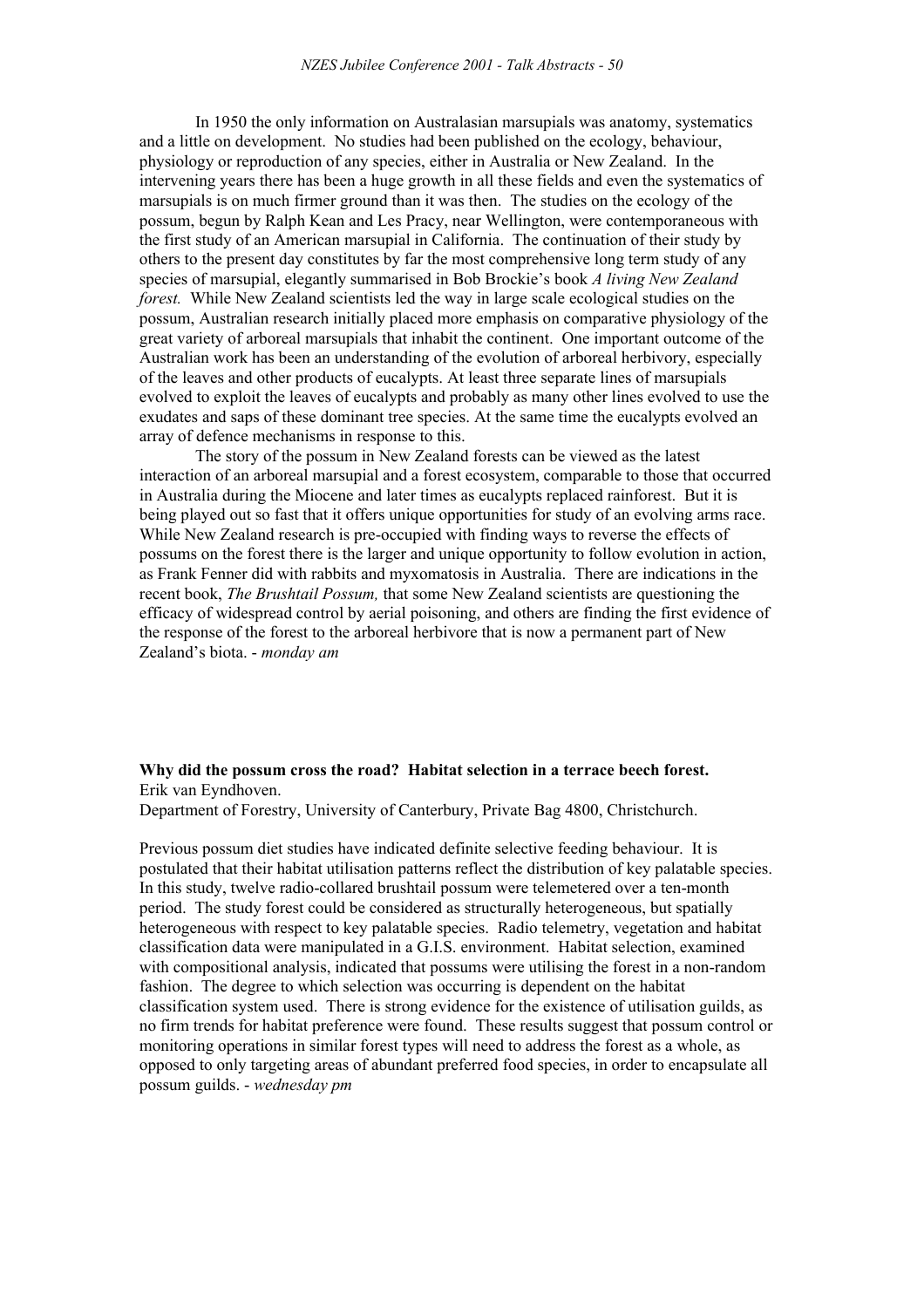In 1950 the only information on Australasian marsupials was anatomy, systematics and a little on development. No studies had been published on the ecology, behaviour, physiology or reproduction of any species, either in Australia or New Zealand. In the intervening years there has been a huge growth in all these fields and even the systematics of marsupials is on much firmer ground than it was then. The studies on the ecology of the possum, begun by Ralph Kean and Les Pracy, near Wellington, were contemporaneous with the first study of an American marsupial in California. The continuation of their study by others to the present day constitutes by far the most comprehensive long term study of any species of marsupial, elegantly summarised in Bob Brockie's book *A living New Zealand forest.* While New Zealand scientists led the way in large scale ecological studies on the possum, Australian research initially placed more emphasis on comparative physiology of the great variety of arboreal marsupials that inhabit the continent. One important outcome of the Australian work has been an understanding of the evolution of arboreal herbivory, especially of the leaves and other products of eucalypts. At least three separate lines of marsupials evolved to exploit the leaves of eucalypts and probably as many other lines evolved to use the exudates and saps of these dominant tree species. At the same time the eucalypts evolved an array of defence mechanisms in response to this.

The story of the possum in New Zealand forests can be viewed as the latest interaction of an arboreal marsupial and a forest ecosystem, comparable to those that occurred in Australia during the Miocene and later times as eucalypts replaced rainforest. But it is being played out so fast that it offers unique opportunities for study of an evolving arms race. While New Zealand research is pre-occupied with finding ways to reverse the effects of possums on the forest there is the larger and unique opportunity to follow evolution in action, as Frank Fenner did with rabbits and myxomatosis in Australia. There are indications in the recent book, *The Brushtail Possum,* that some New Zealand scientists are questioning the efficacy of widespread control by aerial poisoning, and others are finding the first evidence of the response of the forest to the arboreal herbivore that is now a permanent part of New Zealand's biota. - *monday am*

**Why did the possum cross the road? Habitat selection in a terrace beech forest.**
Erik van Eyndhoven.
Department of Forestry, University of Canterbury, Private Bag 4800, Christchurch.

Previous possum diet studies have indicated definite selective feeding behaviour. It is postulated that their habitat utilisation patterns reflect the distribution of key palatable species. In this study, twelve radio-collared brushtail possum were telemetered over a ten-month period. The study forest could be considered as structurally heterogeneous, but spatially heterogeneous with respect to key palatable species. Radio telemetry, vegetation and habitat classification data were manipulated in a G.I.S. environment. Habitat selection, examined with compositional analysis, indicated that possums were utilising the forest in a non-random fashion. The degree to which selection was occurring is dependent on the habitat classification system used. There is strong evidence for the existence of utilisation guilds, as no firm trends for habitat preference were found. These results suggest that possum control or monitoring operations in similar forest types will need to address the forest as a whole, as opposed to only targeting areas of abundant preferred food species, in order to encapsulate all possum guilds. - *wednesday pm*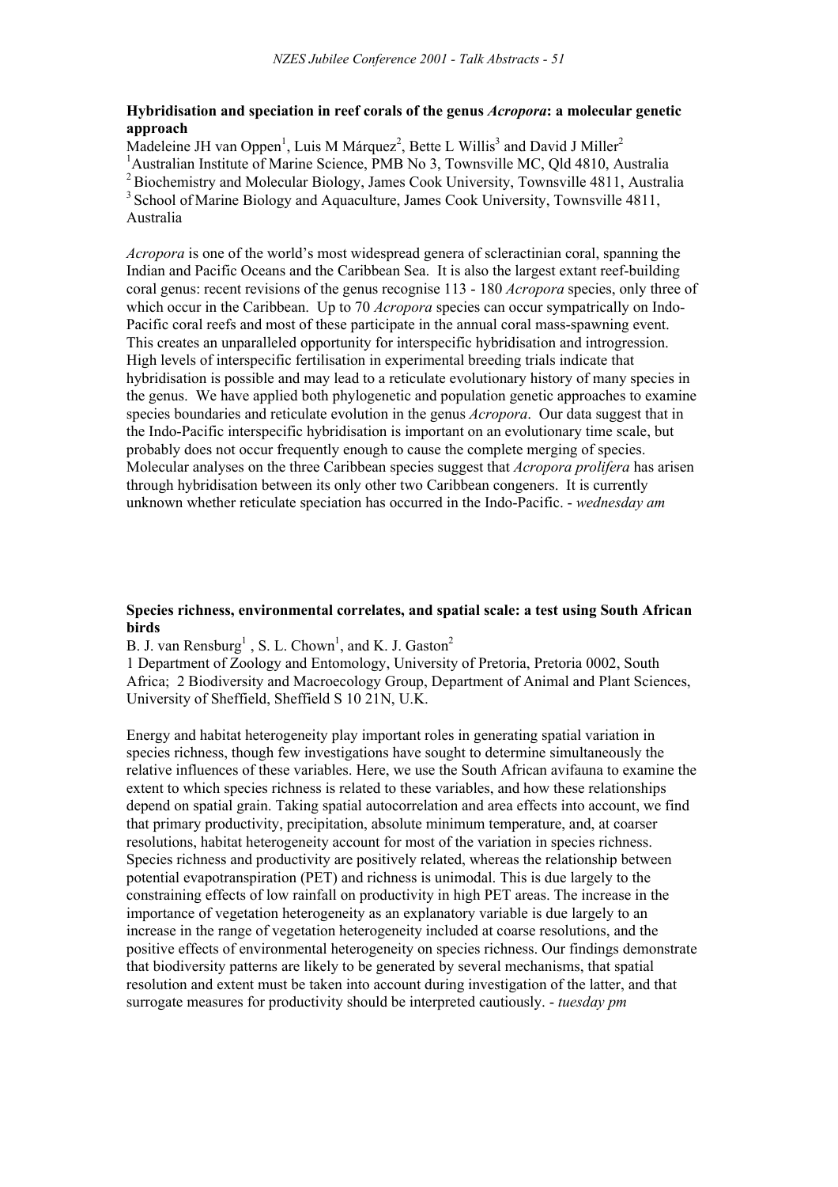### Hybridisation and speciation in reef corals of the genus *Acropora*: a molecular genetic approach

Madeleine JH van Oppen[1], Luis M Márquez[2], Bette L Willis[3] and David J Miller[2]

[1]Australian Institute of Marine Science, PMB No 3, Townsville MC, Qld 4810, Australia
[2]Biochemistry and Molecular Biology, James Cook University, Townsville 4811, Australia
[3]School of Marine Biology and Aquaculture, James Cook University, Townsville 4811, Australia

*Acropora* is one of the world's most widespread genera of scleractinian coral, spanning the Indian and Pacific Oceans and the Caribbean Sea. It is also the largest extant reef-building coral genus: recent revisions of the genus recognise 113 - 180 *Acropora* species, only three of which occur in the Caribbean. Up to 70 *Acropora* species can occur sympatrically on Indo-Pacific coral reefs and most of these participate in the annual coral mass-spawning event. This creates an unparalleled opportunity for interspecific hybridisation and introgression. High levels of interspecific fertilisation in experimental breeding trials indicate that hybridisation is possible and may lead to a reticulate evolutionary history of many species in the genus. We have applied both phylogenetic and population genetic approaches to examine species boundaries and reticulate evolution in the genus *Acropora*. Our data suggest that in the Indo-Pacific interspecific hybridisation is important on an evolutionary time scale, but probably does not occur frequently enough to cause the complete merging of species. Molecular analyses on the three Caribbean species suggest that *Acropora prolifera* has arisen through hybridisation between its only other two Caribbean congeners. It is currently unknown whether reticulate speciation has occurred in the Indo-Pacific. - *wednesday am*

### Species richness, environmental correlates, and spatial scale: a test using South African birds

B. J. van Rensburg[1] , S. L. Chown[1], and K. J. Gaston[2]

1 Department of Zoology and Entomology, University of Pretoria, Pretoria 0002, South Africa; 2 Biodiversity and Macroecology Group, Department of Animal and Plant Sciences, University of Sheffield, Sheffield S 10 21N, U.K.

Energy and habitat heterogeneity play important roles in generating spatial variation in species richness, though few investigations have sought to determine simultaneously the relative influences of these variables. Here, we use the South African avifauna to examine the extent to which species richness is related to these variables, and how these relationships depend on spatial grain. Taking spatial autocorrelation and area effects into account, we find that primary productivity, precipitation, absolute minimum temperature, and, at coarser resolutions, habitat heterogeneity account for most of the variation in species richness. Species richness and productivity are positively related, whereas the relationship between potential evapotranspiration (PET) and richness is unimodal. This is due largely to the constraining effects of low rainfall on productivity in high PET areas. The increase in the importance of vegetation heterogeneity as an explanatory variable is due largely to an increase in the range of vegetation heterogeneity included at coarse resolutions, and the positive effects of environmental heterogeneity on species richness. Our findings demonstrate that biodiversity patterns are likely to be generated by several mechanisms, that spatial resolution and extent must be taken into account during investigation of the latter, and that surrogate measures for productivity should be interpreted cautiously. - *tuesday pm*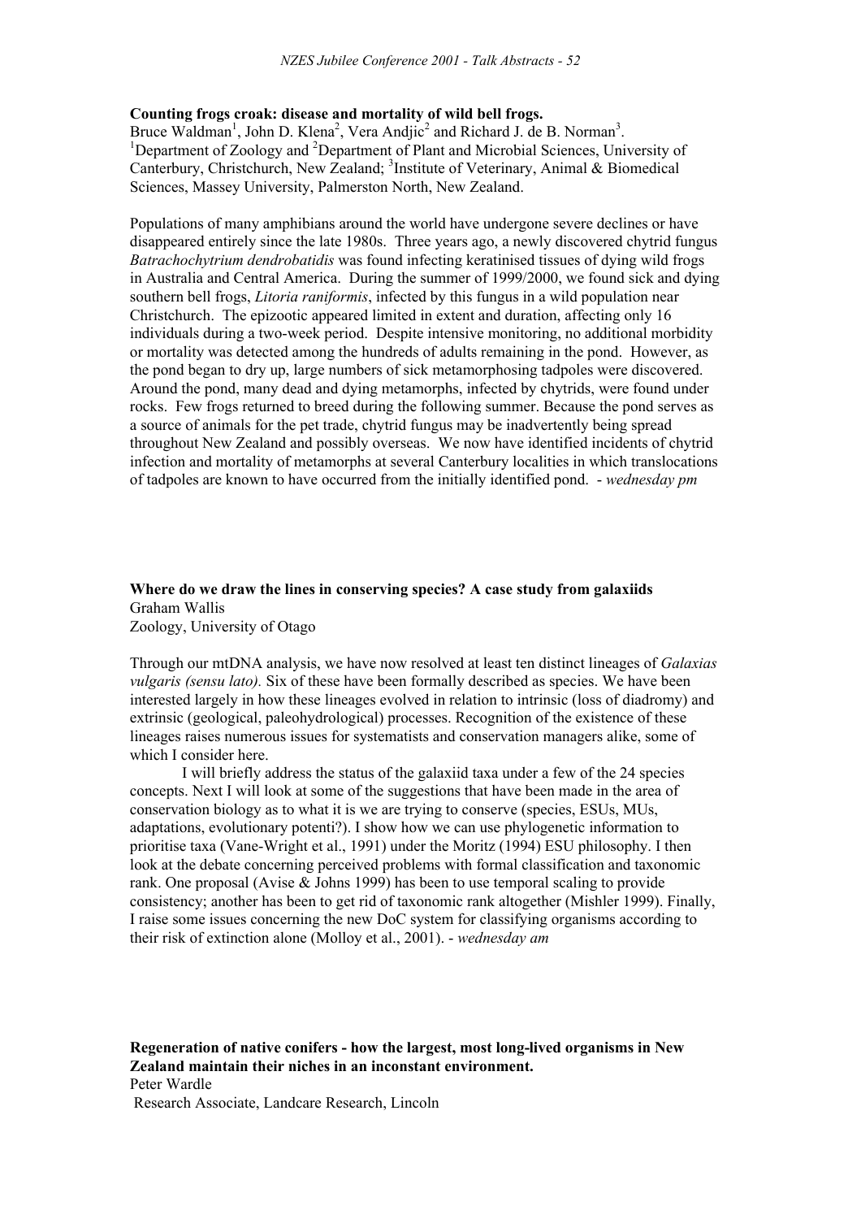**Counting frogs croak: disease and mortality of wild bell frogs.**

Bruce Waldman[1], John D. Klena[2], Vera Andjic[2] and Richard J. de B. Norman[3].

[1]Department of Zoology and [2]Department of Plant and Microbial Sciences, University of Canterbury, Christchurch, New Zealand; [3]Institute of Veterinary, Animal & Biomedical Sciences, Massey University, Palmerston North, New Zealand.

Populations of many amphibians around the world have undergone severe declines or have disappeared entirely since the late 1980s. Three years ago, a newly discovered chytrid fungus *Batrachochytrium dendrobatidis* was found infecting keratinised tissues of dying wild frogs in Australia and Central America. During the summer of 1999/2000, we found sick and dying southern bell frogs, *Litoria raniformis*, infected by this fungus in a wild population near Christchurch. The epizootic appeared limited in extent and duration, affecting only 16 individuals during a two-week period. Despite intensive monitoring, no additional morbidity or mortality was detected among the hundreds of adults remaining in the pond. However, as the pond began to dry up, large numbers of sick metamorphosing tadpoles were discovered. Around the pond, many dead and dying metamorphs, infected by chytrids, were found under rocks. Few frogs returned to breed during the following summer. Because the pond serves as a source of animals for the pet trade, chytrid fungus may be inadvertently being spread throughout New Zealand and possibly overseas. We now have identified incidents of chytrid infection and mortality of metamorphs at several Canterbury localities in which translocations of tadpoles are known to have occurred from the initially identified pond. - *wednesday pm*

**Where do we draw the lines in conserving species? A case study from galaxiids**

Graham Wallis

Zoology, University of Otago

Through our mtDNA analysis, we have now resolved at least ten distinct lineages of *Galaxias vulgaris (sensu lato).* Six of these have been formally described as species. We have been interested largely in how these lineages evolved in relation to intrinsic (loss of diadromy) and extrinsic (geological, paleohydrological) processes. Recognition of the existence of these lineages raises numerous issues for systematists and conservation managers alike, some of which I consider here.

I will briefly address the status of the galaxiid taxa under a few of the 24 species concepts. Next I will look at some of the suggestions that have been made in the area of conservation biology as to what it is we are trying to conserve (species, ESUs, MUs, adaptations, evolutionary potenti?). I show how we can use phylogenetic information to prioritise taxa (Vane-Wright et al., 1991) under the Moritz (1994) ESU philosophy. I then look at the debate concerning perceived problems with formal classification and taxonomic rank. One proposal (Avise & Johns 1999) has been to use temporal scaling to provide consistency; another has been to get rid of taxonomic rank altogether (Mishler 1999). Finally, I raise some issues concerning the new DoC system for classifying organisms according to their risk of extinction alone (Molloy et al., 2001). - *wednesday am*

**Regeneration of native conifers - how the largest, most long-lived organisms in New Zealand maintain their niches in an inconstant environment.**

Peter Wardle

Research Associate, Landcare Research, Lincoln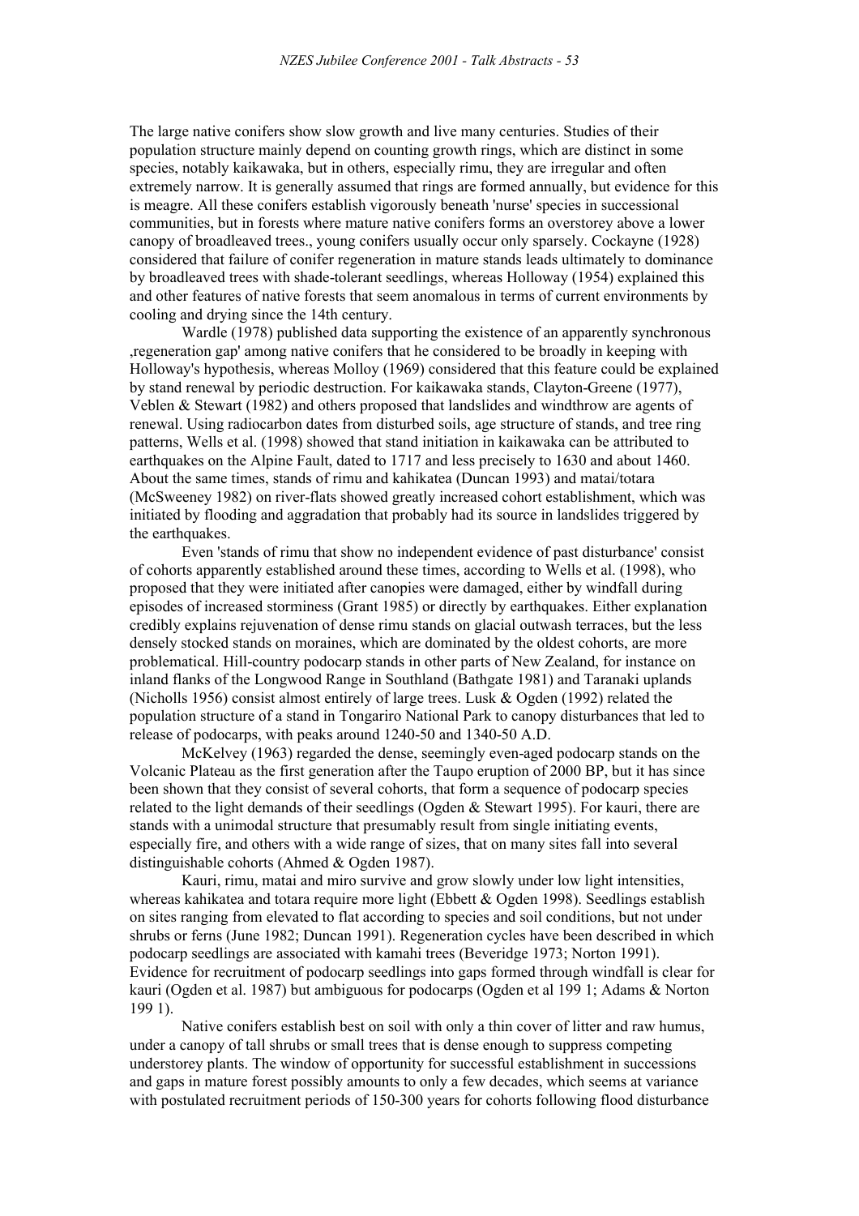The large native conifers show slow growth and live many centuries. Studies of their population structure mainly depend on counting growth rings, which are distinct in some species, notably kaikawaka, but in others, especially rimu, they are irregular and often extremely narrow. It is generally assumed that rings are formed annually, but evidence for this is meagre. All these conifers establish vigorously beneath 'nurse' species in successional communities, but in forests where mature native conifers forms an overstorey above a lower canopy of broadleaved trees., young conifers usually occur only sparsely. Cockayne (1928) considered that failure of conifer regeneration in mature stands leads ultimately to dominance by broadleaved trees with shade-tolerant seedlings, whereas Holloway (1954) explained this and other features of native forests that seem anomalous in terms of current environments by cooling and drying since the 14th century.

Wardle (1978) published data supporting the existence of an apparently synchronous ‚regeneration gap' among native conifers that he considered to be broadly in keeping with Holloway's hypothesis, whereas Molloy (1969) considered that this feature could be explained by stand renewal by periodic destruction. For kaikawaka stands, Clayton-Greene (1977), Veblen & Stewart (1982) and others proposed that landslides and windthrow are agents of renewal. Using radiocarbon dates from disturbed soils, age structure of stands, and tree ring patterns, Wells et al. (1998) showed that stand initiation in kaikawaka can be attributed to earthquakes on the Alpine Fault, dated to 1717 and less precisely to 1630 and about 1460. About the same times, stands of rimu and kahikatea (Duncan 1993) and matai/totara (McSweeney 1982) on river-flats showed greatly increased cohort establishment, which was initiated by flooding and aggradation that probably had its source in landslides triggered by the earthquakes.

Even 'stands of rimu that show no independent evidence of past disturbance' consist of cohorts apparently established around these times, according to Wells et al. (1998), who proposed that they were initiated after canopies were damaged, either by windfall during episodes of increased storminess (Grant 1985) or directly by earthquakes. Either explanation credibly explains rejuvenation of dense rimu stands on glacial outwash terraces, but the less densely stocked stands on moraines, which are dominated by the oldest cohorts, are more problematical. Hill-country podocarp stands in other parts of New Zealand, for instance on inland flanks of the Longwood Range in Southland (Bathgate 1981) and Taranaki uplands (Nicholls 1956) consist almost entirely of large trees. Lusk & Ogden (1992) related the population structure of a stand in Tongariro National Park to canopy disturbances that led to release of podocarps, with peaks around 1240-50 and 1340-50 A.D.

McKelvey (1963) regarded the dense, seemingly even-aged podocarp stands on the Volcanic Plateau as the first generation after the Taupo eruption of 2000 BP, but it has since been shown that they consist of several cohorts, that form a sequence of podocarp species related to the light demands of their seedlings (Ogden & Stewart 1995). For kauri, there are stands with a unimodal structure that presumably result from single initiating events, especially fire, and others with a wide range of sizes, that on many sites fall into several distinguishable cohorts (Ahmed & Ogden 1987).

Kauri, rimu, matai and miro survive and grow slowly under low light intensities, whereas kahikatea and totara require more light (Ebbett & Ogden 1998). Seedlings establish on sites ranging from elevated to flat according to species and soil conditions, but not under shrubs or ferns (June 1982; Duncan 1991). Regeneration cycles have been described in which podocarp seedlings are associated with kamahi trees (Beveridge 1973; Norton 1991). Evidence for recruitment of podocarp seedlings into gaps formed through windfall is clear for kauri (Ogden et al. 1987) but ambiguous for podocarps (Ogden et al 199 1; Adams & Norton 199 1).

Native conifers establish best on soil with only a thin cover of litter and raw humus, under a canopy of tall shrubs or small trees that is dense enough to suppress competing understorey plants. The window of opportunity for successful establishment in successions and gaps in mature forest possibly amounts to only a few decades, which seems at variance with postulated recruitment periods of 150-300 years for cohorts following flood disturbance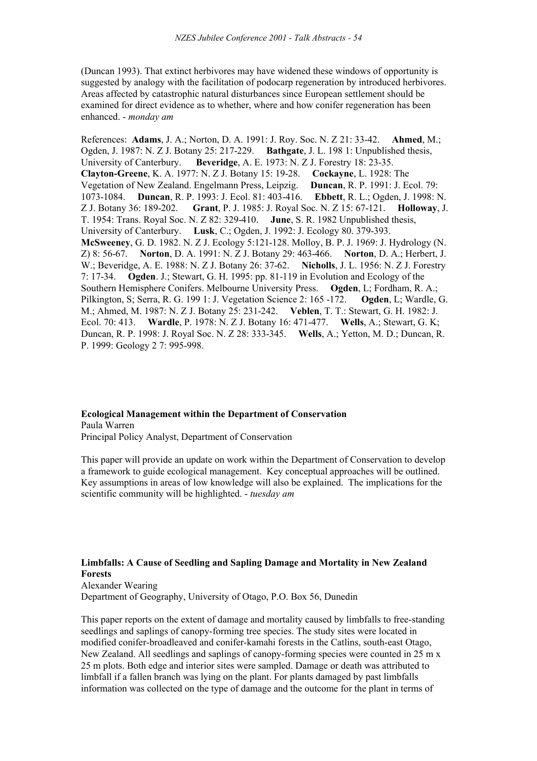(Duncan 1993). That extinct herbivores may have widened these windows of opportunity is suggested by analogy with the facilitation of podocarp regeneration by introduced herbivores. Areas affected by catastrophic natural disturbances since European settlement should be examined for direct evidence as to whether, where and how conifer regeneration has been enhanced. - *monday am*

References: **Adams**, J. A.; Norton, D. A. 1991: J. Roy. Soc. N. Z 21: 33-42. **Ahmed**, M.; Ogden, J. 1987: N. Z J. Botany 25: 217-229. **Bathgate**, J. L. 198 1: Unpublished thesis, University of Canterbury. **Beveridge**, A. E. 1973: N. Z J. Forestry 18: 23-35. **Clayton-Greene**, K. A. 1977: N. Z J. Botany 15: 19-28. **Cockayne**, L. 1928: The Vegetation of New Zealand. Engelmann Press, Leipzig. **Duncan**, R. P. 1991: J. Ecol. 79: 1073-1084. **Duncan**, R. P. 1993: J. Ecol. 81: 403-416. **Ebbett**, R. L.; Ogden, J. 1998: N. Z J. Botany 36: 189-202. **Grant**, P. J. 1985: J. Royal Soc. N. Z 15: 67-121. **Holloway**, J. T. 1954: Trans. Royal Soc. N. Z 82: 329-410. **June**, S. R. 1982 Unpublished thesis, University of Canterbury. **Lusk**, C.; Ogden, J. 1992: J. Ecology 80. 379-393. **McSweeney**, G. D. 1982. N. Z J. Ecology 5:121-128. Molloy, B. P. J. 1969: J. Hydrology (N. Z) 8: 56-67. **Norton**, D. A. 1991: N. Z J. Botany 29: 463-466. **Norton**, D. A.; Herbert, J. W.; Beveridge, A. E. 1988: N. Z J. Botany 26: 37-62. **Nicholls**, J. L. 1956: N. Z J. Forestry 7: 17-34. **Ogden**. J.; Stewart, G. H. 1995: pp. 81-119 in Evolution and Ecology of the Southern Hemisphere Conifers. Melbourne University Press. **Ogden**, L; Fordham, R. A.; Pilkington, S; Serra, R. G. 199 1: J. Vegetation Science 2: 165 -172. **Ogden**, L; Wardle, G. M.; Ahmed, M. 1987: N. Z J. Botany 25: 231-242. **Veblen**, T. T.: Stewart, G. H. 1982: J. Ecol. 70: 413. **Wardle**, P. 1978: N. Z J. Botany 16: 471-477. **Wells**, A.; Stewart, G. K; Duncan, R. P. 1998: J. Royal Soc. N. Z 28: 333-345. **Wells**, A.; Yetton, M. D.; Duncan, R. P. 1999: Geology 2 7: 995-998.

**Ecological Management within the Department of Conservation**
Paula Warren
Principal Policy Analyst, Department of Conservation

This paper will provide an update on work within the Department of Conservation to develop a framework to guide ecological management. Key conceptual approaches will be outlined. Key assumptions in areas of low knowledge will also be explained. The implications for the scientific community will be highlighted. - *tuesday am*

**Limbfalls: A Cause of Seedling and Sapling Damage and Mortality in New Zealand Forests**
Alexander Wearing
Department of Geography, University of Otago, P.O. Box 56, Dunedin

This paper reports on the extent of damage and mortality caused by limbfalls to free-standing seedlings and saplings of canopy-forming tree species. The study sites were located in modified conifer-broadleaved and conifer-kamahi forests in the Catlins, south-east Otago, New Zealand. All seedlings and saplings of canopy-forming species were counted in 25 m x 25 m plots. Both edge and interior sites were sampled. Damage or death was attributed to limbfall if a fallen branch was lying on the plant. For plants damaged by past limbfalls information was collected on the type of damage and the outcome for the plant in terms of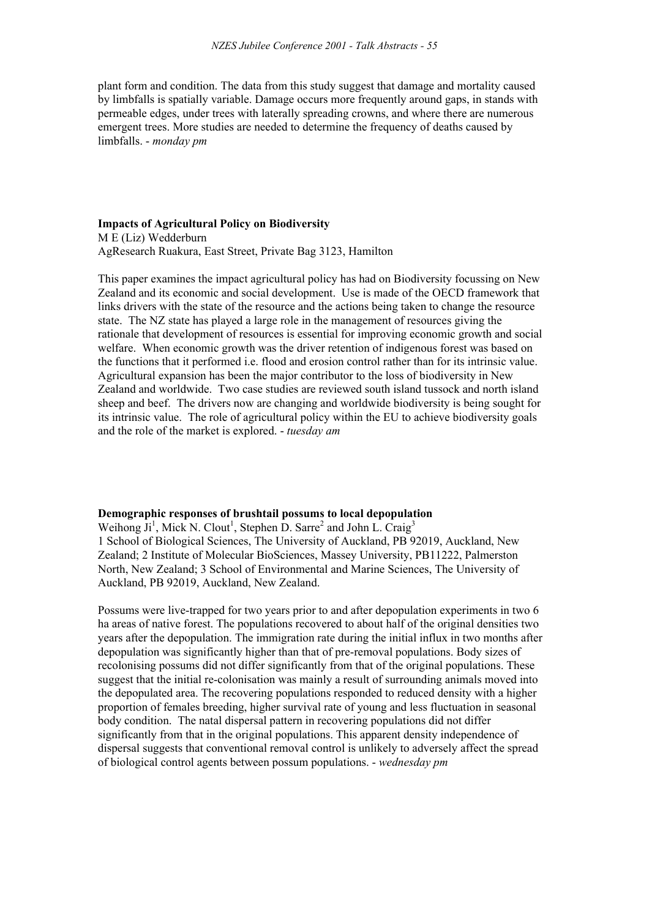plant form and condition. The data from this study suggest that damage and mortality caused by limbfalls is spatially variable. Damage occurs more frequently around gaps, in stands with permeable edges, under trees with laterally spreading crowns, and where there are numerous emergent trees. More studies are needed to determine the frequency of deaths caused by limbfalls. - *monday pm*

**Impacts of Agricultural Policy on Biodiversity**
M E (Liz) Wedderburn
AgResearch Ruakura, East Street, Private Bag 3123, Hamilton

This paper examines the impact agricultural policy has had on Biodiversity focussing on New Zealand and its economic and social development. Use is made of the OECD framework that links drivers with the state of the resource and the actions being taken to change the resource state. The NZ state has played a large role in the management of resources giving the rationale that development of resources is essential for improving economic growth and social welfare. When economic growth was the driver retention of indigenous forest was based on the functions that it performed i.e. flood and erosion control rather than for its intrinsic value. Agricultural expansion has been the major contributor to the loss of biodiversity in New Zealand and worldwide. Two case studies are reviewed south island tussock and north island sheep and beef. The drivers now are changing and worldwide biodiversity is being sought for its intrinsic value. The role of agricultural policy within the EU to achieve biodiversity goals and the role of the market is explored. - *tuesday am*

**Demographic responses of brushtail possums to local depopulation**
Weihong Ji[1], Mick N. Clout[1], Stephen D. Sarre[2] and John L. Craig[3]
1 School of Biological Sciences, The University of Auckland, PB 92019, Auckland, New Zealand; 2 Institute of Molecular BioSciences, Massey University, PB11222, Palmerston North, New Zealand; 3 School of Environmental and Marine Sciences, The University of Auckland, PB 92019, Auckland, New Zealand.

Possums were live-trapped for two years prior to and after depopulation experiments in two 6 ha areas of native forest. The populations recovered to about half of the original densities two years after the depopulation. The immigration rate during the initial influx in two months after depopulation was significantly higher than that of pre-removal populations. Body sizes of recolonising possums did not differ significantly from that of the original populations. These suggest that the initial re-colonisation was mainly a result of surrounding animals moved into the depopulated area. The recovering populations responded to reduced density with a higher proportion of females breeding, higher survival rate of young and less fluctuation in seasonal body condition. The natal dispersal pattern in recovering populations did not differ significantly from that in the original populations. This apparent density independence of dispersal suggests that conventional removal control is unlikely to adversely affect the spread of biological control agents between possum populations. - *wednesday pm*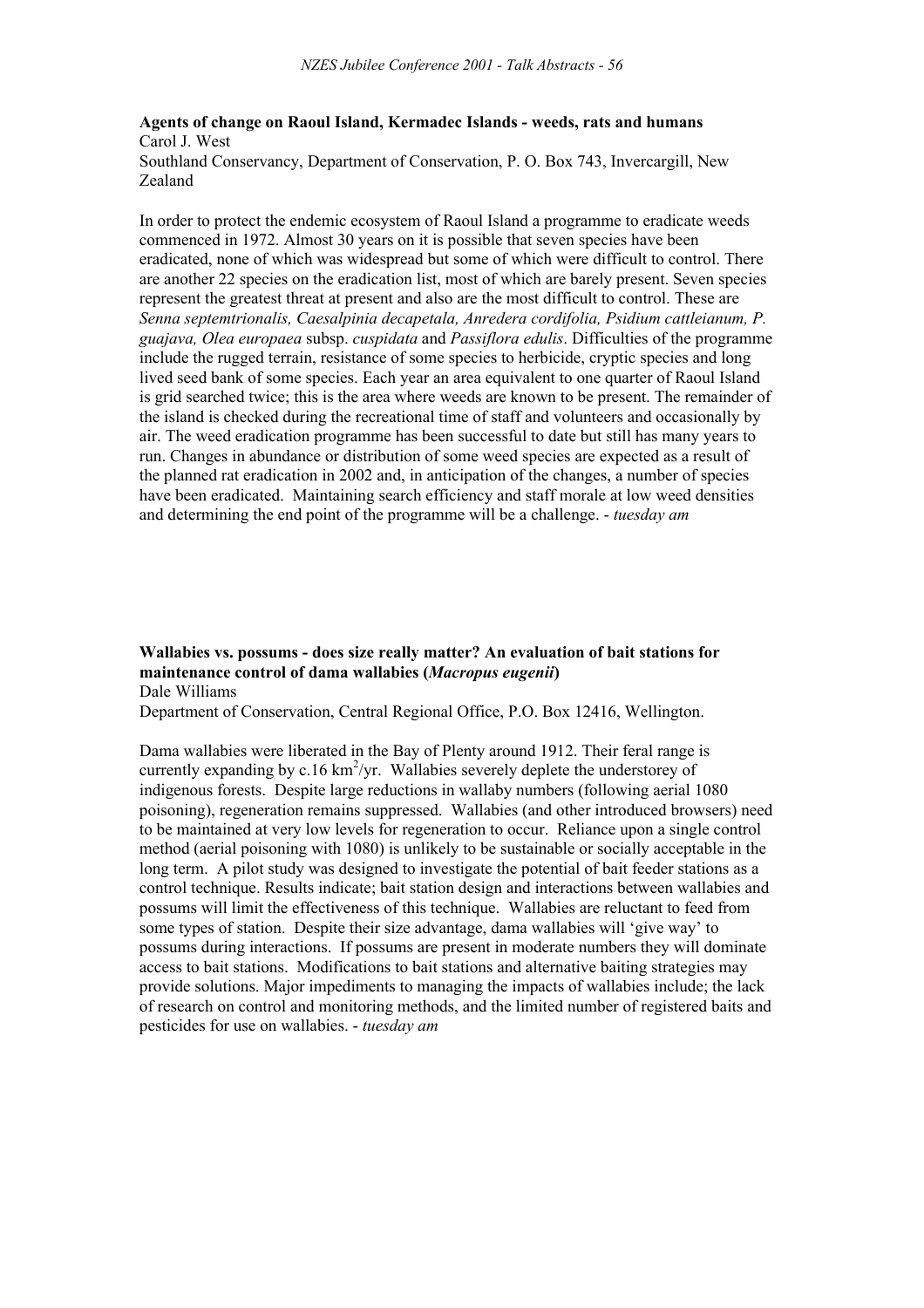**Agents of change on Raoul Island, Kermadec Islands - weeds, rats and humans**
Carol J. West
Southland Conservancy, Department of Conservation, P. O. Box 743, Invercargill, New Zealand

In order to protect the endemic ecosystem of Raoul Island a programme to eradicate weeds commenced in 1972. Almost 30 years on it is possible that seven species have been eradicated, none of which was widespread but some of which were difficult to control. There are another 22 species on the eradication list, most of which are barely present. Seven species represent the greatest threat at present and also are the most difficult to control. These are *Senna septemtrionalis, Caesalpinia decapetala, Anredera cordifolia, Psidium cattleianum, P. guajava, Olea europaea* subsp. *cuspidata* and *Passiflora edulis*. Difficulties of the programme include the rugged terrain, resistance of some species to herbicide, cryptic species and long lived seed bank of some species. Each year an area equivalent to one quarter of Raoul Island is grid searched twice; this is the area where weeds are known to be present. The remainder of the island is checked during the recreational time of staff and volunteers and occasionally by air. The weed eradication programme has been successful to date but still has many years to run. Changes in abundance or distribution of some weed species are expected as a result of the planned rat eradication in 2002 and, in anticipation of the changes, a number of species have been eradicated. Maintaining search efficiency and staff morale at low weed densities and determining the end point of the programme will be a challenge. - *tuesday am*

**Wallabies vs. possums - does size really matter? An evaluation of bait stations for maintenance control of dama wallabies (*Macropus eugenii*)**
Dale Williams
Department of Conservation, Central Regional Office, P.O. Box 12416, Wellington.

Dama wallabies were liberated in the Bay of Plenty around 1912. Their feral range is currently expanding by c.16 $km^2$/yr. Wallabies severely deplete the understorey of indigenous forests. Despite large reductions in wallaby numbers (following aerial 1080 poisoning), regeneration remains suppressed. Wallabies (and other introduced browsers) need to be maintained at very low levels for regeneration to occur. Reliance upon a single control method (aerial poisoning with 1080) is unlikely to be sustainable or socially acceptable in the long term. A pilot study was designed to investigate the potential of bait feeder stations as a control technique. Results indicate; bait station design and interactions between wallabies and possums will limit the effectiveness of this technique. Wallabies are reluctant to feed from some types of station. Despite their size advantage, dama wallabies will 'give way' to possums during interactions. If possums are present in moderate numbers they will dominate access to bait stations. Modifications to bait stations and alternative baiting strategies may provide solutions. Major impediments to managing the impacts of wallabies include; the lack of research on control and monitoring methods, and the limited number of registered baits and pesticides for use on wallabies. - *tuesday am*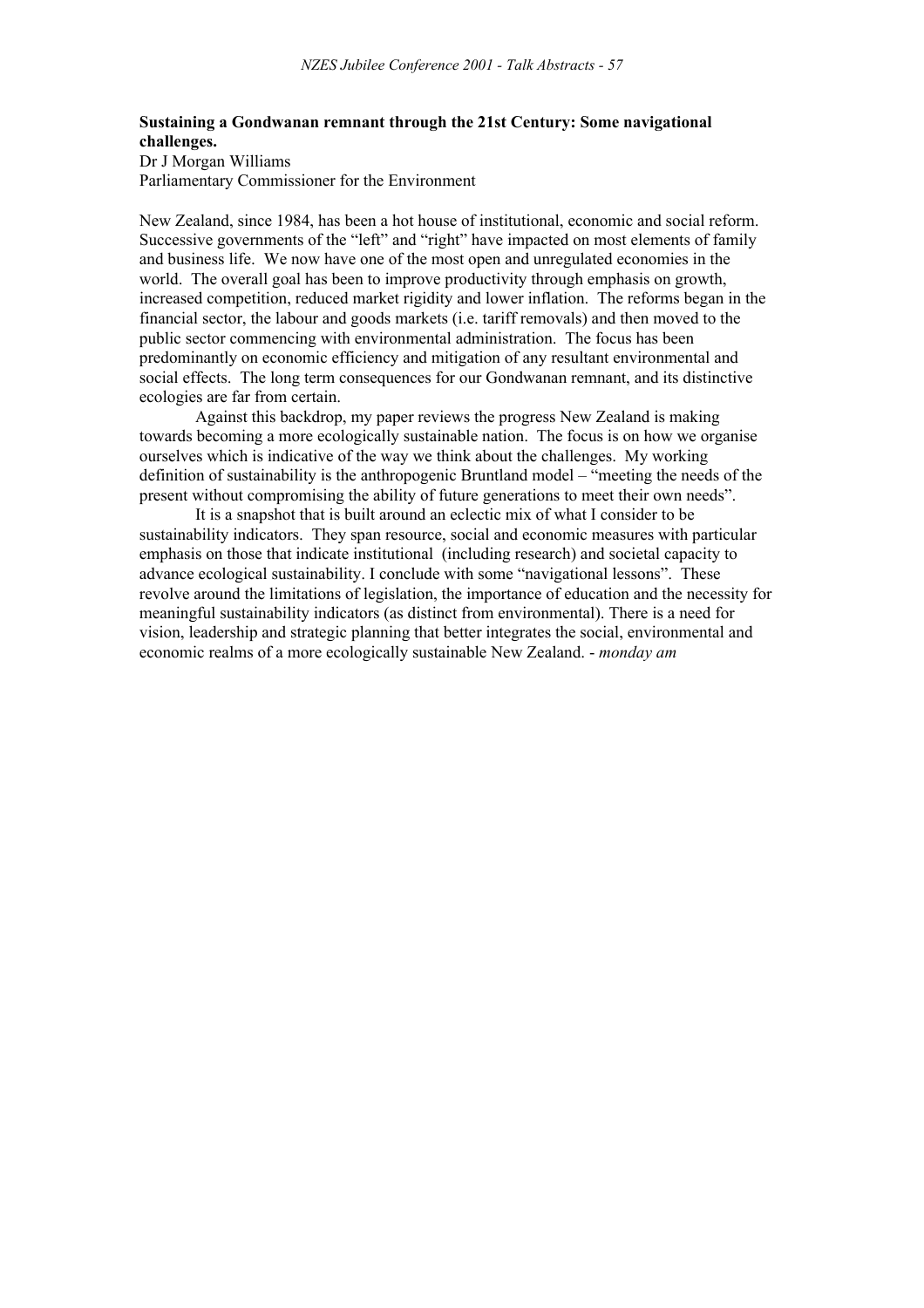**Sustaining a Gondwanan remnant through the 21st Century: Some navigational challenges.**

Dr J Morgan Williams
Parliamentary Commissioner for the Environment

New Zealand, since 1984, has been a hot house of institutional, economic and social reform. Successive governments of the "left" and "right" have impacted on most elements of family and business life. We now have one of the most open and unregulated economies in the world. The overall goal has been to improve productivity through emphasis on growth, increased competition, reduced market rigidity and lower inflation. The reforms began in the financial sector, the labour and goods markets (i.e. tariff removals) and then moved to the public sector commencing with environmental administration. The focus has been predominantly on economic efficiency and mitigation of any resultant environmental and social effects. The long term consequences for our Gondwanan remnant, and its distinctive ecologies are far from certain.

Against this backdrop, my paper reviews the progress New Zealand is making towards becoming a more ecologically sustainable nation. The focus is on how we organise ourselves which is indicative of the way we think about the challenges. My working definition of sustainability is the anthropogenic Bruntland model – "meeting the needs of the present without compromising the ability of future generations to meet their own needs".

It is a snapshot that is built around an eclectic mix of what I consider to be sustainability indicators. They span resource, social and economic measures with particular emphasis on those that indicate institutional (including research) and societal capacity to advance ecological sustainability. I conclude with some "navigational lessons". These revolve around the limitations of legislation, the importance of education and the necessity for meaningful sustainability indicators (as distinct from environmental). There is a need for vision, leadership and strategic planning that better integrates the social, environmental and economic realms of a more ecologically sustainable New Zealand. - *monday am*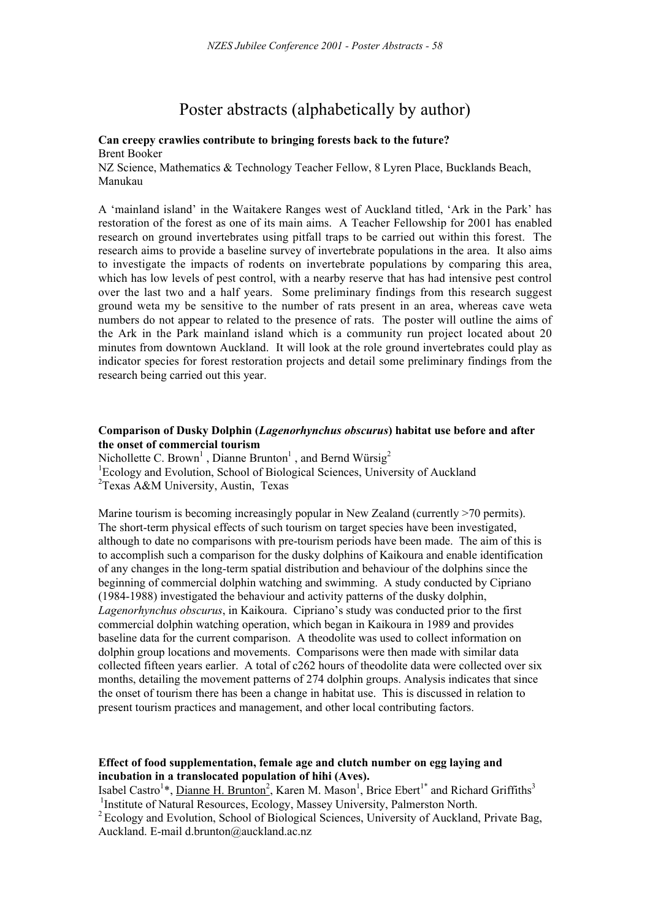# Poster abstracts (alphabetically by author)

**Can creepy crawlies contribute to bringing forests back to the future?**
Brent Booker
NZ Science, Mathematics & Technology Teacher Fellow, 8 Lyren Place, Bucklands Beach, Manukau

A 'mainland island' in the Waitakere Ranges west of Auckland titled, 'Ark in the Park' has restoration of the forest as one of its main aims. A Teacher Fellowship for 2001 has enabled research on ground invertebrates using pitfall traps to be carried out within this forest. The research aims to provide a baseline survey of invertebrate populations in the area. It also aims to investigate the impacts of rodents on invertebrate populations by comparing this area, which has low levels of pest control, with a nearby reserve that has had intensive pest control over the last two and a half years. Some preliminary findings from this research suggest ground weta my be sensitive to the number of rats present in an area, whereas cave weta numbers do not appear to related to the presence of rats. The poster will outline the aims of the Ark in the Park mainland island which is a community run project located about 20 minutes from downtown Auckland. It will look at the role ground invertebrates could play as indicator species for forest restoration projects and detail some preliminary findings from the research being carried out this year.

**Comparison of Dusky Dolphin (*Lagenorhynchus obscurus*) habitat use before and after the onset of commercial tourism**
Nichollette C. Brown[1], Dianne Brunton[1], and Bernd Würsig[2]
[1]Ecology and Evolution, School of Biological Sciences, University of Auckland
[2]Texas A&M University, Austin, Texas

Marine tourism is becoming increasingly popular in New Zealand (currently >70 permits). The short-term physical effects of such tourism on target species have been investigated, although to date no comparisons with pre-tourism periods have been made. The aim of this is to accomplish such a comparison for the dusky dolphins of Kaikoura and enable identification of any changes in the long-term spatial distribution and behaviour of the dolphins since the beginning of commercial dolphin watching and swimming. A study conducted by Cipriano (1984-1988) investigated the behaviour and activity patterns of the dusky dolphin, *Lagenorhynchus obscurus*, in Kaikoura. Cipriano's study was conducted prior to the first commercial dolphin watching operation, which began in Kaikoura in 1989 and provides baseline data for the current comparison. A theodolite was used to collect information on dolphin group locations and movements. Comparisons were then made with similar data collected fifteen years earlier. A total of c262 hours of theodolite data were collected over six months, detailing the movement patterns of 274 dolphin groups. Analysis indicates that since the onset of tourism there has been a change in habitat use. This is discussed in relation to present tourism practices and management, and other local contributing factors.

**Effect of food supplementation, female age and clutch number on egg laying and incubation in a translocated population of hihi (Aves).**
Isabel Castro[1]*, Dianne H. Brunton[2], Karen M. Mason[1], Brice Ebert[1*] and Richard Griffiths[3]
[1]Institute of Natural Resources, Ecology, Massey University, Palmerston North.
[2]Ecology and Evolution, School of Biological Sciences, University of Auckland, Private Bag, Auckland. E-mail d.brunton@auckland.ac.nz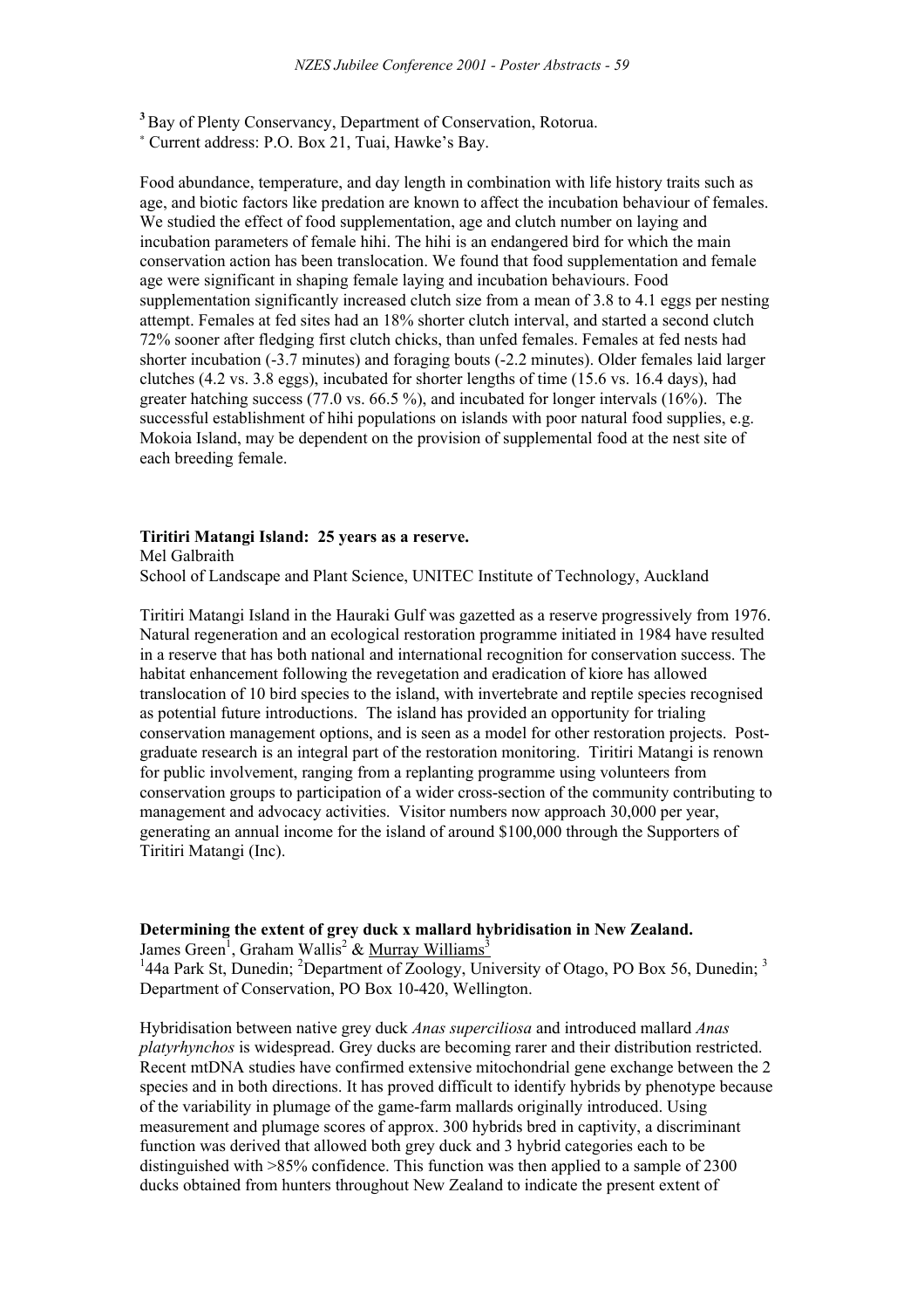[3] Bay of Plenty Conservancy, Department of Conservation, Rotorua.
[*] Current address: P.O. Box 21, Tuai, Hawke's Bay.

Food abundance, temperature, and day length in combination with life history traits such as age, and biotic factors like predation are known to affect the incubation behaviour of females. We studied the effect of food supplementation, age and clutch number on laying and incubation parameters of female hihi. The hihi is an endangered bird for which the main conservation action has been translocation. We found that food supplementation and female age were significant in shaping female laying and incubation behaviours. Food supplementation significantly increased clutch size from a mean of 3.8 to 4.1 eggs per nesting attempt. Females at fed sites had an 18% shorter clutch interval, and started a second clutch 72% sooner after fledging first clutch chicks, than unfed females. Females at fed nests had shorter incubation (-3.7 minutes) and foraging bouts (-2.2 minutes). Older females laid larger clutches (4.2 vs. 3.8 eggs), incubated for shorter lengths of time (15.6 vs. 16.4 days), had greater hatching success (77.0 vs. 66.5 %), and incubated for longer intervals (16%). The successful establishment of hihi populations on islands with poor natural food supplies, e.g. Mokoia Island, may be dependent on the provision of supplemental food at the nest site of each breeding female.

## Tiritiri Matangi Island: 25 years as a reserve.

Mel Galbraith

School of Landscape and Plant Science, UNITEC Institute of Technology, Auckland

Tiritiri Matangi Island in the Hauraki Gulf was gazetted as a reserve progressively from 1976. Natural regeneration and an ecological restoration programme initiated in 1984 have resulted in a reserve that has both national and international recognition for conservation success. The habitat enhancement following the revegetation and eradication of kiore has allowed translocation of 10 bird species to the island, with invertebrate and reptile species recognised as potential future introductions. The island has provided an opportunity for trialing conservation management options, and is seen as a model for other restoration projects. Post-graduate research is an integral part of the restoration monitoring. Tiritiri Matangi is renown for public involvement, ranging from a replanting programme using volunteers from conservation groups to participation of a wider cross-section of the community contributing to management and advocacy activities. Visitor numbers now approach 30,000 per year, generating an annual income for the island of around $100,000 through the Supporters of Tiritiri Matangi (Inc).

## Determining the extent of grey duck x mallard hybridisation in New Zealand.

James Green[1], Graham Wallis[2] & Murray Williams[3]

[1]44a Park St, Dunedin; [2]Department of Zoology, University of Otago, PO Box 56, Dunedin; [3] Department of Conservation, PO Box 10-420, Wellington.

Hybridisation between native grey duck *Anas superciliosa* and introduced mallard *Anas platyrhynchos* is widespread. Grey ducks are becoming rarer and their distribution restricted. Recent mtDNA studies have confirmed extensive mitochondrial gene exchange between the 2 species and in both directions. It has proved difficult to identify hybrids by phenotype because of the variability in plumage of the game-farm mallards originally introduced. Using measurement and plumage scores of approx. 300 hybrids bred in captivity, a discriminant function was derived that allowed both grey duck and 3 hybrid categories each to be distinguished with >85% confidence. This function was then applied to a sample of 2300 ducks obtained from hunters throughout New Zealand to indicate the present extent of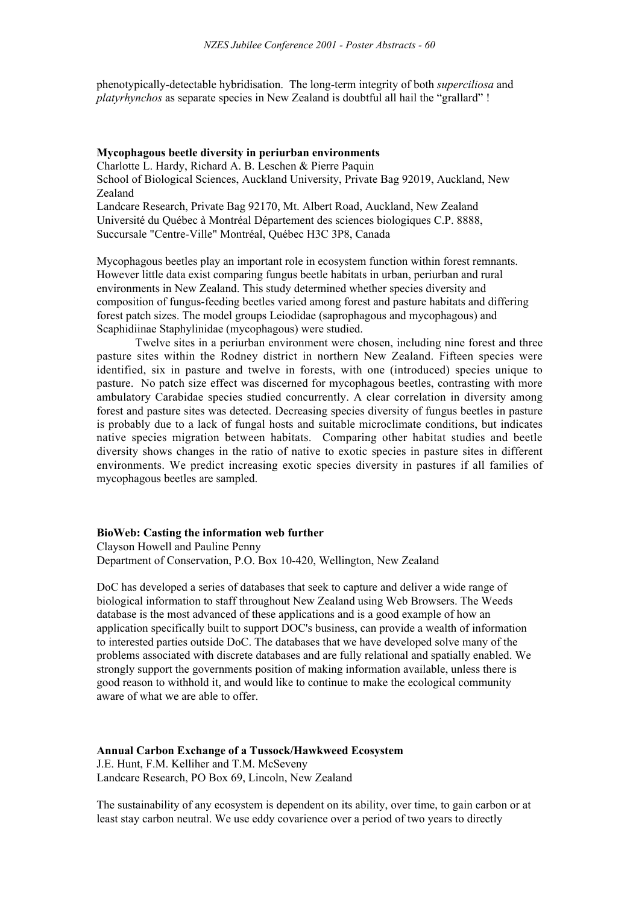phenotypically-detectable hybridisation. The long-term integrity of both *superciliosa* and *platyrhynchos* as separate species in New Zealand is doubtful all hail the "grallard" !

**Mycophagous beetle diversity in periurban environments**

Charlotte L. Hardy, Richard A. B. Leschen & Pierre Paquin
School of Biological Sciences, Auckland University, Private Bag 92019, Auckland, New Zealand
Landcare Research, Private Bag 92170, Mt. Albert Road, Auckland, New Zealand
Université du Québec à Montréal Département des sciences biologiques C.P. 8888, Succursale "Centre-Ville" Montréal, Québec H3C 3P8, Canada

Mycophagous beetles play an important role in ecosystem function within forest remnants. However little data exist comparing fungus beetle habitats in urban, periurban and rural environments in New Zealand. This study determined whether species diversity and composition of fungus-feeding beetles varied among forest and pasture habitats and differing forest patch sizes. The model groups Leiodidae (saprophagous and mycophagous) and Scaphidiinae Staphylinidae (mycophagous) were studied.

Twelve sites in a periurban environment were chosen, including nine forest and three pasture sites within the Rodney district in northern New Zealand. Fifteen species were identified, six in pasture and twelve in forests, with one (introduced) species unique to pasture. No patch size effect was discerned for mycophagous beetles, contrasting with more ambulatory Carabidae species studied concurrently. A clear correlation in diversity among forest and pasture sites was detected. Decreasing species diversity of fungus beetles in pasture is probably due to a lack of fungal hosts and suitable microclimate conditions, but indicates native species migration between habitats. Comparing other habitat studies and beetle diversity shows changes in the ratio of native to exotic species in pasture sites in different environments. We predict increasing exotic species diversity in pastures if all families of mycophagous beetles are sampled.

**BioWeb: Casting the information web further**

Clayson Howell and Pauline Penny
Department of Conservation, P.O. Box 10-420, Wellington, New Zealand

DoC has developed a series of databases that seek to capture and deliver a wide range of biological information to staff throughout New Zealand using Web Browsers. The Weeds database is the most advanced of these applications and is a good example of how an application specifically built to support DOC's business, can provide a wealth of information to interested parties outside DoC. The databases that we have developed solve many of the problems associated with discrete databases and are fully relational and spatially enabled. We strongly support the governments position of making information available, unless there is good reason to withhold it, and would like to continue to make the ecological community aware of what we are able to offer.

**Annual Carbon Exchange of a Tussock/Hawkweed Ecosystem**

J.E. Hunt, F.M. Kelliher and T.M. McSeveny
Landcare Research, PO Box 69, Lincoln, New Zealand

The sustainability of any ecosystem is dependent on its ability, over time, to gain carbon or at least stay carbon neutral. We use eddy covarience over a period of two years to directly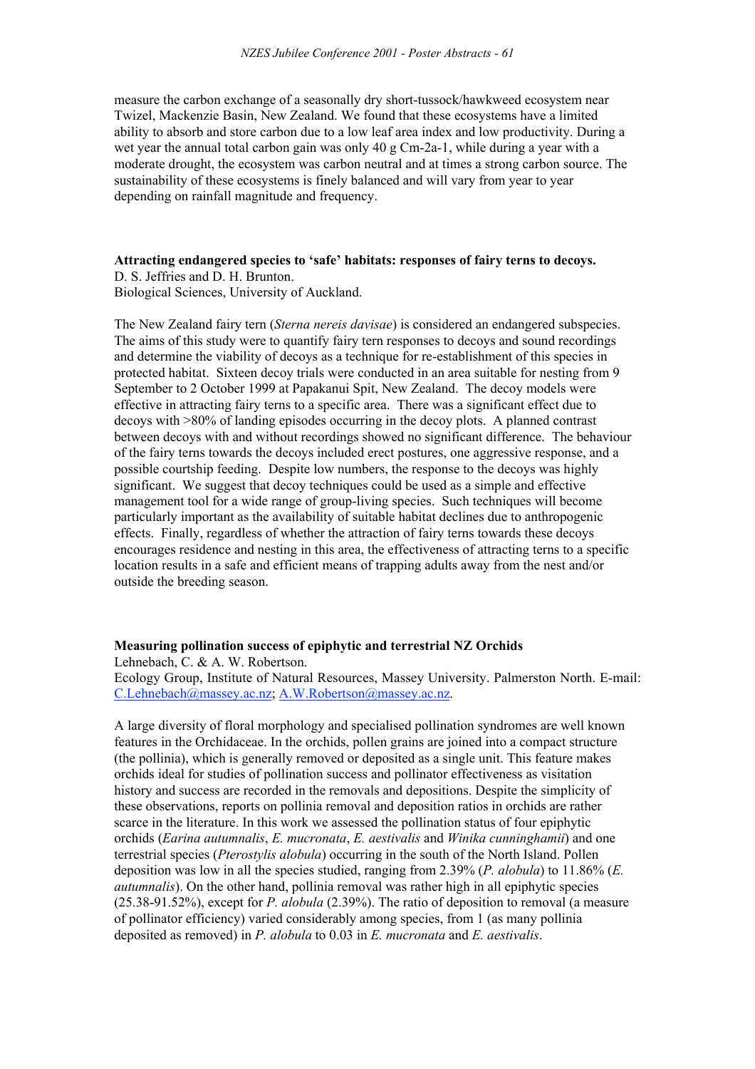measure the carbon exchange of a seasonally dry short-tussock/hawkweed ecosystem near Twizel, Mackenzie Basin, New Zealand. We found that these ecosystems have a limited ability to absorb and store carbon due to a low leaf area index and low productivity. During a wet year the annual total carbon gain was only 40 g $Cm^{-2}a^{-1}$, while during a year with a moderate drought, the ecosystem was carbon neutral and at times a strong carbon source. The sustainability of these ecosystems is finely balanced and will vary from year to year depending on rainfall magnitude and frequency.

**Attracting endangered species to 'safe' habitats: responses of fairy terns to decoys.**
D. S. Jeffries and D. H. Brunton.
Biological Sciences, University of Auckland.

The New Zealand fairy tern (*Sterna nereis davisae*) is considered an endangered subspecies. The aims of this study were to quantify fairy tern responses to decoys and sound recordings and determine the viability of decoys as a technique for re-establishment of this species in protected habitat. Sixteen decoy trials were conducted in an area suitable for nesting from 9 September to 2 October 1999 at Papakanui Spit, New Zealand. The decoy models were effective in attracting fairy terns to a specific area. There was a significant effect due to decoys with >80% of landing episodes occurring in the decoy plots. A planned contrast between decoys with and without recordings showed no significant difference. The behaviour of the fairy terns towards the decoys included erect postures, one aggressive response, and a possible courtship feeding. Despite low numbers, the response to the decoys was highly significant. We suggest that decoy techniques could be used as a simple and effective management tool for a wide range of group-living species. Such techniques will become particularly important as the availability of suitable habitat declines due to anthropogenic effects. Finally, regardless of whether the attraction of fairy terns towards these decoys encourages residence and nesting in this area, the effectiveness of attracting terns to a specific location results in a safe and efficient means of trapping adults away from the nest and/or outside the breeding season.

**Measuring pollination success of epiphytic and terrestrial NZ Orchids**
Lehnebach, C. & A. W. Robertson.
Ecology Group, Institute of Natural Resources, Massey University. Palmerston North. E-mail: C.Lehnebach@massey.ac.nz; A.W.Robertson@massey.ac.nz.

A large diversity of floral morphology and specialised pollination syndromes are well known features in the Orchidaceae. In the orchids, pollen grains are joined into a compact structure (the pollinia), which is generally removed or deposited as a single unit. This feature makes orchids ideal for studies of pollination success and pollinator effectiveness as visitation history and success are recorded in the removals and depositions. Despite the simplicity of these observations, reports on pollinia removal and deposition ratios in orchids are rather scarce in the literature. In this work we assessed the pollination status of four epiphytic orchids (*Earina autumnalis*, *E. mucronata*, *E. aestivalis* and *Winika cunninghamii*) and one terrestrial species (*Pterostylis alobula*) occurring in the south of the North Island. Pollen deposition was low in all the species studied, ranging from 2.39% (*P. alobula*) to 11.86% (*E. autumnalis*). On the other hand, pollinia removal was rather high in all epiphytic species (25.38-91.52%), except for *P. alobula* (2.39%). The ratio of deposition to removal (a measure of pollinator efficiency) varied considerably among species, from 1 (as many pollinia deposited as removed) in *P. alobula* to 0.03 in *E. mucronata* and *E. aestivalis*.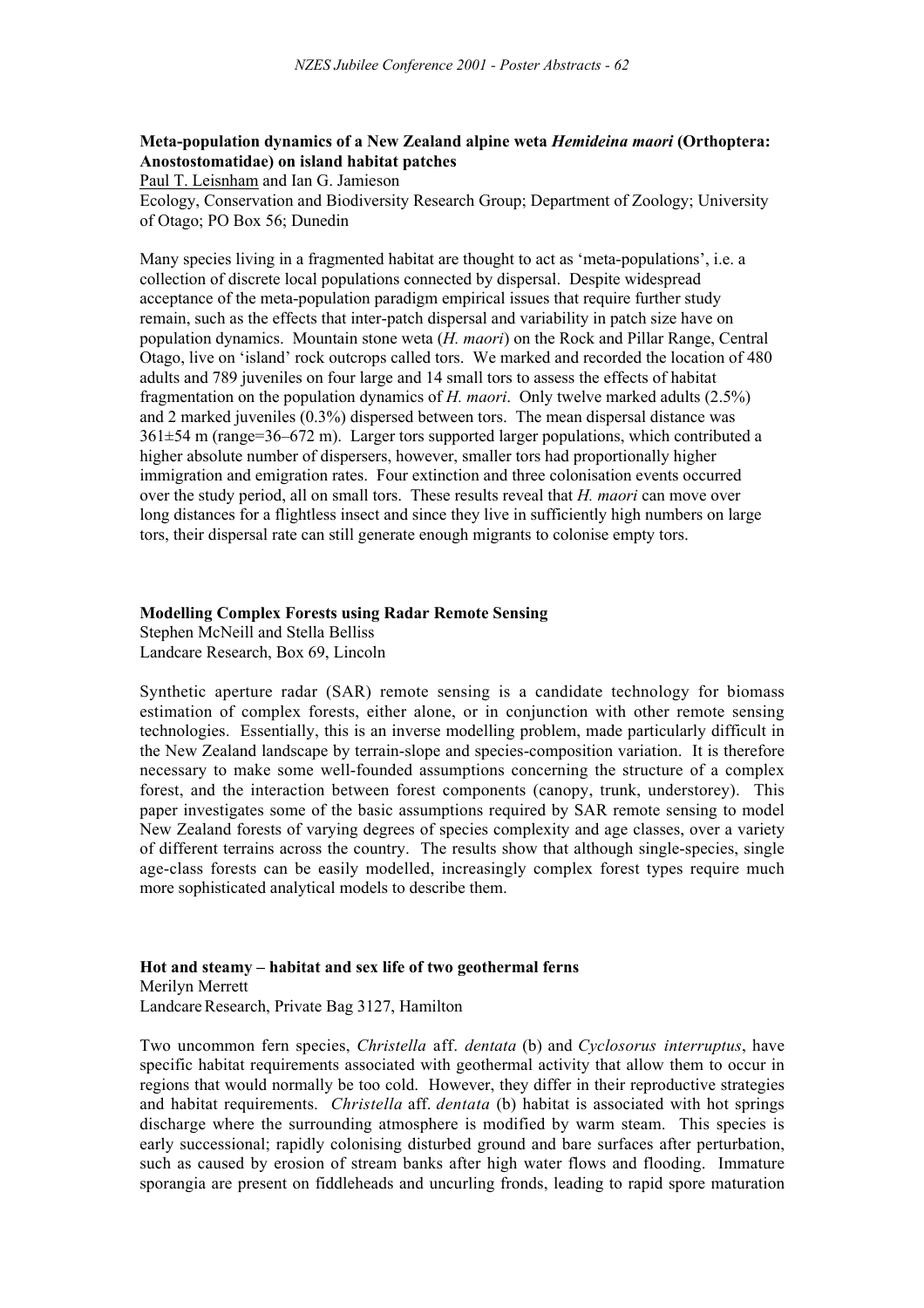### Meta-population dynamics of a New Zealand alpine weta *Hemideina maori* (Orthoptera: Anostostomatidae) on island habitat patches

Paul T. Leisnham and Ian G. Jamieson

Ecology, Conservation and Biodiversity Research Group; Department of Zoology; University of Otago; PO Box 56; Dunedin

Many species living in a fragmented habitat are thought to act as 'meta-populations', i.e. a collection of discrete local populations connected by dispersal. Despite widespread acceptance of the meta-population paradigm empirical issues that require further study remain, such as the effects that inter-patch dispersal and variability in patch size have on population dynamics. Mountain stone weta (*H. maori*) on the Rock and Pillar Range, Central Otago, live on 'island' rock outcrops called tors. We marked and recorded the location of 480 adults and 789 juveniles on four large and 14 small tors to assess the effects of habitat fragmentation on the population dynamics of *H. maori*. Only twelve marked adults (2.5%) and 2 marked juveniles (0.3%) dispersed between tors. The mean dispersal distance was 361±54 m (range=36–672 m). Larger tors supported larger populations, which contributed a higher absolute number of dispersers, however, smaller tors had proportionally higher immigration and emigration rates. Four extinction and three colonisation events occurred over the study period, all on small tors. These results reveal that *H. maori* can move over long distances for a flightless insect and since they live in sufficiently high numbers on large tors, their dispersal rate can still generate enough migrants to colonise empty tors.

### Modelling Complex Forests using Radar Remote Sensing

Stephen McNeill and Stella Belliss

Landcare Research, Box 69, Lincoln

Synthetic aperture radar (SAR) remote sensing is a candidate technology for biomass estimation of complex forests, either alone, or in conjunction with other remote sensing technologies. Essentially, this is an inverse modelling problem, made particularly difficult in the New Zealand landscape by terrain-slope and species-composition variation. It is therefore necessary to make some well-founded assumptions concerning the structure of a complex forest, and the interaction between forest components (canopy, trunk, understorey). This paper investigates some of the basic assumptions required by SAR remote sensing to model New Zealand forests of varying degrees of species complexity and age classes, over a variety of different terrains across the country. The results show that although single-species, single age-class forests can be easily modelled, increasingly complex forest types require much more sophisticated analytical models to describe them.

### Hot and steamy – habitat and sex life of two geothermal ferns

Merilyn Merrett

Landcare Research, Private Bag 3127, Hamilton

Two uncommon fern species, *Christella* aff. *dentata* (b) and *Cyclosorus interruptus*, have specific habitat requirements associated with geothermal activity that allow them to occur in regions that would normally be too cold. However, they differ in their reproductive strategies and habitat requirements. *Christella* aff. *dentata* (b) habitat is associated with hot springs discharge where the surrounding atmosphere is modified by warm steam. This species is early successional; rapidly colonising disturbed ground and bare surfaces after perturbation, such as caused by erosion of stream banks after high water flows and flooding. Immature sporangia are present on fiddleheads and uncurling fronds, leading to rapid spore maturation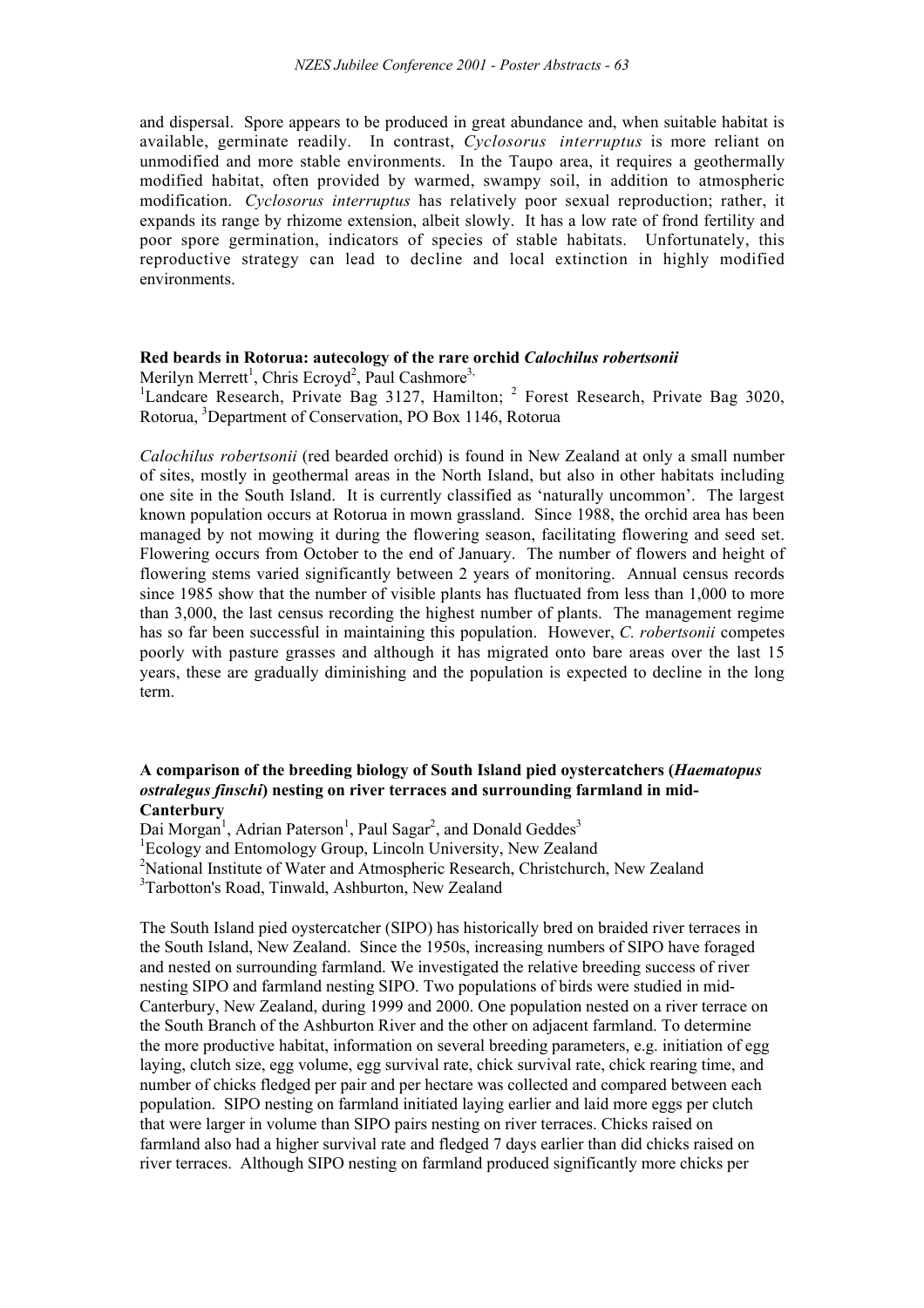and dispersal. Spore appears to be produced in great abundance and, when suitable habitat is available, germinate readily. In contrast, *Cyclosorus interruptus* is more reliant on unmodified and more stable environments. In the Taupo area, it requires a geothermally modified habitat, often provided by warmed, swampy soil, in addition to atmospheric modification. *Cyclosorus interruptus* has relatively poor sexual reproduction; rather, it expands its range by rhizome extension, albeit slowly. It has a low rate of frond fertility and poor spore germination, indicators of species of stable habitats. Unfortunately, this reproductive strategy can lead to decline and local extinction in highly modified environments.

**Red beards in Rotorua: autecology of the rare orchid *Calochilus robertsonii***

Merilyn Merrett[1], Chris Ecroyd[2], Paul Cashmore[3]

[1]Landcare Research, Private Bag 3127, Hamilton; [2] Forest Research, Private Bag 3020, Rotorua, [3]Department of Conservation, PO Box 1146, Rotorua

*Calochilus robertsonii* (red bearded orchid) is found in New Zealand at only a small number of sites, mostly in geothermal areas in the North Island, but also in other habitats including one site in the South Island. It is currently classified as 'naturally uncommon'. The largest known population occurs at Rotorua in mown grassland. Since 1988, the orchid area has been managed by not mowing it during the flowering season, facilitating flowering and seed set. Flowering occurs from October to the end of January. The number of flowers and height of flowering stems varied significantly between 2 years of monitoring. Annual census records since 1985 show that the number of visible plants has fluctuated from less than 1,000 to more than 3,000, the last census recording the highest number of plants. The management regime has so far been successful in maintaining this population. However, *C. robertsonii* competes poorly with pasture grasses and although it has migrated onto bare areas over the last 15 years, these are gradually diminishing and the population is expected to decline in the long term.

**A comparison of the breeding biology of South Island pied oystercatchers (*Haematopus ostralegus finschi*) nesting on river terraces and surrounding farmland in mid-Canterbury**

Dai Morgan[1], Adrian Paterson[1], Paul Sagar[2], and Donald Geddes[3]

[1]Ecology and Entomology Group, Lincoln University, New Zealand

[2]National Institute of Water and Atmospheric Research, Christchurch, New Zealand

[3]Tarbotton's Road, Tinwald, Ashburton, New Zealand

The South Island pied oystercatcher (SIPO) has historically bred on braided river terraces in the South Island, New Zealand. Since the 1950s, increasing numbers of SIPO have foraged and nested on surrounding farmland. We investigated the relative breeding success of river nesting SIPO and farmland nesting SIPO. Two populations of birds were studied in mid-Canterbury, New Zealand, during 1999 and 2000. One population nested on a river terrace on the South Branch of the Ashburton River and the other on adjacent farmland. To determine the more productive habitat, information on several breeding parameters, e.g. initiation of egg laying, clutch size, egg volume, egg survival rate, chick survival rate, chick rearing time, and number of chicks fledged per pair and per hectare was collected and compared between each population. SIPO nesting on farmland initiated laying earlier and laid more eggs per clutch that were larger in volume than SIPO pairs nesting on river terraces. Chicks raised on farmland also had a higher survival rate and fledged 7 days earlier than did chicks raised on river terraces. Although SIPO nesting on farmland produced significantly more chicks per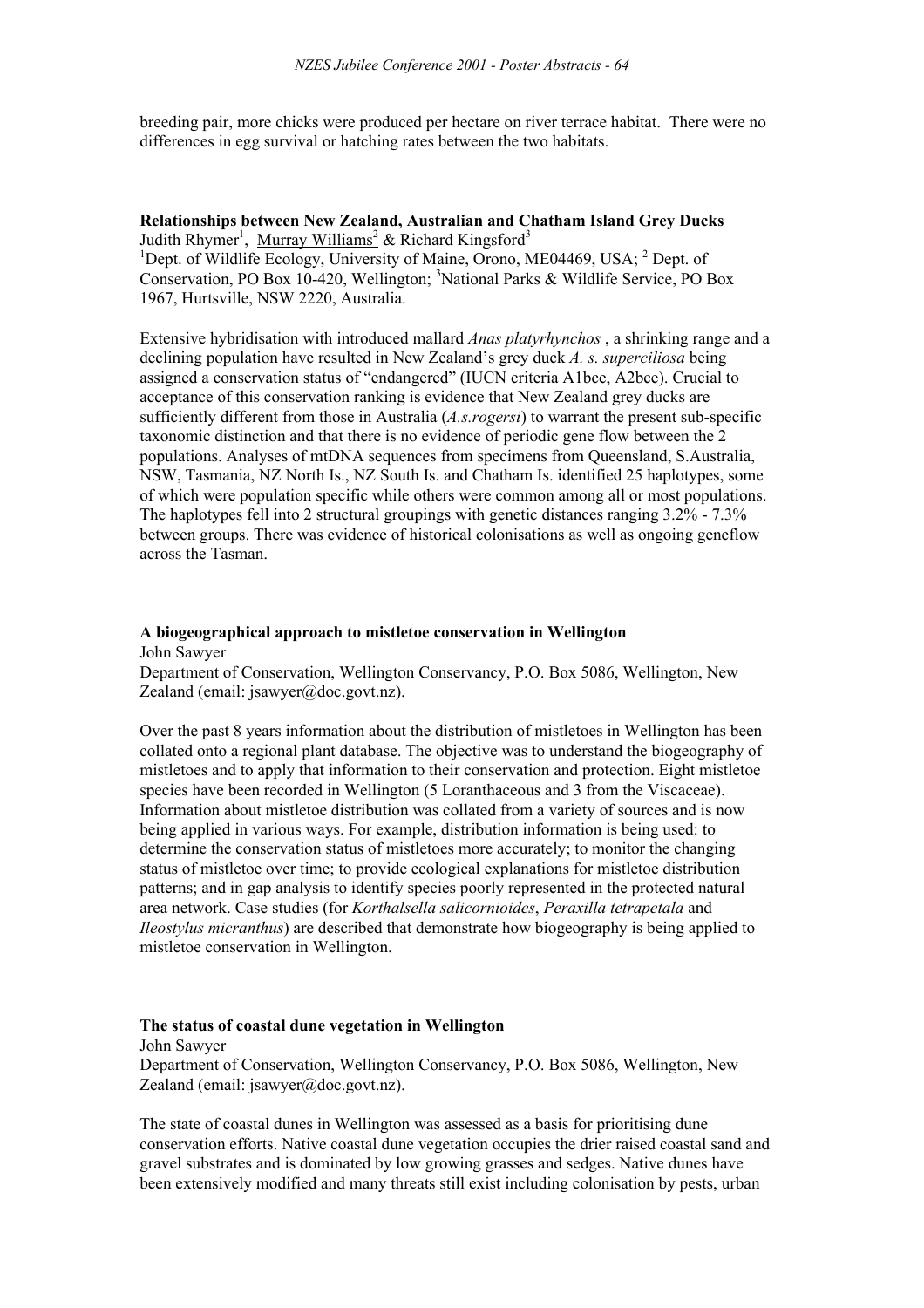breeding pair, more chicks were produced per hectare on river terrace habitat. There were no differences in egg survival or hatching rates between the two habitats.

**Relationships between New Zealand, Australian and Chatham Island Grey Ducks**

Judith Rhymer[1], Murray Williams[2] & Richard Kingsford[3]

[1]Dept. of Wildlife Ecology, University of Maine, Orono, ME04469, USA; [2] Dept. of Conservation, PO Box 10-420, Wellington; [3]National Parks & Wildlife Service, PO Box 1967, Hurtsville, NSW 2220, Australia.

Extensive hybridisation with introduced mallard *Anas platyrhynchos* , a shrinking range and a declining population have resulted in New Zealand's grey duck *A. s. superciliosa* being assigned a conservation status of "endangered" (IUCN criteria A1bce, A2bce). Crucial to acceptance of this conservation ranking is evidence that New Zealand grey ducks are sufficiently different from those in Australia (*A.s.rogersi*) to warrant the present sub-specific taxonomic distinction and that there is no evidence of periodic gene flow between the 2 populations. Analyses of mtDNA sequences from specimens from Queensland, S.Australia, NSW, Tasmania, NZ North Is., NZ South Is. and Chatham Is. identified 25 haplotypes, some of which were population specific while others were common among all or most populations. The haplotypes fell into 2 structural groupings with genetic distances ranging 3.2% - 7.3% between groups. There was evidence of historical colonisations as well as ongoing geneflow across the Tasman.

**A biogeographical approach to mistletoe conservation in Wellington**

John Sawyer

Department of Conservation, Wellington Conservancy, P.O. Box 5086, Wellington, New Zealand (email: jsawyer@doc.govt.nz).

Over the past 8 years information about the distribution of mistletoes in Wellington has been collated onto a regional plant database. The objective was to understand the biogeography of mistletoes and to apply that information to their conservation and protection. Eight mistletoe species have been recorded in Wellington (5 Loranthaceous and 3 from the Viscaceae). Information about mistletoe distribution was collated from a variety of sources and is now being applied in various ways. For example, distribution information is being used: to determine the conservation status of mistletoes more accurately; to monitor the changing status of mistletoe over time; to provide ecological explanations for mistletoe distribution patterns; and in gap analysis to identify species poorly represented in the protected natural area network. Case studies (for *Korthalsella salicornioides*, *Peraxilla tetrapetala* and *Ileostylus micranthus*) are described that demonstrate how biogeography is being applied to mistletoe conservation in Wellington.

**The status of coastal dune vegetation in Wellington**

John Sawyer

Department of Conservation, Wellington Conservancy, P.O. Box 5086, Wellington, New Zealand (email: jsawyer@doc.govt.nz).

The state of coastal dunes in Wellington was assessed as a basis for prioritising dune conservation efforts. Native coastal dune vegetation occupies the drier raised coastal sand and gravel substrates and is dominated by low growing grasses and sedges. Native dunes have been extensively modified and many threats still exist including colonisation by pests, urban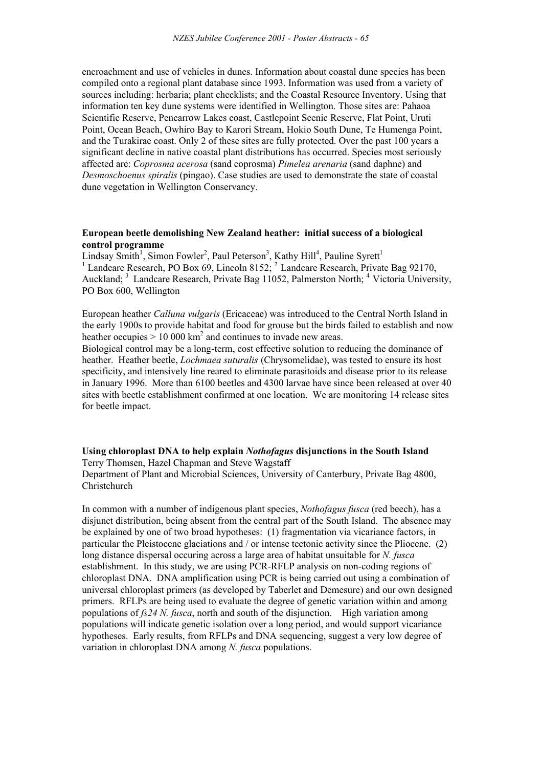encroachment and use of vehicles in dunes. Information about coastal dune species has been compiled onto a regional plant database since 1993. Information was used from a variety of sources including: herbaria; plant checklists; and the Coastal Resource Inventory. Using that information ten key dune systems were identified in Wellington. Those sites are: Pahaoa Scientific Reserve, Pencarrow Lakes coast, Castlepoint Scenic Reserve, Flat Point, Uruti Point, Ocean Beach, Owhiro Bay to Karori Stream, Hokio South Dune, Te Humenga Point, and the Turakirae coast. Only 2 of these sites are fully protected. Over the past 100 years a significant decline in native coastal plant distributions has occurred. Species most seriously affected are: *Coprosma acerosa* (sand coprosma) *Pimelea arenaria* (sand daphne) and *Desmoschoenus spiralis* (pingao). Case studies are used to demonstrate the state of coastal dune vegetation in Wellington Conservancy.

**European beetle demolishing New Zealand heather: initial success of a biological control programme**

Lindsay Smith[1], Simon Fowler[2], Paul Peterson[3], Kathy Hill[4], Pauline Syrett[1]

[1] Landcare Research, PO Box 69, Lincoln 8152; [2] Landcare Research, Private Bag 92170, Auckland; [3] Landcare Research, Private Bag 11052, Palmerston North; [4] Victoria University, PO Box 600, Wellington

European heather *Calluna vulgaris* (Ericaceae) was introduced to the Central North Island in the early 1900s to provide habitat and food for grouse but the birds failed to establish and now heather occupies > 10 000 km$^2$ and continues to invade new areas.

Biological control may be a long-term, cost effective solution to reducing the dominance of heather. Heather beetle, *Lochmaea suturalis* (Chrysomelidae), was tested to ensure its host specificity, and intensively line reared to eliminate parasitoids and disease prior to its release in January 1996. More than 6100 beetles and 4300 larvae have since been released at over 40 sites with beetle establishment confirmed at one location. We are monitoring 14 release sites for beetle impact.

**Using chloroplast DNA to help explain *Nothofagus* disjunctions in the South Island**

Terry Thomsen, Hazel Chapman and Steve Wagstaff

Department of Plant and Microbial Sciences, University of Canterbury, Private Bag 4800, Christchurch

In common with a number of indigenous plant species, *Nothofagus fusca* (red beech), has a disjunct distribution, being absent from the central part of the South Island. The absence may be explained by one of two broad hypotheses: (1) fragmentation via vicariance factors, in particular the Pleistocene glaciations and / or intense tectonic activity since the Pliocene. (2) long distance dispersal occuring across a large area of habitat unsuitable for *N. fusca* establishment. In this study, we are using PCR-RFLP analysis on non-coding regions of chloroplast DNA. DNA amplification using PCR is being carried out using a combination of universal chloroplast primers (as developed by Taberlet and Demesure) and our own designed primers. RFLPs are being used to evaluate the degree of genetic variation within and among populations of *fs24 N. fusca*, north and south of the disjunction. High variation among populations will indicate genetic isolation over a long period, and would support vicariance hypotheses. Early results, from RFLPs and DNA sequencing, suggest a very low degree of variation in chloroplast DNA among *N. fusca* populations.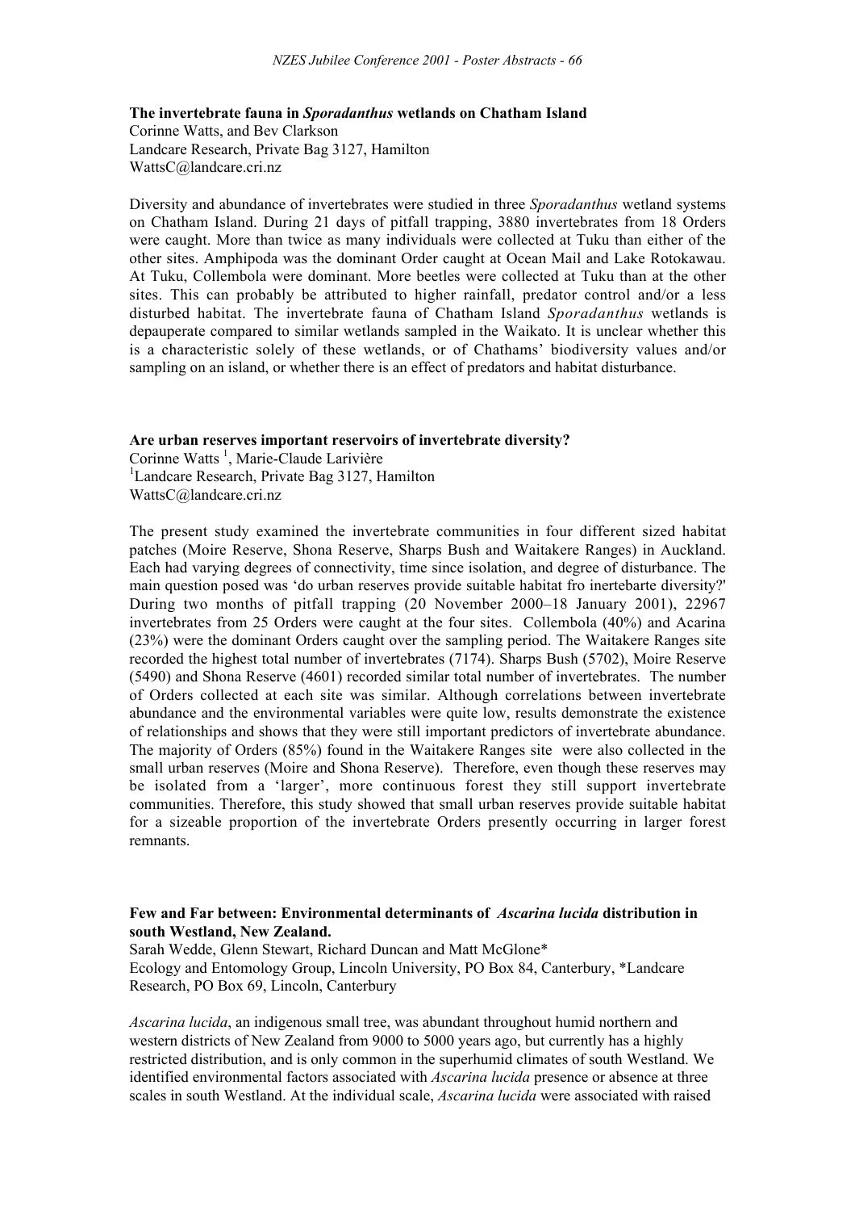**The invertebrate fauna in *Sporadanthus* wetlands on Chatham Island**
Corinne Watts, and Bev Clarkson
Landcare Research, Private Bag 3127, Hamilton
WattsC@landcare.cri.nz

Diversity and abundance of invertebrates were studied in three *Sporadanthus* wetland systems on Chatham Island. During 21 days of pitfall trapping, 3880 invertebrates from 18 Orders were caught. More than twice as many individuals were collected at Tuku than either of the other sites. Amphipoda was the dominant Order caught at Ocean Mail and Lake Rotokawau. At Tuku, Collembola were dominant. More beetles were collected at Tuku than at the other sites. This can probably be attributed to higher rainfall, predator control and/or a less disturbed habitat. The invertebrate fauna of Chatham Island *Sporadanthus* wetlands is depauperate compared to similar wetlands sampled in the Waikato. It is unclear whether this is a characteristic solely of these wetlands, or of Chathams' biodiversity values and/or sampling on an island, or whether there is an effect of predators and habitat disturbance.

**Are urban reserves important reservoirs of invertebrate diversity?**
Corinne Watts [1], Marie-Claude Larivière
[1]Landcare Research, Private Bag 3127, Hamilton
WattsC@landcare.cri.nz

The present study examined the invertebrate communities in four different sized habitat patches (Moire Reserve, Shona Reserve, Sharps Bush and Waitakere Ranges) in Auckland. Each had varying degrees of connectivity, time since isolation, and degree of disturbance. The main question posed was 'do urban reserves provide suitable habitat fro inertebarte diversity?' During two months of pitfall trapping (20 November 2000–18 January 2001), 22967 invertebrates from 25 Orders were caught at the four sites. Collembola (40%) and Acarina (23%) were the dominant Orders caught over the sampling period. The Waitakere Ranges site recorded the highest total number of invertebrates (7174). Sharps Bush (5702), Moire Reserve (5490) and Shona Reserve (4601) recorded similar total number of invertebrates. The number of Orders collected at each site was similar. Although correlations between invertebrate abundance and the environmental variables were quite low, results demonstrate the existence of relationships and shows that they were still important predictors of invertebrate abundance. The majority of Orders (85%) found in the Waitakere Ranges site were also collected in the small urban reserves (Moire and Shona Reserve). Therefore, even though these reserves may be isolated from a 'larger', more continuous forest they still support invertebrate communities. Therefore, this study showed that small urban reserves provide suitable habitat for a sizeable proportion of the invertebrate Orders presently occurring in larger forest remnants.

**Few and Far between: Environmental determinants of *Ascarina lucida* distribution in south Westland, New Zealand.**
Sarah Wedde, Glenn Stewart, Richard Duncan and Matt McGlone*
Ecology and Entomology Group, Lincoln University, PO Box 84, Canterbury, *Landcare Research, PO Box 69, Lincoln, Canterbury

*Ascarina lucida*, an indigenous small tree, was abundant throughout humid northern and western districts of New Zealand from 9000 to 5000 years ago, but currently has a highly restricted distribution, and is only common in the superhumid climates of south Westland. We identified environmental factors associated with *Ascarina lucida* presence or absence at three scales in south Westland. At the individual scale, *Ascarina lucida* were associated with raised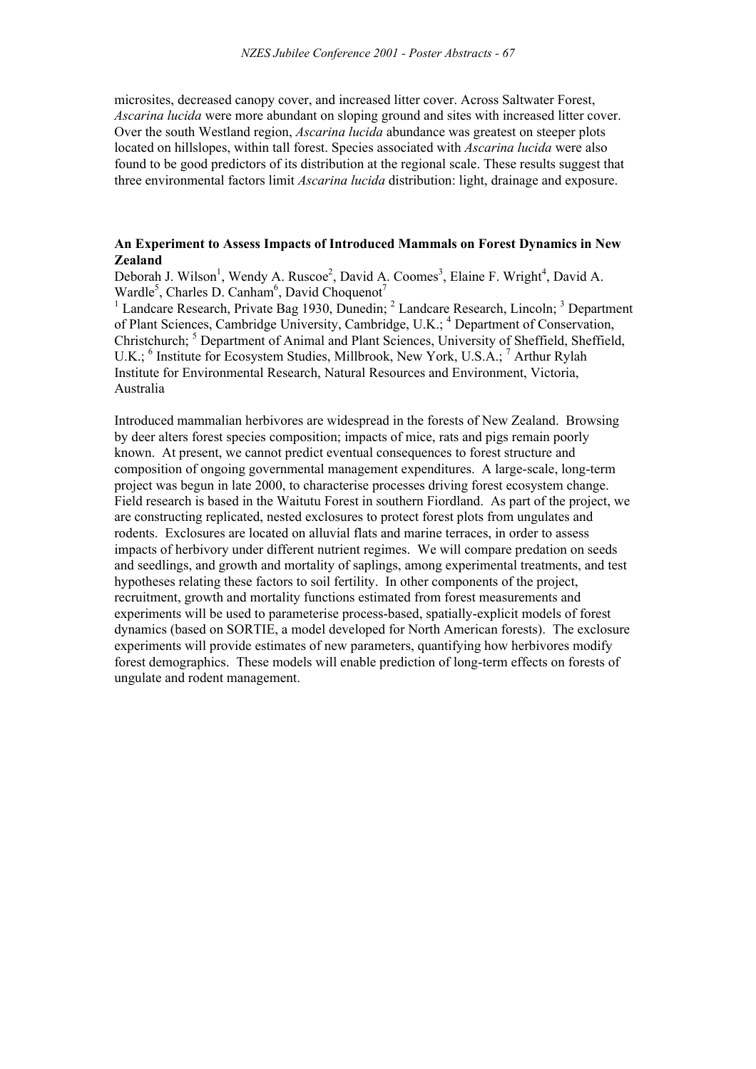microsites, decreased canopy cover, and increased litter cover. Across Saltwater Forest, *Ascarina lucida* were more abundant on sloping ground and sites with increased litter cover. Over the south Westland region, *Ascarina lucida* abundance was greatest on steeper plots located on hillslopes, within tall forest. Species associated with *Ascarina lucida* were also found to be good predictors of its distribution at the regional scale. These results suggest that three environmental factors limit *Ascarina lucida* distribution: light, drainage and exposure.

**An Experiment to Assess Impacts of Introduced Mammals on Forest Dynamics in New Zealand**

Deborah J. Wilson[1], Wendy A. Ruscoe[2], David A. Coomes[3], Elaine F. Wright[4], David A. Wardle[5], Charles D. Canham[6], David Choquenot[7]

[1] Landcare Research, Private Bag 1930, Dunedin; [2] Landcare Research, Lincoln; [3] Department of Plant Sciences, Cambridge University, Cambridge, U.K.; [4] Department of Conservation, Christchurch; [5] Department of Animal and Plant Sciences, University of Sheffield, Sheffield, U.K.; [6] Institute for Ecosystem Studies, Millbrook, New York, U.S.A.; [7] Arthur Rylah Institute for Environmental Research, Natural Resources and Environment, Victoria, Australia

Introduced mammalian herbivores are widespread in the forests of New Zealand. Browsing by deer alters forest species composition; impacts of mice, rats and pigs remain poorly known. At present, we cannot predict eventual consequences to forest structure and composition of ongoing governmental management expenditures. A large-scale, long-term project was begun in late 2000, to characterise processes driving forest ecosystem change. Field research is based in the Waitutu Forest in southern Fiordland. As part of the project, we are constructing replicated, nested exclosures to protect forest plots from ungulates and rodents. Exclosures are located on alluvial flats and marine terraces, in order to assess impacts of herbivory under different nutrient regimes. We will compare predation on seeds and seedlings, and growth and mortality of saplings, among experimental treatments, and test hypotheses relating these factors to soil fertility. In other components of the project, recruitment, growth and mortality functions estimated from forest measurements and experiments will be used to parameterise process-based, spatially-explicit models of forest dynamics (based on SORTIE, a model developed for North American forests). The exclosure experiments will provide estimates of new parameters, quantifying how herbivores modify forest demographics. These models will enable prediction of long-term effects on forests of ungulate and rodent management.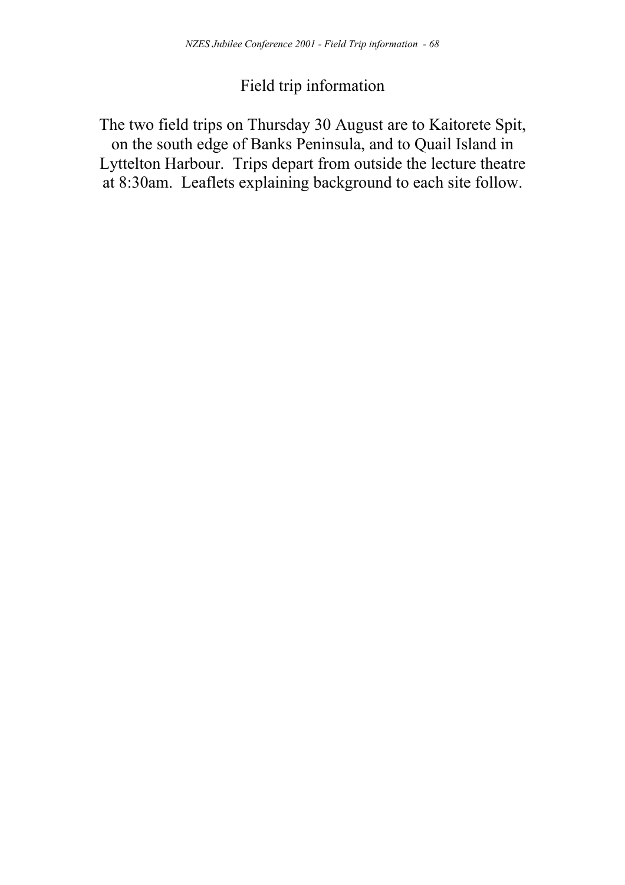# Field trip information

The two field trips on Thursday 30 August are to Kaitorete Spit, on the south edge of Banks Peninsula, and to Quail Island in Lyttelton Harbour. Trips depart from outside the lecture theatre at 8:30am. Leaflets explaining background to each site follow.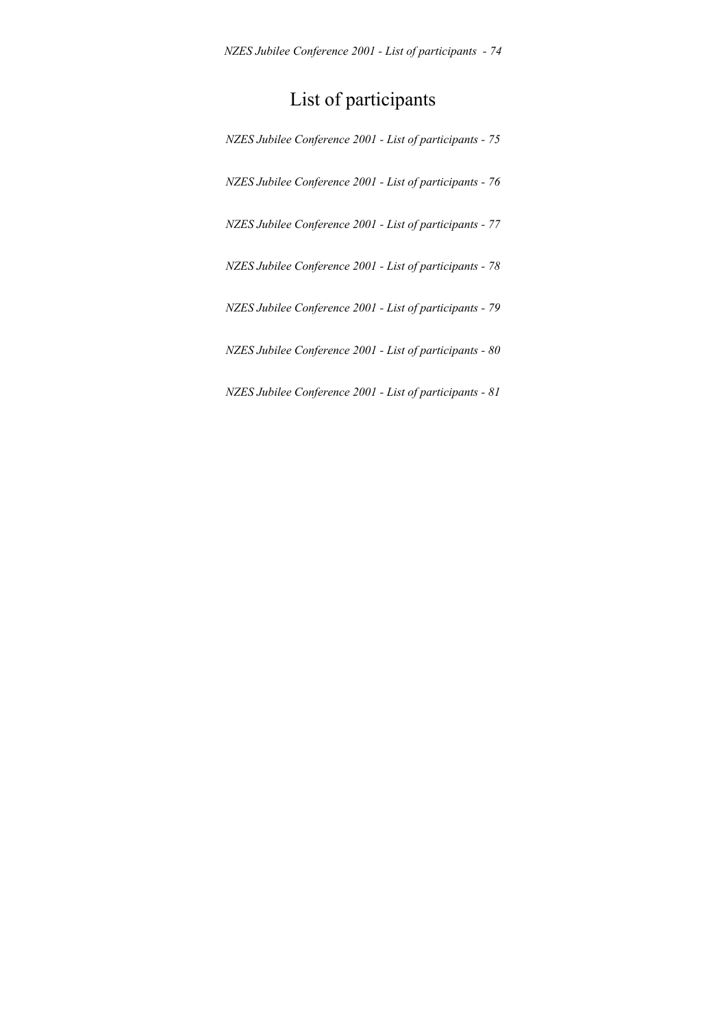# List of participants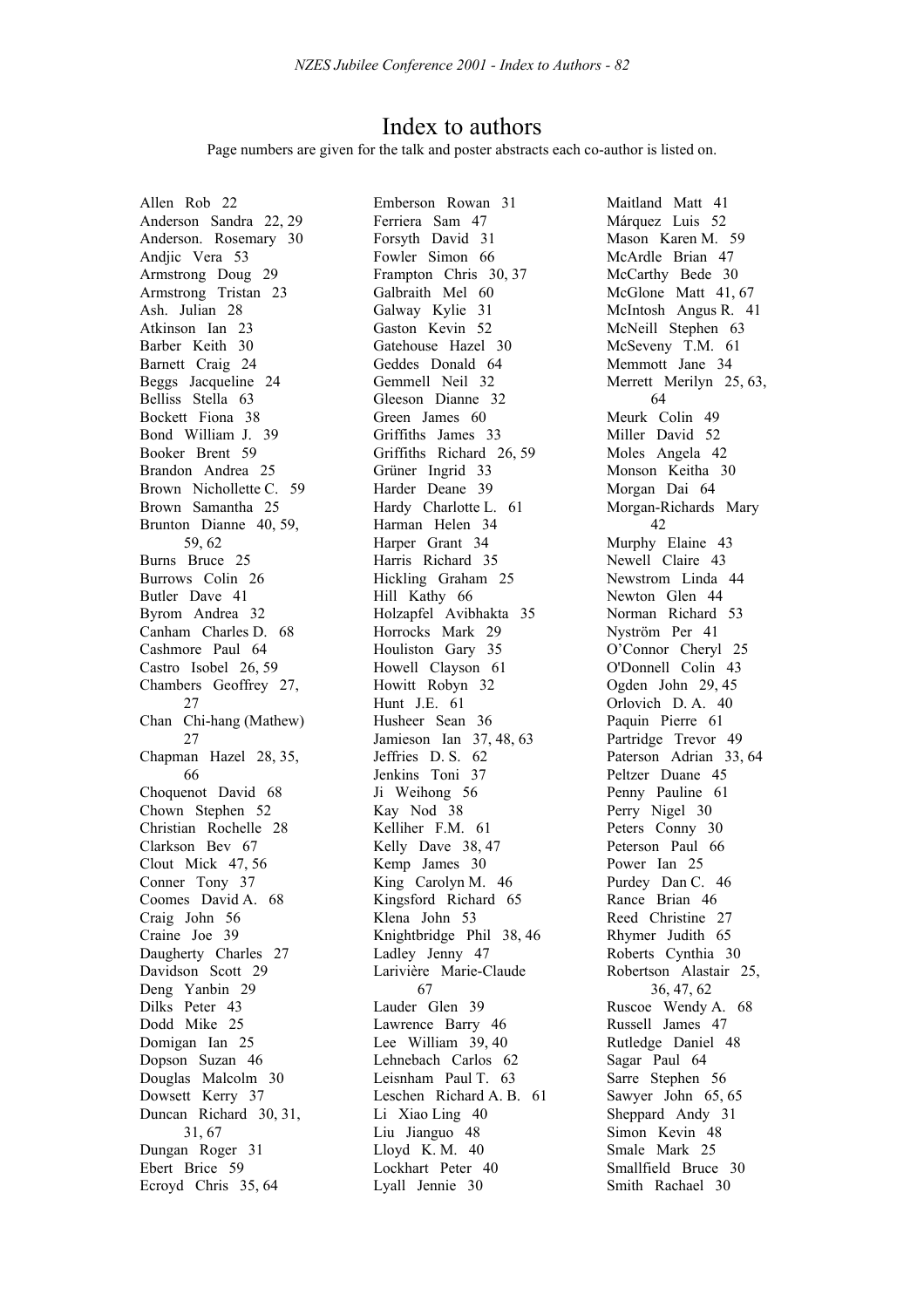# Index to authors

Page numbers are given for the talk and poster abstracts each co-author is listed on.

Allen Rob 22
Anderson Sandra 22, 29
Anderson. Rosemary 30
Andjic Vera 53
Armstrong Doug 29
Armstrong Tristan 23
Ash. Julian 28
Atkinson Ian 23
Barber Keith 30
Barnett Craig 24
Beggs Jacqueline 24
Belliss Stella 63
Bockett Fiona 38
Bond William J. 39
Booker Brent 59
Brandon Andrea 25
Brown Nichollette C. 59
Brown Samantha 25
Brunton Dianne 40, 59, 59, 62
Burns Bruce 25
Burrows Colin 26
Butler Dave 41
Byrom Andrea 32
Canham Charles D. 68
Cashmore Paul 64
Castro Isobel 26, 59
Chambers Geoffrey 27, 27
Chan Chi-hang (Mathew) 27
Chapman Hazel 28, 35, 66
Choquenot David 68
Chown Stephen 52
Christian Rochelle 28
Clarkson Bev 67
Clout Mick 47, 56
Conner Tony 37
Coomes David A. 68
Craig John 56
Craine Joe 39
Daugherty Charles 27
Davidson Scott 29
Deng Yanbin 29
Dilks Peter 43
Dodd Mike 25
Domigan Ian 25
Dopson Suzan 46
Douglas Malcolm 30
Dowsett Kerry 37
Duncan Richard 30, 31, 31, 67
Dungan Roger 31
Ebert Brice 59
Ecroyd Chris 35, 64
Emberson Rowan 31
Ferriera Sam 47
Forsyth David 31
Fowler Simon 66
Frampton Chris 30, 37
Galbraith Mel 60
Galway Kylie 31
Gaston Kevin 52
Gatehouse Hazel 30
Geddes Donald 64
Gemmell Neil 32
Gleeson Dianne 32
Green James 60
Griffiths James 33
Griffiths Richard 26, 59
Grüner Ingrid 33
Harder Deane 39
Hardy Charlotte L. 61
Harman Helen 34
Harper Grant 34
Harris Richard 35
Hickling Graham 25
Hill Kathy 66
Holzapfel Avibhakta 35
Horrocks Mark 29
Houliston Gary 35
Howell Clayson 61
Howitt Robyn 32
Hunt J.E. 61
Husheer Sean 36
Jamieson Ian 37, 48, 63
Jeffries D. S. 62
Jenkins Toni 37
Ji Weihong 56
Kay Nod 38
Kelliher F.M. 61
Kelly Dave 38, 47
Kemp James 30
King Carolyn M. 46
Kingsford Richard 65
Klena John 53
Knightbridge Phil 38, 46
Ladley Jenny 47
Larivière Marie-Claude 67
Lauder Glen 39
Lawrence Barry 46
Lee William 39, 40
Lehnebach Carlos 62
Leisnham Paul T. 63
Leschen Richard A. B. 61
Li Xiao Ling 40
Liu Jianguo 48
Lloyd K. M. 40
Lockhart Peter 40
Lyall Jennie 30
Maitland Matt 41
Márquez Luis 52
Mason Karen M. 59
McArdle Brian 47
McCarthy Bede 30
McGlone Matt 41, 67
McIntosh Angus R. 41
McNeill Stephen 63
McSeveny T.M. 61
Memmott Jane 34
Merrett Merilyn 25, 63, 64
Meurk Colin 49
Miller David 52
Moles Angela 42
Monson Keitha 30
Morgan Dai 64
Morgan-Richards Mary 42
Murphy Elaine 43
Newell Claire 43
Newstrom Linda 44
Newton Glen 44
Norman Richard 53
Nyström Per 41
O'Connor Cheryl 25
O'Donnell Colin 43
Ogden John 29, 45
Orlovich D. A. 40
Paquin Pierre 61
Partridge Trevor 49
Paterson Adrian 33, 64
Peltzer Duane 45
Penny Pauline 61
Perry Nigel 30
Peters Conny 30
Peterson Paul 66
Power Ian 25
Purdey Dan C. 46
Rance Brian 46
Reed Christine 27
Rhymer Judith 65
Roberts Cynthia 30
Robertson Alastair 25, 36, 47, 62
Ruscoe Wendy A. 68
Russell James 47
Rutledge Daniel 48
Sagar Paul 64
Sarre Stephen 56
Sawyer John 65, 65
Sheppard Andy 31
Simon Kevin 48
Smale Mark 25
Smallfield Bruce 30
Smith Rachael 30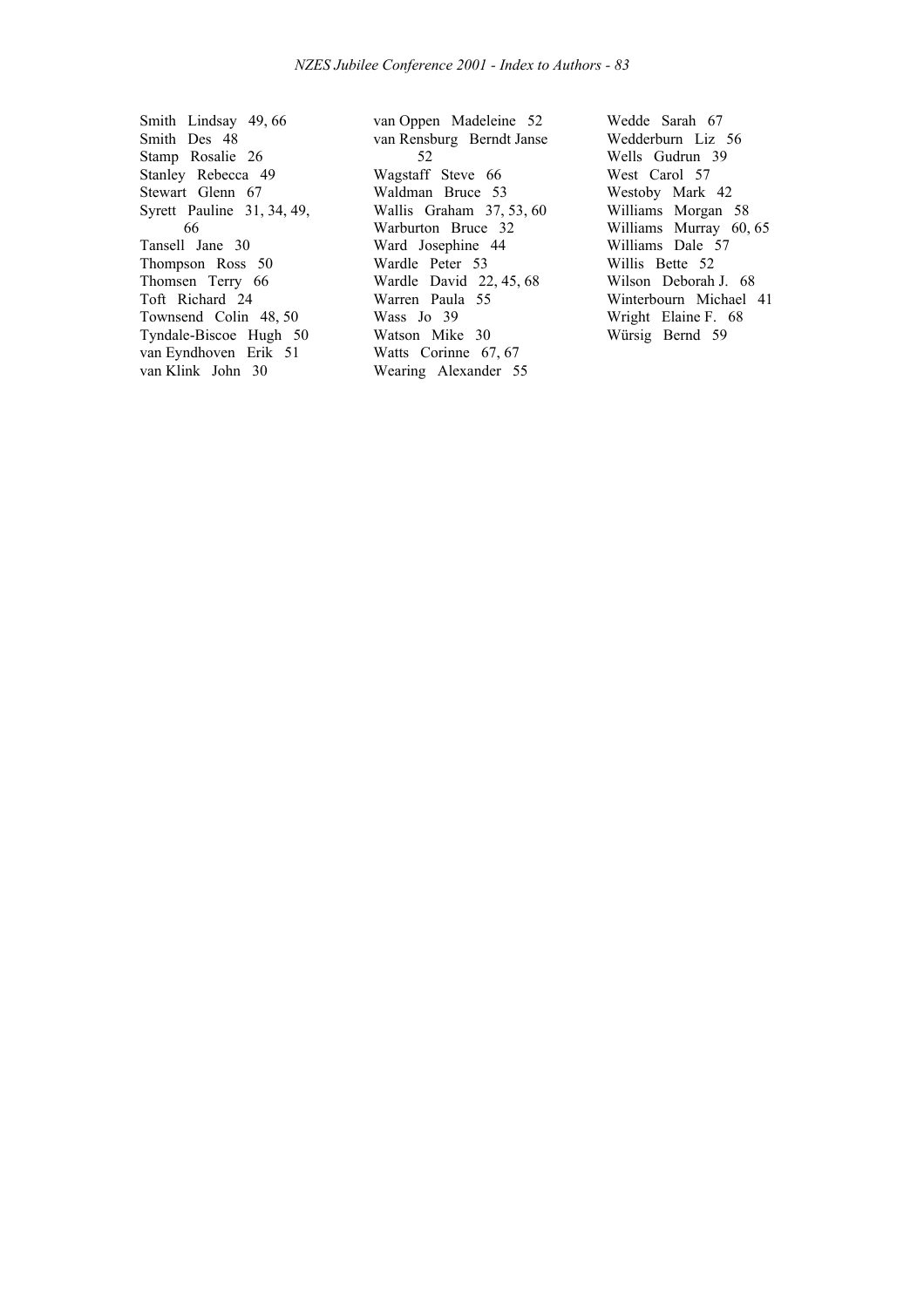Smith Lindsay 49, 66
Smith Des 48
Stamp Rosalie 26
Stanley Rebecca 49
Stewart Glenn 67
Syrett Pauline 31, 34, 49, 66
Tansell Jane 30
Thompson Ross 50
Thomsen Terry 66
Toft Richard 24
Townsend Colin 48, 50
Tyndale-Biscoe Hugh 50
van Eyndhoven Erik 51
van Klink John 30
van Oppen Madeleine 52
van Rensburg Berndt Janse 52
Wagstaff Steve 66
Waldman Bruce 53
Wallis Graham 37, 53, 60
Warburton Bruce 32
Ward Josephine 44
Wardle Peter 53
Wardle David 22, 45, 68
Warren Paula 55
Wass Jo 39
Watson Mike 30
Watts Corinne 67, 67
Wearing Alexander 55
Wedde Sarah 67
Wedderburn Liz 56
Wells Gudrun 39
West Carol 57
Westoby Mark 42
Williams Morgan 58
Williams Murray 60, 65
Williams Dale 57
Willis Bette 52
Wilson Deborah J. 68
Winterbourn Michael 41
Wright Elaine F. 68
Würsig Bernd 59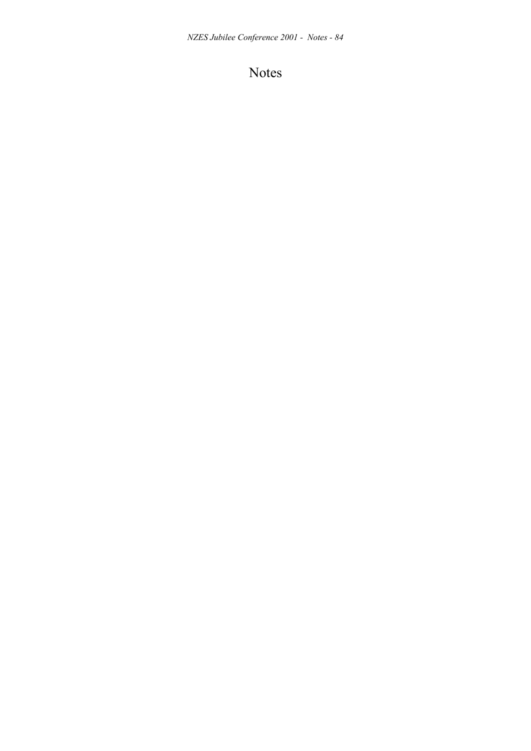# Notes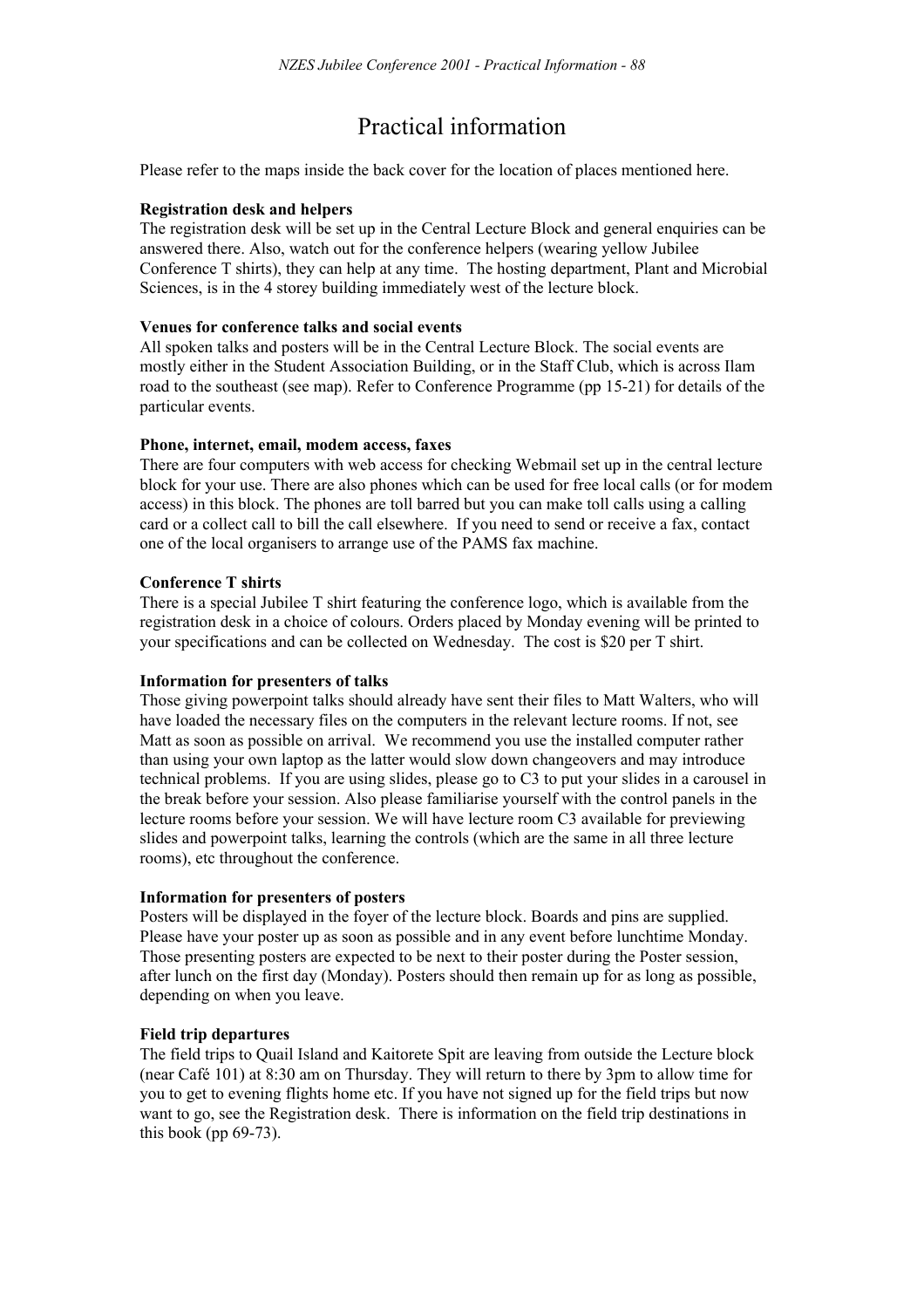# Practical information

Please refer to the maps inside the back cover for the location of places mentioned here.

**Registration desk and helpers**
The registration desk will be set up in the Central Lecture Block and general enquiries can be answered there. Also, watch out for the conference helpers (wearing yellow Jubilee Conference T shirts), they can help at any time. The hosting department, Plant and Microbial Sciences, is in the 4 storey building immediately west of the lecture block.

**Venues for conference talks and social events**
All spoken talks and posters will be in the Central Lecture Block. The social events are mostly either in the Student Association Building, or in the Staff Club, which is across Ilam road to the southeast (see map). Refer to Conference Programme (pp 15-21) for details of the particular events.

**Phone, internet, email, modem access, faxes**
There are four computers with web access for checking Webmail set up in the central lecture block for your use. There are also phones which can be used for free local calls (or for modem access) in this block. The phones are toll barred but you can make toll calls using a calling card or a collect call to bill the call elsewhere. If you need to send or receive a fax, contact one of the local organisers to arrange use of the PAMS fax machine.

**Conference T shirts**
There is a special Jubilee T shirt featuring the conference logo, which is available from the registration desk in a choice of colours. Orders placed by Monday evening will be printed to your specifications and can be collected on Wednesday. The cost is $20 per T shirt.

**Information for presenters of talks**
Those giving powerpoint talks should already have sent their files to Matt Walters, who will have loaded the necessary files on the computers in the relevant lecture rooms. If not, see Matt as soon as possible on arrival. We recommend you use the installed computer rather than using your own laptop as the latter would slow down changeovers and may introduce technical problems. If you are using slides, please go to C3 to put your slides in a carousel in the break before your session. Also please familiarise yourself with the control panels in the lecture rooms before your session. We will have lecture room C3 available for previewing slides and powerpoint talks, learning the controls (which are the same in all three lecture rooms), etc throughout the conference.

**Information for presenters of posters**
Posters will be displayed in the foyer of the lecture block. Boards and pins are supplied. Please have your poster up as soon as possible and in any event before lunchtime Monday. Those presenting posters are expected to be next to their poster during the Poster session, after lunch on the first day (Monday). Posters should then remain up for as long as possible, depending on when you leave.

**Field trip departures**
The field trips to Quail Island and Kaitorete Spit are leaving from outside the Lecture block (near Café 101) at 8:30 am on Thursday. They will return to there by 3pm to allow time for you to get to evening flights home etc. If you have not signed up for the field trips but now want to go, see the Registration desk. There is information on the field trip destinations in this book (pp 69-73).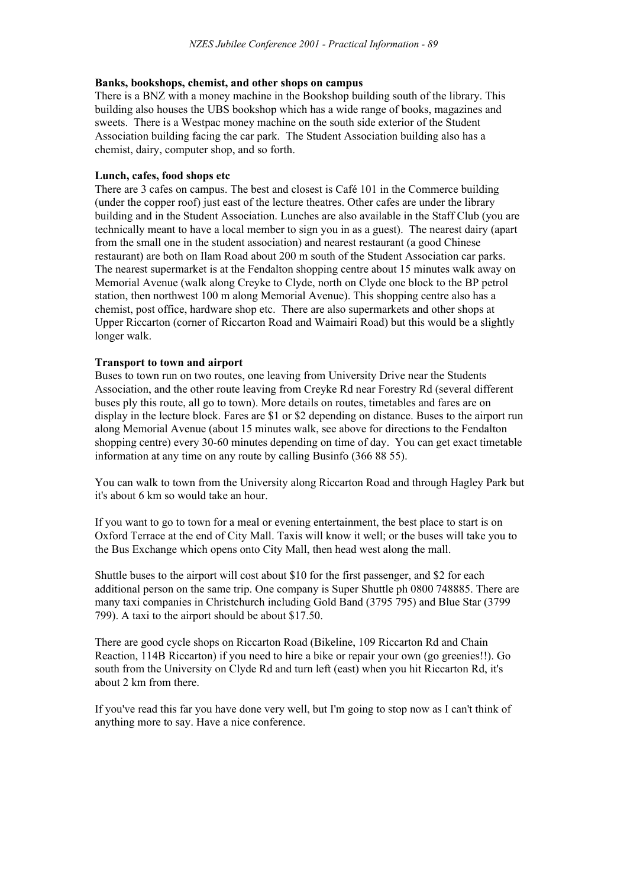**Banks, bookshops, chemist, and other shops on campus**
There is a BNZ with a money machine in the Bookshop building south of the library. This building also houses the UBS bookshop which has a wide range of books, magazines and sweets. There is a Westpac money machine on the south side exterior of the Student Association building facing the car park. The Student Association building also has a chemist, dairy, computer shop, and so forth.

**Lunch, cafes, food shops etc**
There are 3 cafes on campus. The best and closest is Café 101 in the Commerce building (under the copper roof) just east of the lecture theatres. Other cafes are under the library building and in the Student Association. Lunches are also available in the Staff Club (you are technically meant to have a local member to sign you in as a guest). The nearest dairy (apart from the small one in the student association) and nearest restaurant (a good Chinese restaurant) are both on Ilam Road about 200 m south of the Student Association car parks. The nearest supermarket is at the Fendalton shopping centre about 15 minutes walk away on Memorial Avenue (walk along Creyke to Clyde, north on Clyde one block to the BP petrol station, then northwest 100 m along Memorial Avenue). This shopping centre also has a chemist, post office, hardware shop etc. There are also supermarkets and other shops at Upper Riccarton (corner of Riccarton Road and Waimairi Road) but this would be a slightly longer walk.

**Transport to town and airport**
Buses to town run on two routes, one leaving from University Drive near the Students Association, and the other route leaving from Creyke Rd near Forestry Rd (several different buses ply this route, all go to town). More details on routes, timetables and fares are on display in the lecture block. Fares are $1 or $2 depending on distance. Buses to the airport run along Memorial Avenue (about 15 minutes walk, see above for directions to the Fendalton shopping centre) every 30-60 minutes depending on time of day. You can get exact timetable information at any time on any route by calling Businfo (366 88 55).

You can walk to town from the University along Riccarton Road and through Hagley Park but it's about 6 km so would take an hour.

If you want to go to town for a meal or evening entertainment, the best place to start is on Oxford Terrace at the end of City Mall. Taxis will know it well; or the buses will take you to the Bus Exchange which opens onto City Mall, then head west along the mall.

Shuttle buses to the airport will cost about $10 for the first passenger, and $2 for each additional person on the same trip. One company is Super Shuttle ph 0800 748885. There are many taxi companies in Christchurch including Gold Band (3795 795) and Blue Star (3799 799). A taxi to the airport should be about $17.50.

There are good cycle shops on Riccarton Road (Bikeline, 109 Riccarton Rd and Chain Reaction, 114B Riccarton) if you need to hire a bike or repair your own (go greenies!!). Go south from the University on Clyde Rd and turn left (east) when you hit Riccarton Rd, it's about 2 km from there.

If you've read this far you have done very well, but I'm going to stop now as I can't think of anything more to say. Have a nice conference.